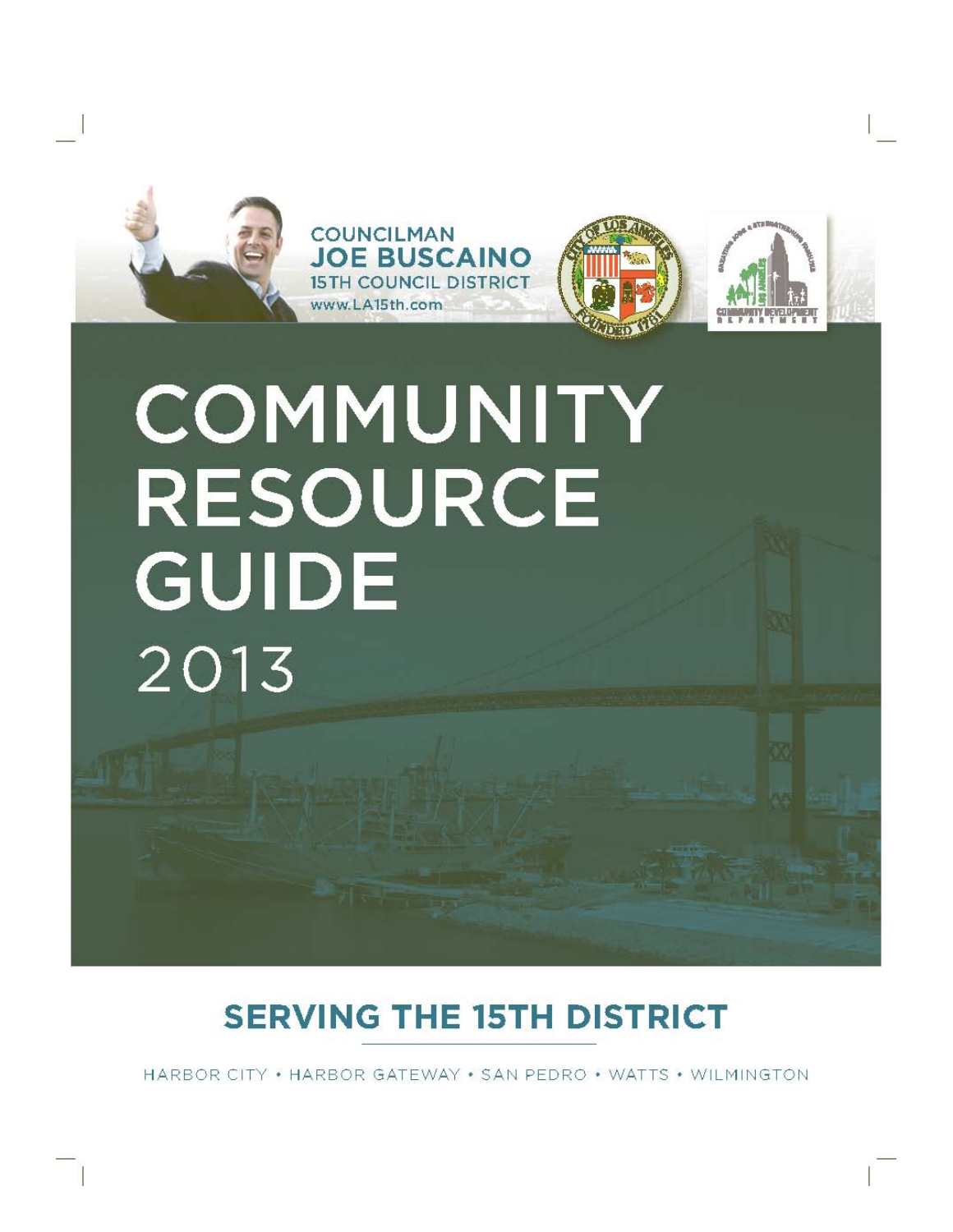COUNCILMAN
**JOE BUSCAINO**
15TH COUNCIL DISTRICT
www.LA15th.com

# COMMUNITY RESOURCE GUIDE

2013

## SERVING THE 15TH DISTRICT

HARBOR CITY • HARBOR GATEWAY • SAN PEDRO • WATTS • WILMINGTON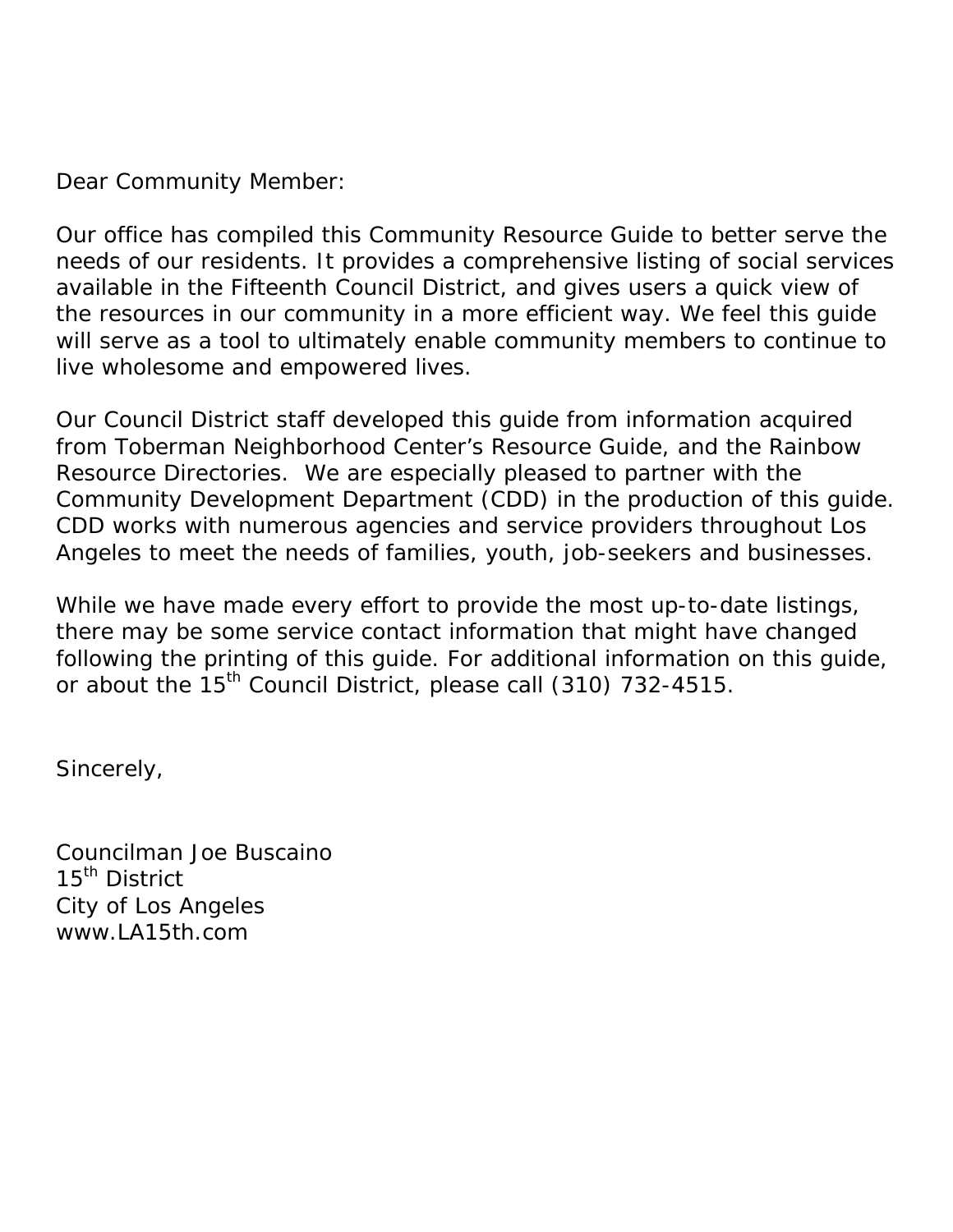Dear Community Member:

Our office has compiled this Community Resource Guide to better serve the needs of our residents. It provides a comprehensive listing of social services available in the Fifteenth Council District, and gives users a quick view of the resources in our community in a more efficient way. We feel this guide will serve as a tool to ultimately enable community members to continue to live wholesome and empowered lives.

Our Council District staff developed this guide from information acquired from Toberman Neighborhood Center's Resource Guide, and the Rainbow Resource Directories. We are especially pleased to partner with the Community Development Department (CDD) in the production of this guide. CDD works with numerous agencies and service providers throughout Los Angeles to meet the needs of families, youth, job-seekers and businesses.

While we have made every effort to provide the most up-to-date listings, there may be some service contact information that might have changed following the printing of this guide. For additional information on this guide, or about the 15th Council District, please call (310) 732-4515.

Sincerely,

Councilman Joe Buscaino
15th District
City of Los Angeles
www.LA15th.com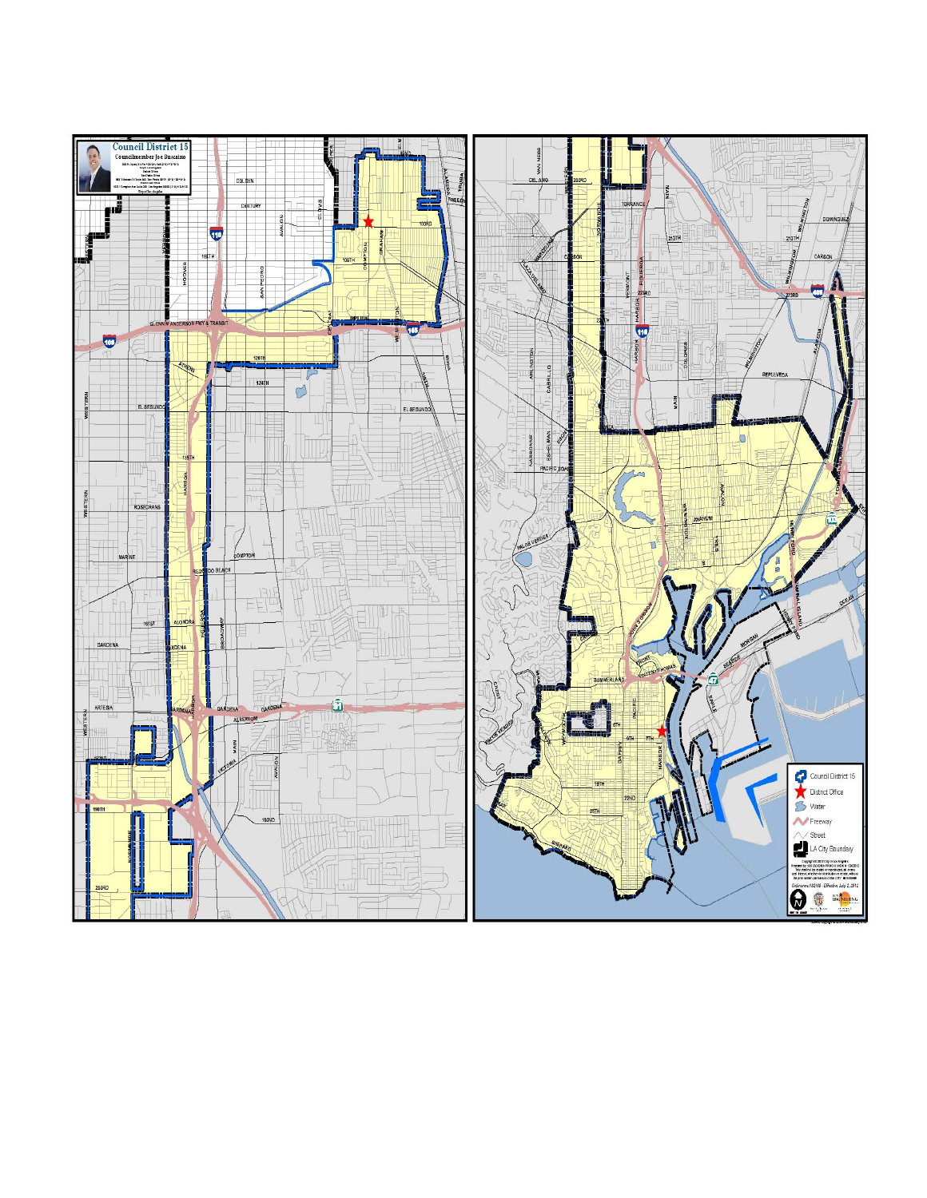**Council District 15**

**Councilmember Joe Buscaino**

Council District 15

District Office

Water

Freeway

Street

LA City Boundary

Ordinance #182158 - Effective July 2, 2012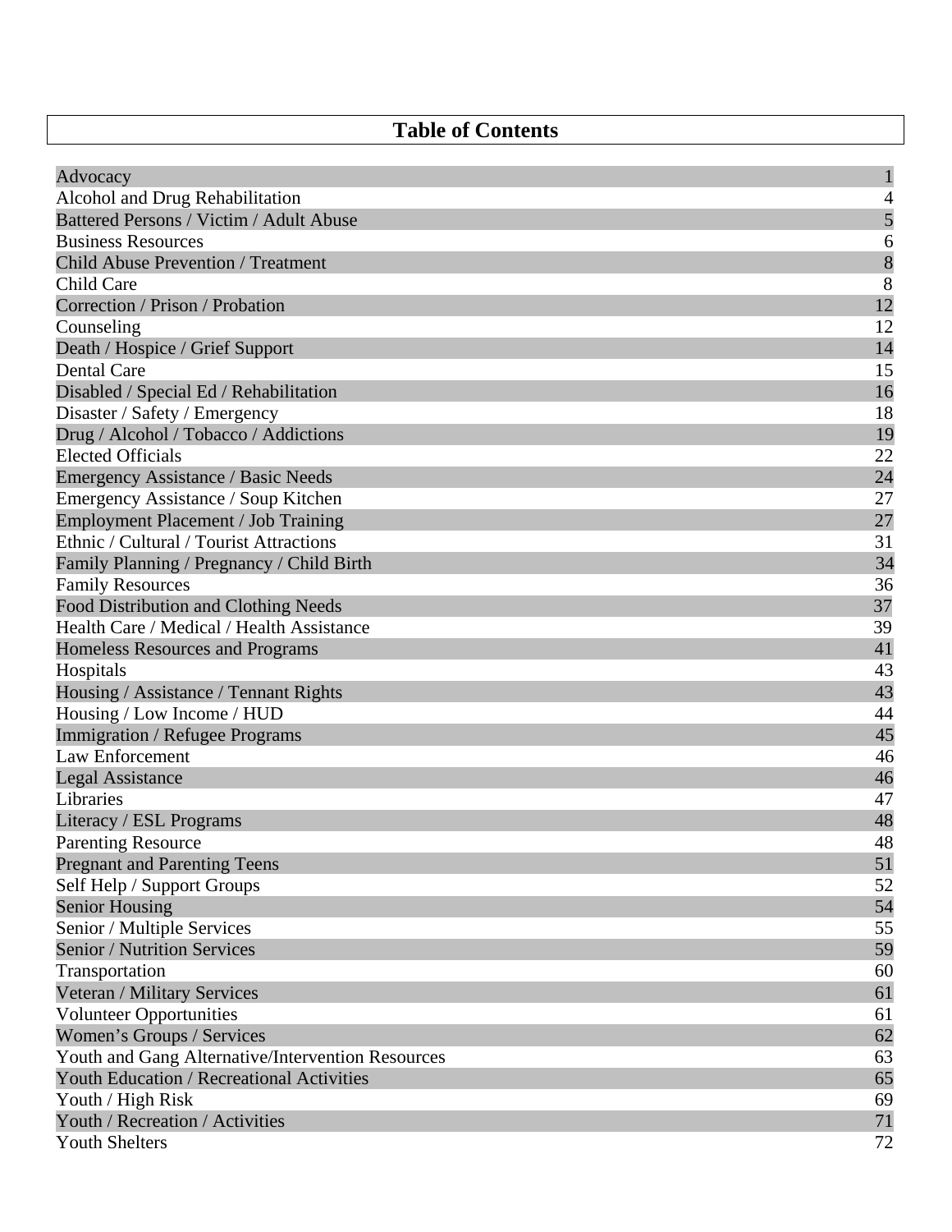# Table of Contents

| | |
|---|---|
| Advocacy | 1 |
| Alcohol and Drug Rehabilitation | 4 |
| Battered Persons / Victim / Adult Abuse | 5 |
| Business Resources | 6 |
| Child Abuse Prevention / Treatment | 8 |
| Child Care | 8 |
| Correction / Prison / Probation | 12 |
| Counseling | 12 |
| Death / Hospice / Grief Support | 14 |
| Dental Care | 15 |
| Disabled / Special Ed / Rehabilitation | 16 |
| Disaster / Safety / Emergency | 18 |
| Drug / Alcohol / Tobacco / Addictions | 19 |
| Elected Officials | 22 |
| Emergency Assistance / Basic Needs | 24 |
| Emergency Assistance / Soup Kitchen | 27 |
| Employment Placement / Job Training | 27 |
| Ethnic / Cultural / Tourist Attractions | 31 |
| Family Planning / Pregnancy / Child Birth | 34 |
| Family Resources | 36 |
| Food Distribution and Clothing Needs | 37 |
| Health Care / Medical / Health Assistance | 39 |
| Homeless Resources and Programs | 41 |
| Hospitals | 43 |
| Housing / Assistance / Tennant Rights | 43 |
| Housing / Low Income / HUD | 44 |
| Immigration / Refugee Programs | 45 |
| Law Enforcement | 46 |
| Legal Assistance | 46 |
| Libraries | 47 |
| Literacy / ESL Programs | 48 |
| Parenting Resource | 48 |
| Pregnant and Parenting Teens | 51 |
| Self Help / Support Groups | 52 |
| Senior Housing | 54 |
| Senior / Multiple Services | 55 |
| Senior / Nutrition Services | 59 |
| Transportation | 60 |
| Veteran / Military Services | 61 |
| Volunteer Opportunities | 61 |
| Women's Groups / Services | 62 |
| Youth and Gang Alternative/Intervention Resources | 63 |
| Youth Education / Recreational Activities | 65 |
| Youth / High Risk | 69 |
| Youth / Recreation / Activities | 71 |
| Youth Shelters | 72 |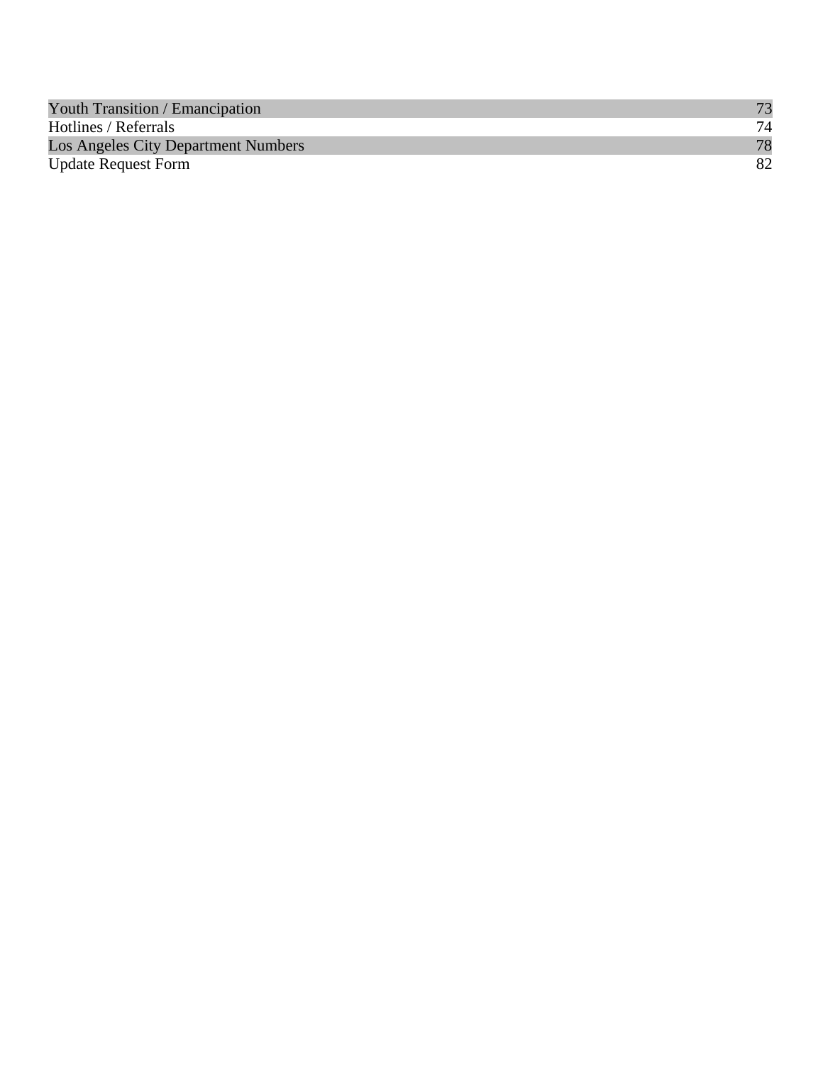| | |
|---|---|
| Youth Transition / Emancipation | 73 |
| Hotlines / Referrals | 74 |
| Los Angeles City Department Numbers | 78 |
| Update Request Form | 82 |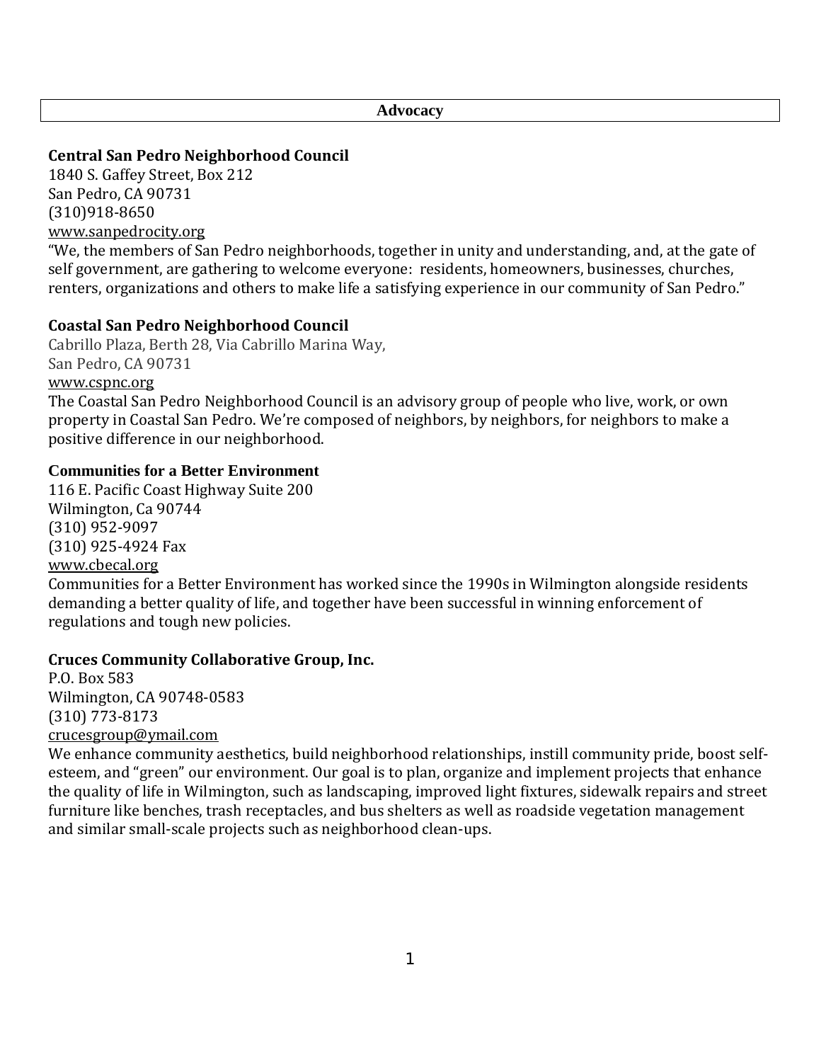## Advocacy

**Central San Pedro Neighborhood Council**
1840 S. Gaffey Street, Box 212
San Pedro, CA 90731
(310)918-8650
www.sanpedrocity.org
"We, the members of San Pedro neighborhoods, together in unity and understanding, and, at the gate of self government, are gathering to welcome everyone: residents, homeowners, businesses, churches, renters, organizations and others to make life a satisfying experience in our community of San Pedro."

**Coastal San Pedro Neighborhood Council**
Cabrillo Plaza, Berth 28, Via Cabrillo Marina Way,
San Pedro, CA 90731
www.cspnc.org
The Coastal San Pedro Neighborhood Council is an advisory group of people who live, work, or own property in Coastal San Pedro. We're composed of neighbors, by neighbors, for neighbors to make a positive difference in our neighborhood.

**Communities for a Better Environment**
116 E. Pacific Coast Highway Suite 200
Wilmington, Ca 90744
(310) 952-9097
(310) 925-4924 Fax
www.cbecal.org
Communities for a Better Environment has worked since the 1990s in Wilmington alongside residents demanding a better quality of life, and together have been successful in winning enforcement of regulations and tough new policies.

**Cruces Community Collaborative Group, Inc.**
P.O. Box 583
Wilmington, CA 90748-0583
(310) 773-8173
crucesgroup@ymail.com
We enhance community aesthetics, build neighborhood relationships, instill community pride, boost self-esteem, and "green" our environment. Our goal is to plan, organize and implement projects that enhance the quality of life in Wilmington, such as landscaping, improved light fixtures, sidewalk repairs and street furniture like benches, trash receptacles, and bus shelters as well as roadside vegetation management and similar small-scale projects such as neighborhood clean-ups.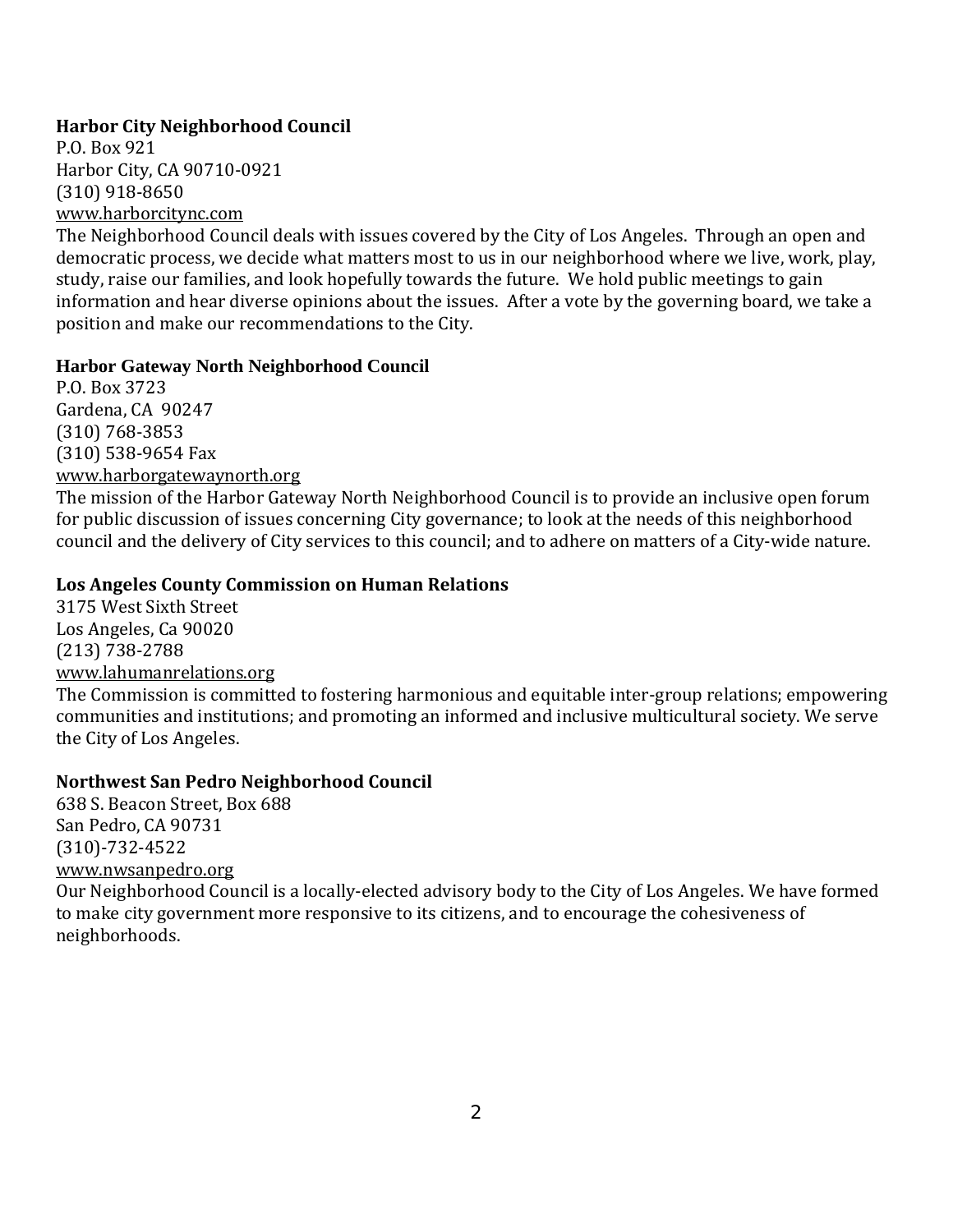**Harbor City Neighborhood Council**
P.O. Box 921
Harbor City, CA 90710-0921
(310) 918-8650
www.harborcitync.com

The Neighborhood Council deals with issues covered by the City of Los Angeles. Through an open and democratic process, we decide what matters most to us in our neighborhood where we live, work, play, study, raise our families, and look hopefully towards the future. We hold public meetings to gain information and hear diverse opinions about the issues. After a vote by the governing board, we take a position and make our recommendations to the City.

**Harbor Gateway North Neighborhood Council**
P.O. Box 3723
Gardena, CA 90247
(310) 768-3853
(310) 538-9654 Fax
www.harborgatewaynorth.org

The mission of the Harbor Gateway North Neighborhood Council is to provide an inclusive open forum for public discussion of issues concerning City governance; to look at the needs of this neighborhood council and the delivery of City services to this council; and to adhere on matters of a City-wide nature.

**Los Angeles County Commission on Human Relations**
3175 West Sixth Street
Los Angeles, Ca 90020
(213) 738-2788
www.lahumanrelations.org

The Commission is committed to fostering harmonious and equitable inter-group relations; empowering communities and institutions; and promoting an informed and inclusive multicultural society. We serve the City of Los Angeles.

**Northwest San Pedro Neighborhood Council**
638 S. Beacon Street, Box 688
San Pedro, CA 90731
(310)-732-4522
www.nwsanpedro.org

Our Neighborhood Council is a locally-elected advisory body to the City of Los Angeles. We have formed to make city government more responsive to its citizens, and to encourage the cohesiveness of neighborhoods.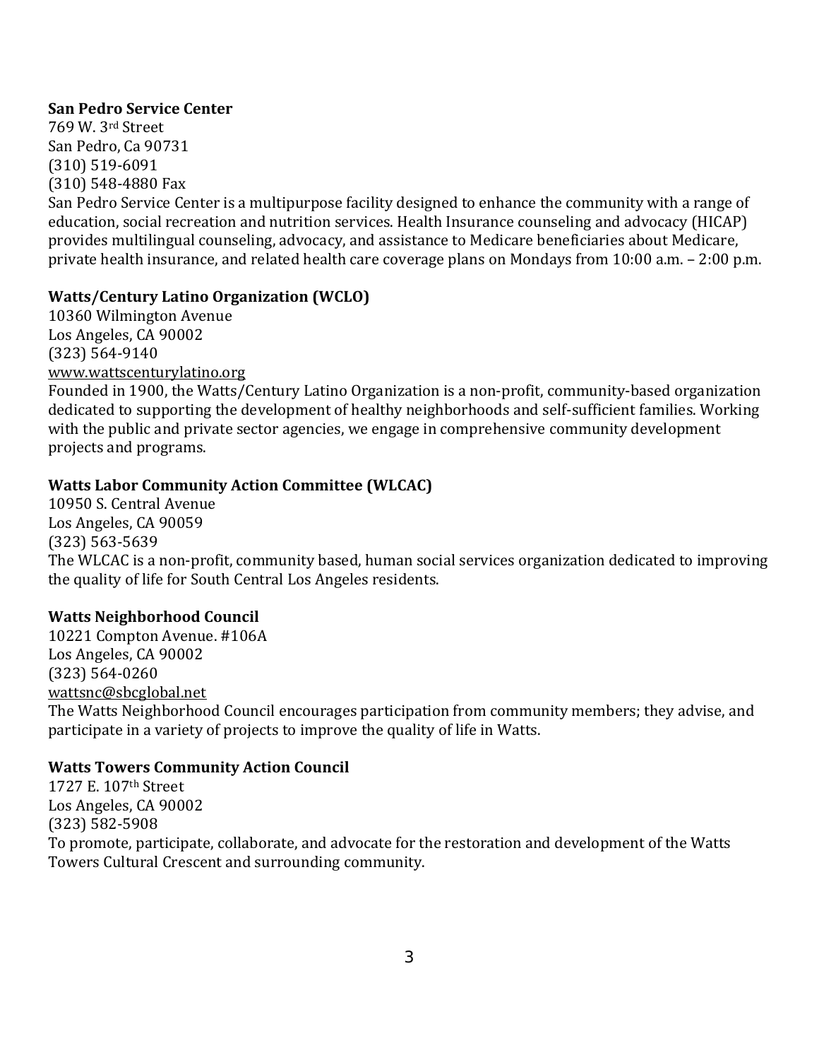**San Pedro Service Center**
769 W. 3rd Street
San Pedro, Ca 90731
(310) 519-6091
(310) 548-4880 Fax
San Pedro Service Center is a multipurpose facility designed to enhance the community with a range of education, social recreation and nutrition services. Health Insurance counseling and advocacy (HICAP) provides multilingual counseling, advocacy, and assistance to Medicare beneficiaries about Medicare, private health insurance, and related health care coverage plans on Mondays from 10:00 a.m. – 2:00 p.m.

**Watts/Century Latino Organization (WCLO)**
10360 Wilmington Avenue
Los Angeles, CA 90002
(323) 564-9140
www.wattscenturylatino.org
Founded in 1900, the Watts/Century Latino Organization is a non-profit, community-based organization dedicated to supporting the development of healthy neighborhoods and self-sufficient families. Working with the public and private sector agencies, we engage in comprehensive community development projects and programs.

**Watts Labor Community Action Committee (WLCAC)**
10950 S. Central Avenue
Los Angeles, CA 90059
(323) 563-5639
The WLCAC is a non-profit, community based, human social services organization dedicated to improving the quality of life for South Central Los Angeles residents.

**Watts Neighborhood Council**
10221 Compton Avenue. #106A
Los Angeles, CA 90002
(323) 564-0260
wattsnc@sbcglobal.net
The Watts Neighborhood Council encourages participation from community members; they advise, and participate in a variety of projects to improve the quality of life in Watts.

**Watts Towers Community Action Council**
1727 E. 107th Street
Los Angeles, CA 90002
(323) 582-5908
To promote, participate, collaborate, and advocate for the restoration and development of the Watts Towers Cultural Crescent and surrounding community.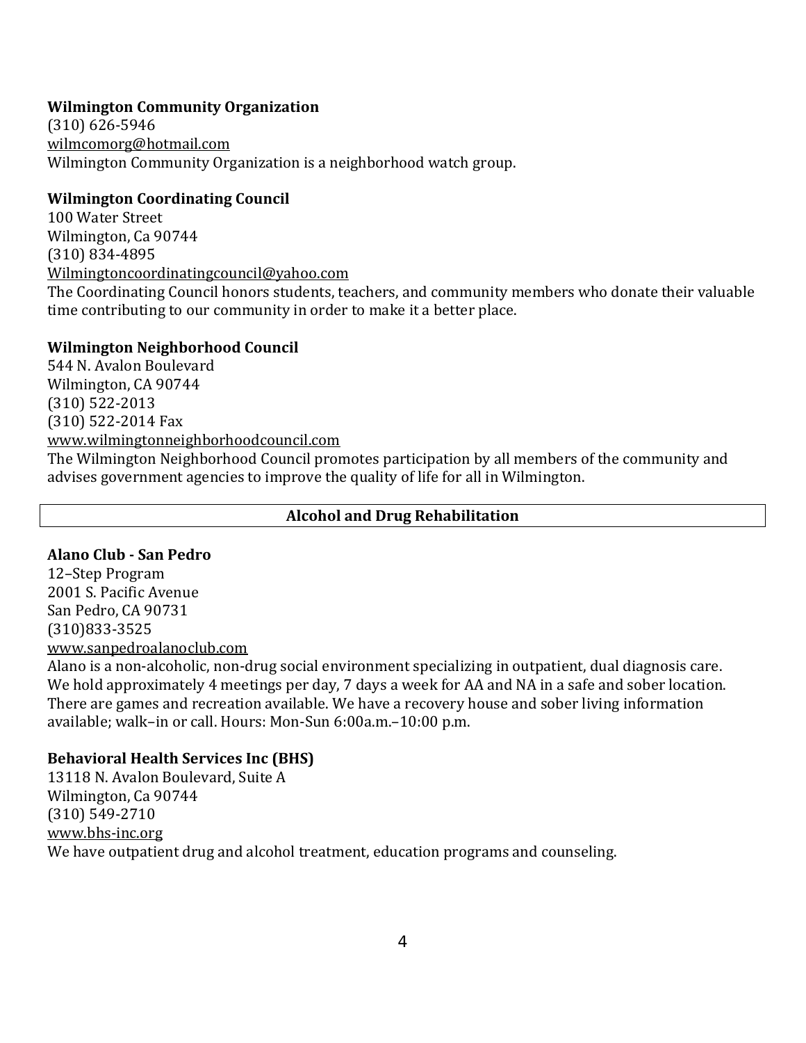**Wilmington Community Organization**
(310) 626-5946
wilmcomorg@hotmail.com
Wilmington Community Organization is a neighborhood watch group.

**Wilmington Coordinating Council**
100 Water Street
Wilmington, Ca 90744
(310) 834-4895
Wilmingtoncoordinatingcouncil@yahoo.com
The Coordinating Council honors students, teachers, and community members who donate their valuable time contributing to our community in order to make it a better place.

**Wilmington Neighborhood Council**
544 N. Avalon Boulevard
Wilmington, CA 90744
(310) 522-2013
(310) 522-2014 Fax
www.wilmingtonneighborhoodcouncil.com
The Wilmington Neighborhood Council promotes participation by all members of the community and advises government agencies to improve the quality of life for all in Wilmington.

## Alcohol and Drug Rehabilitation

**Alano Club - San Pedro**
12–Step Program
2001 S. Pacific Avenue
San Pedro, CA 90731
(310)833-3525
www.sanpedroalanoclub.com
Alano is a non-alcoholic, non-drug social environment specializing in outpatient, dual diagnosis care. We hold approximately 4 meetings per day, 7 days a week for AA and NA in a safe and sober location. There are games and recreation available. We have a recovery house and sober living information available; walk–in or call. Hours: Mon-Sun 6:00a.m.–10:00 p.m.

**Behavioral Health Services Inc (BHS)**
13118 N. Avalon Boulevard, Suite A
Wilmington, Ca 90744
(310) 549-2710
www.bhs-inc.org
We have outpatient drug and alcohol treatment, education programs and counseling.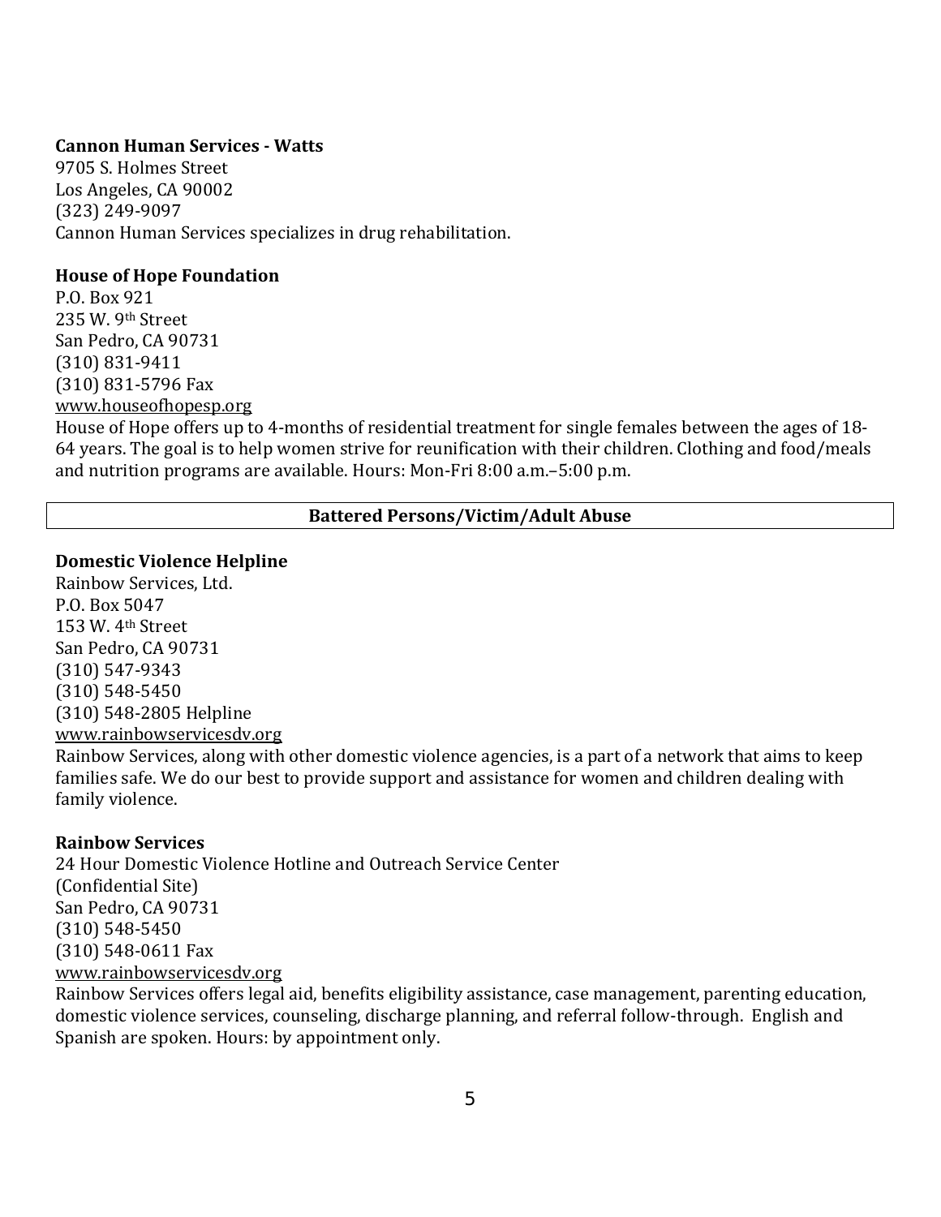**Cannon Human Services - Watts**
9705 S. Holmes Street
Los Angeles, CA 90002
(323) 249-9097
Cannon Human Services specializes in drug rehabilitation.

**House of Hope Foundation**
P.O. Box 921
235 W. 9th Street
San Pedro, CA 90731
(310) 831-9411
(310) 831-5796 Fax
www.houseofhopesp.org
House of Hope offers up to 4-months of residential treatment for single females between the ages of 18-64 years. The goal is to help women strive for reunification with their children. Clothing and food/meals and nutrition programs are available. Hours: Mon-Fri 8:00 a.m.–5:00 p.m.

## Battered Persons/Victim/Adult Abuse

**Domestic Violence Helpline**
Rainbow Services, Ltd.
P.O. Box 5047
153 W. 4th Street
San Pedro, CA 90731
(310) 547-9343
(310) 548-5450
(310) 548-2805 Helpline
www.rainbowservicesdv.org
Rainbow Services, along with other domestic violence agencies, is a part of a network that aims to keep families safe. We do our best to provide support and assistance for women and children dealing with family violence.

**Rainbow Services**
24 Hour Domestic Violence Hotline and Outreach Service Center
(Confidential Site)
San Pedro, CA 90731
(310) 548-5450
(310) 548-0611 Fax
www.rainbowservicesdv.org
Rainbow Services offers legal aid, benefits eligibility assistance, case management, parenting education, domestic violence services, counseling, discharge planning, and referral follow-through. English and Spanish are spoken. Hours: by appointment only.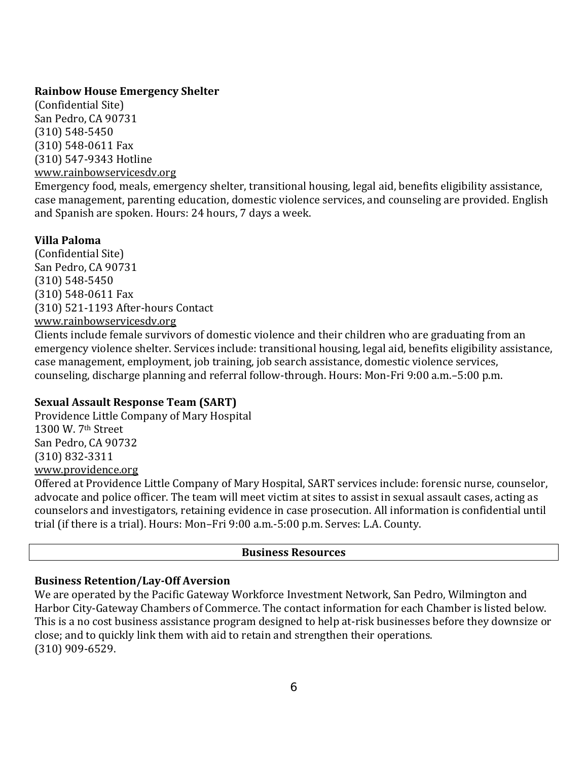**Rainbow House Emergency Shelter**
(Confidential Site)
San Pedro, CA 90731
(310) 548-5450
(310) 548-0611 Fax
(310) 547-9343 Hotline
www.rainbowservicesdv.org
Emergency food, meals, emergency shelter, transitional housing, legal aid, benefits eligibility assistance, case management, parenting education, domestic violence services, and counseling are provided. English and Spanish are spoken. Hours: 24 hours, 7 days a week.

**Villa Paloma**
(Confidential Site)
San Pedro, CA 90731
(310) 548-5450
(310) 548-0611 Fax
(310) 521-1193 After-hours Contact
www.rainbowservicesdv.org
Clients include female survivors of domestic violence and their children who are graduating from an emergency violence shelter. Services include: transitional housing, legal aid, benefits eligibility assistance, case management, employment, job training, job search assistance, domestic violence services, counseling, discharge planning and referral follow-through. Hours: Mon-Fri 9:00 a.m.–5:00 p.m.

**Sexual Assault Response Team (SART)**
Providence Little Company of Mary Hospital
1300 W. 7th Street
San Pedro, CA 90732
(310) 832-3311
www.providence.org
Offered at Providence Little Company of Mary Hospital, SART services include: forensic nurse, counselor, advocate and police officer. The team will meet victim at sites to assist in sexual assault cases, acting as counselors and investigators, retaining evidence in case prosecution. All information is confidential until trial (if there is a trial). Hours: Mon–Fri 9:00 a.m.-5:00 p.m. Serves: L.A. County.

## Business Resources

**Business Retention/Lay-Off Aversion**
We are operated by the Pacific Gateway Workforce Investment Network, San Pedro, Wilmington and Harbor City-Gateway Chambers of Commerce. The contact information for each Chamber is listed below. This is a no cost business assistance program designed to help at-risk businesses before they downsize or close; and to quickly link them with aid to retain and strengthen their operations.
(310) 909-6529.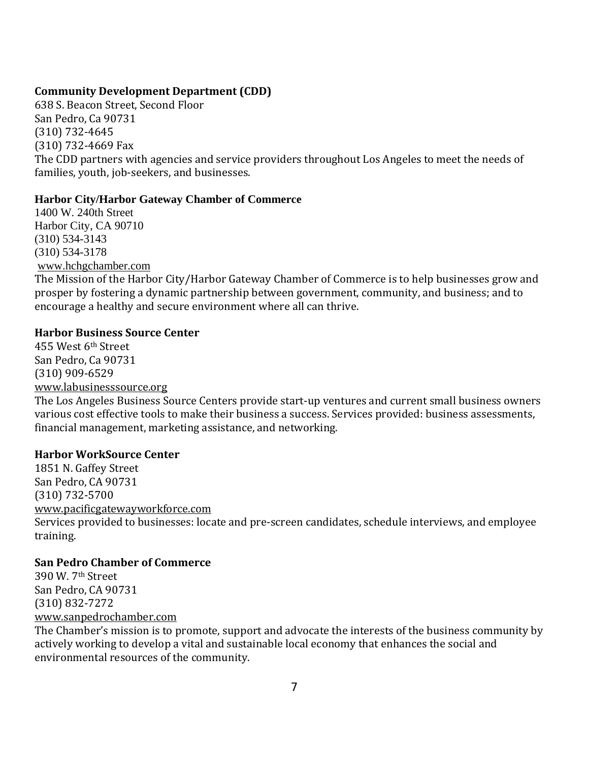**Community Development Department (CDD)**
638 S. Beacon Street, Second Floor
San Pedro, Ca 90731
(310) 732-4645
(310) 732-4669 Fax
The CDD partners with agencies and service providers throughout Los Angeles to meet the needs of families, youth, job-seekers, and businesses.

**Harbor City/Harbor Gateway Chamber of Commerce**
1400 W. 240th Street
Harbor City, CA 90710
(310) 534-3143
(310) 534-3178
www.hchgchamber.com
The Mission of the Harbor City/Harbor Gateway Chamber of Commerce is to help businesses grow and prosper by fostering a dynamic partnership between government, community, and business; and to encourage a healthy and secure environment where all can thrive.

**Harbor Business Source Center**
455 West 6th Street
San Pedro, Ca 90731
(310) 909-6529
www.labusinesssource.org
The Los Angeles Business Source Centers provide start-up ventures and current small business owners various cost effective tools to make their business a success. Services provided: business assessments, financial management, marketing assistance, and networking.

**Harbor WorkSource Center**
1851 N. Gaffey Street
San Pedro, CA 90731
(310) 732-5700
www.pacificgatewayworkforce.com
Services provided to businesses: locate and pre-screen candidates, schedule interviews, and employee training.

**San Pedro Chamber of Commerce**
390 W. 7th Street
San Pedro, CA 90731
(310) 832-7272
www.sanpedrochamber.com
The Chamber's mission is to promote, support and advocate the interests of the business community by actively working to develop a vital and sustainable local economy that enhances the social and environmental resources of the community.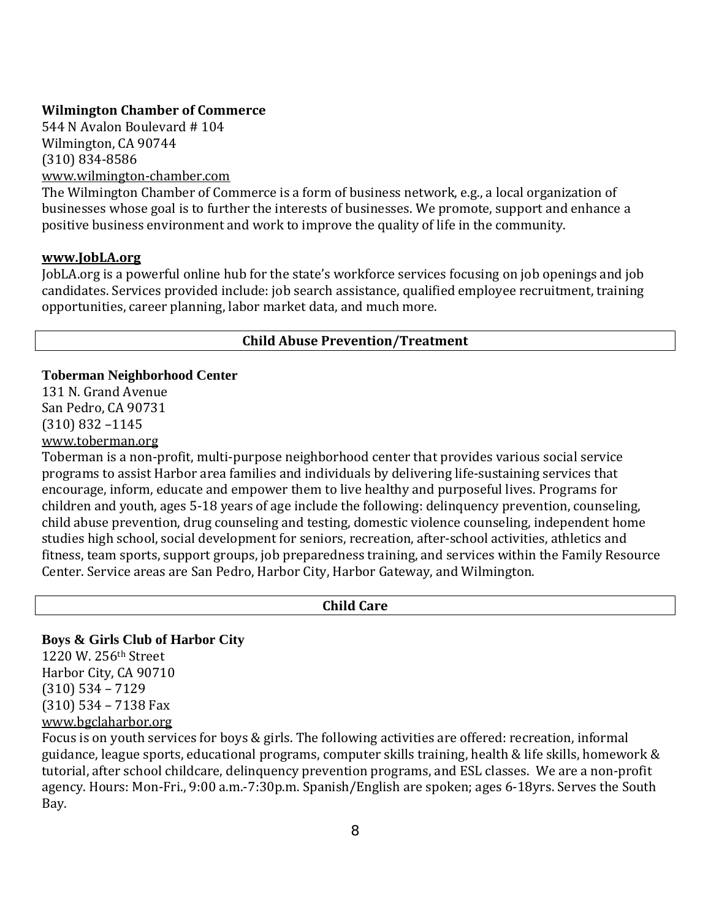**Wilmington Chamber of Commerce**
544 N Avalon Boulevard # 104
Wilmington, CA 90744
(310) 834-8586
www.wilmington-chamber.com
The Wilmington Chamber of Commerce is a form of business network, e.g., a local organization of businesses whose goal is to further the interests of businesses. We promote, support and enhance a positive business environment and work to improve the quality of life in the community.

**www.JobLA.org**
JobLA.org is a powerful online hub for the state's workforce services focusing on job openings and job candidates. Services provided include: job search assistance, qualified employee recruitment, training opportunities, career planning, labor market data, and much more.

## Child Abuse Prevention/Treatment

**Toberman Neighborhood Center**
131 N. Grand Avenue
San Pedro, CA 90731
(310) 832 –1145
www.toberman.org
Toberman is a non-profit, multi-purpose neighborhood center that provides various social service programs to assist Harbor area families and individuals by delivering life-sustaining services that encourage, inform, educate and empower them to live healthy and purposeful lives. Programs for children and youth, ages 5-18 years of age include the following: delinquency prevention, counseling, child abuse prevention, drug counseling and testing, domestic violence counseling, independent home studies high school, social development for seniors, recreation, after-school activities, athletics and fitness, team sports, support groups, job preparedness training, and services within the Family Resource Center. Service areas are San Pedro, Harbor City, Harbor Gateway, and Wilmington.

## Child Care

**Boys & Girls Club of Harbor City**
1220 W. 256th Street
Harbor City, CA 90710
(310) 534 – 7129
(310) 534 – 7138 Fax
www.bgclaharbor.org
Focus is on youth services for boys & girls. The following activities are offered: recreation, informal guidance, league sports, educational programs, computer skills training, health & life skills, homework & tutorial, after school childcare, delinquency prevention programs, and ESL classes. We are a non-profit agency. Hours: Mon-Fri., 9:00 a.m.-7:30p.m. Spanish/English are spoken; ages 6-18yrs. Serves the South Bay.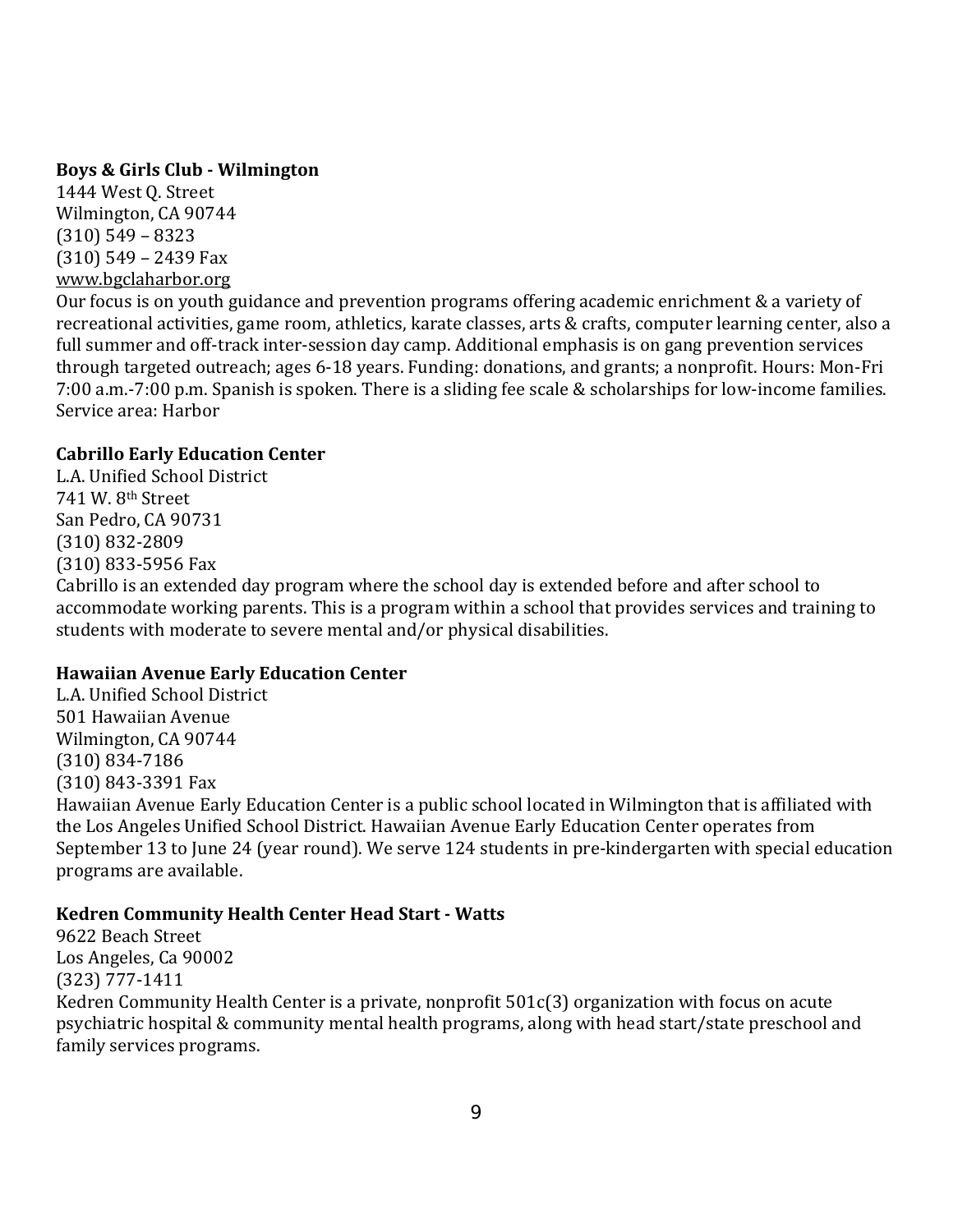**Boys & Girls Club - Wilmington**
1444 West Q. Street
Wilmington, CA 90744
(310) 549 – 8323
(310) 549 – 2439 Fax
www.bgclaharbor.org
Our focus is on youth guidance and prevention programs offering academic enrichment & a variety of recreational activities, game room, athletics, karate classes, arts & crafts, computer learning center, also a full summer and off-track inter-session day camp. Additional emphasis is on gang prevention services through targeted outreach; ages 6-18 years. Funding: donations, and grants; a nonprofit. Hours: Mon-Fri 7:00 a.m.-7:00 p.m. Spanish is spoken. There is a sliding fee scale & scholarships for low-income families. Service area: Harbor

**Cabrillo Early Education Center**
L.A. Unified School District
741 W. 8th Street
San Pedro, CA 90731
(310) 832-2809
(310) 833-5956 Fax
Cabrillo is an extended day program where the school day is extended before and after school to accommodate working parents. This is a program within a school that provides services and training to students with moderate to severe mental and/or physical disabilities.

**Hawaiian Avenue Early Education Center**
L.A. Unified School District
501 Hawaiian Avenue
Wilmington, CA 90744
(310) 834-7186
(310) 843-3391 Fax
Hawaiian Avenue Early Education Center is a public school located in Wilmington that is affiliated with the Los Angeles Unified School District. Hawaiian Avenue Early Education Center operates from September 13 to June 24 (year round). We serve 124 students in pre-kindergarten with special education programs are available.

**Kedren Community Health Center Head Start - Watts**
9622 Beach Street
Los Angeles, Ca 90002
(323) 777-1411
Kedren Community Health Center is a private, nonprofit 501c(3) organization with focus on acute psychiatric hospital & community mental health programs, along with head start/state preschool and family services programs.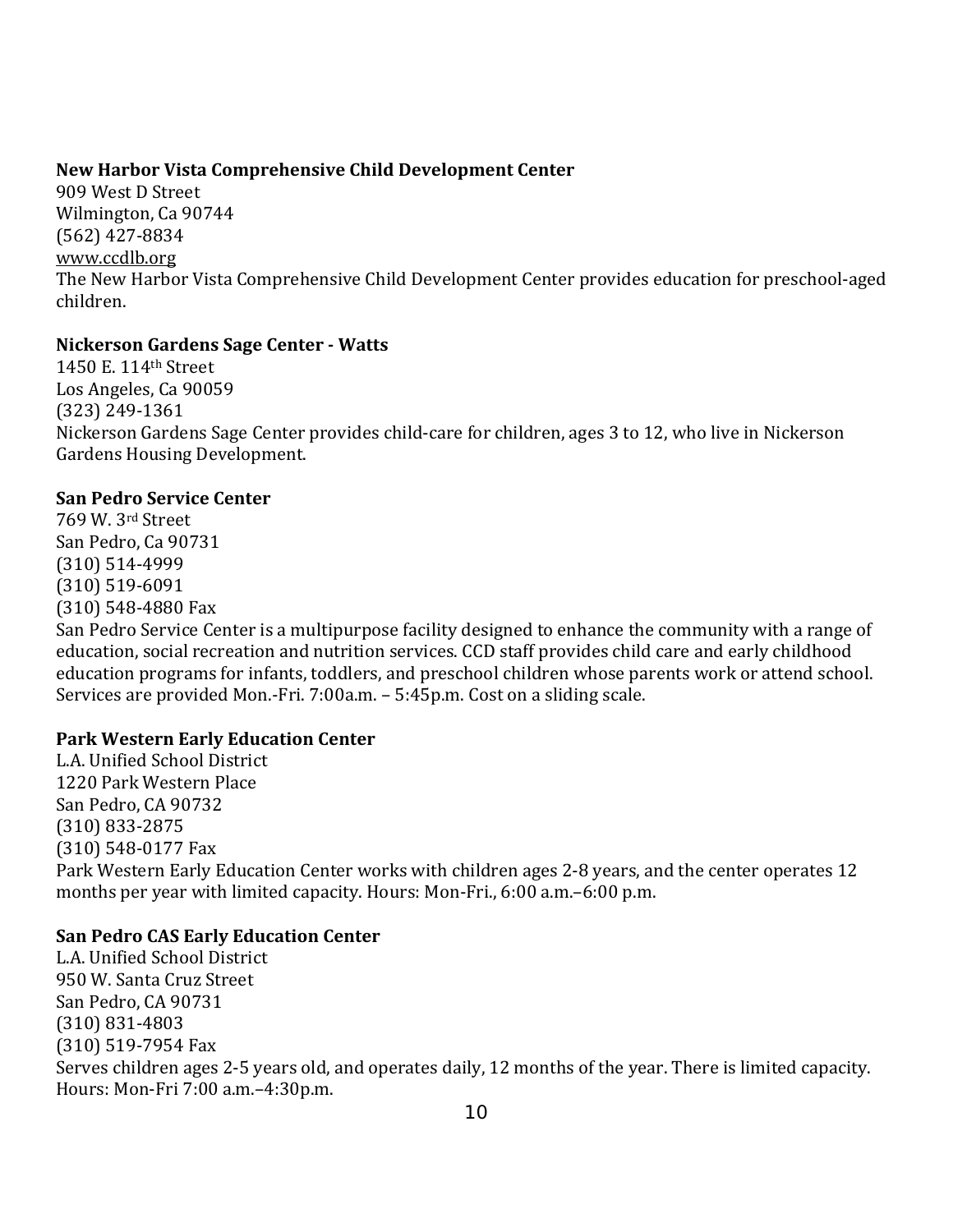**New Harbor Vista Comprehensive Child Development Center**
909 West D Street
Wilmington, Ca 90744
(562) 427-8834
www.ccdlb.org
The New Harbor Vista Comprehensive Child Development Center provides education for preschool-aged children.

**Nickerson Gardens Sage Center - Watts**
1450 E. 114th Street
Los Angeles, Ca 90059
(323) 249-1361
Nickerson Gardens Sage Center provides child-care for children, ages 3 to 12, who live in Nickerson Gardens Housing Development.

**San Pedro Service Center**
769 W. 3rd Street
San Pedro, Ca 90731
(310) 514-4999
(310) 519-6091
(310) 548-4880 Fax
San Pedro Service Center is a multipurpose facility designed to enhance the community with a range of education, social recreation and nutrition services. CCD staff provides child care and early childhood education programs for infants, toddlers, and preschool children whose parents work or attend school. Services are provided Mon.-Fri. 7:00a.m. – 5:45p.m. Cost on a sliding scale.

**Park Western Early Education Center**
L.A. Unified School District
1220 Park Western Place
San Pedro, CA 90732
(310) 833-2875
(310) 548-0177 Fax
Park Western Early Education Center works with children ages 2-8 years, and the center operates 12 months per year with limited capacity. Hours: Mon-Fri., 6:00 a.m.–6:00 p.m.

**San Pedro CAS Early Education Center**
L.A. Unified School District
950 W. Santa Cruz Street
San Pedro, CA 90731
(310) 831-4803
(310) 519-7954 Fax
Serves children ages 2-5 years old, and operates daily, 12 months of the year. There is limited capacity. Hours: Mon-Fri 7:00 a.m.–4:30p.m.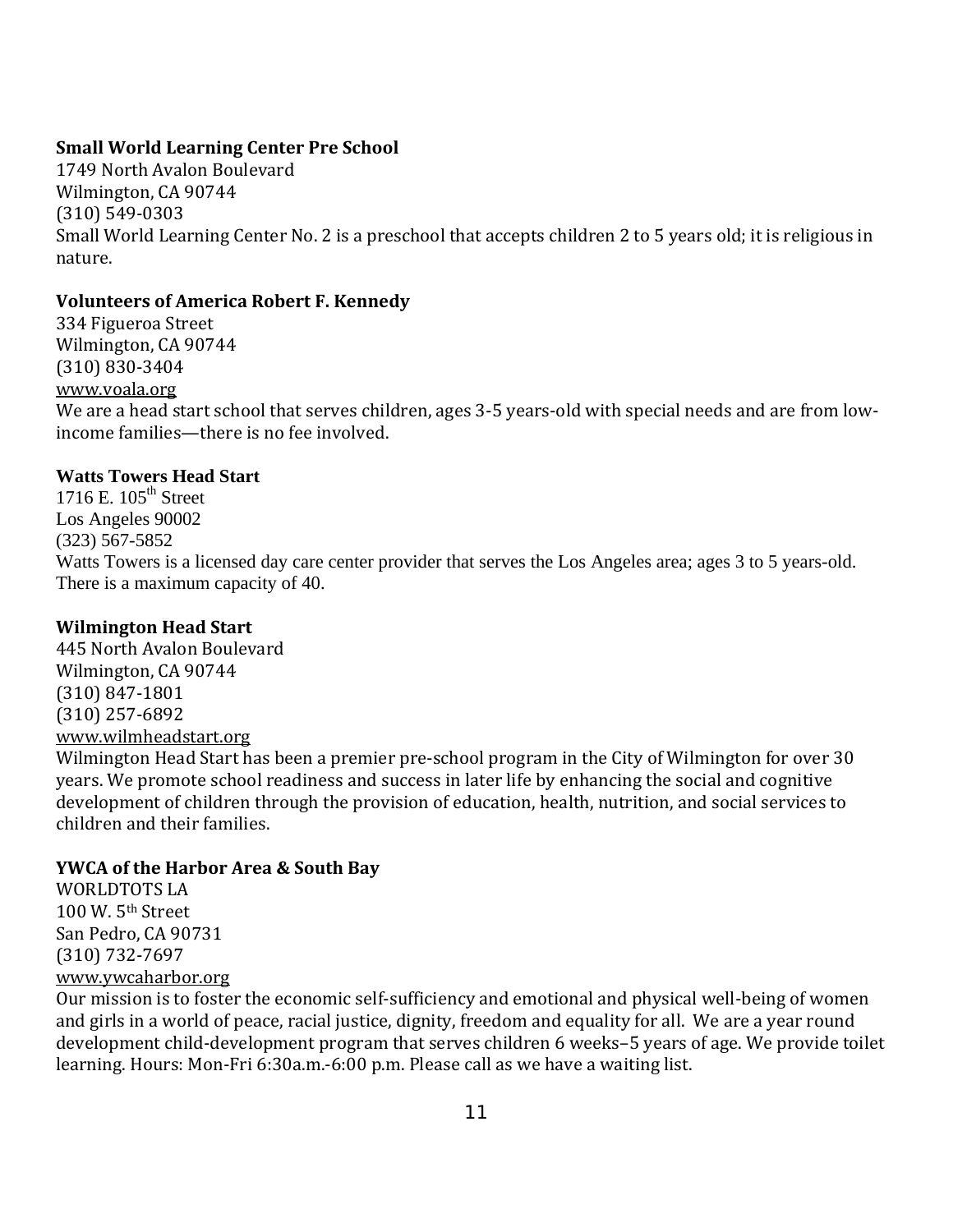**Small World Learning Center Pre School**
1749 North Avalon Boulevard
Wilmington, CA 90744
(310) 549-0303
Small World Learning Center No. 2 is a preschool that accepts children 2 to 5 years old; it is religious in nature.

**Volunteers of America Robert F. Kennedy**
334 Figueroa Street
Wilmington, CA 90744
(310) 830-3404
www.voala.org
We are a head start school that serves children, ages 3-5 years-old with special needs and are from low-income families—there is no fee involved.

**Watts Towers Head Start**
1716 E. 105th Street
Los Angeles 90002
(323) 567-5852
Watts Towers is a licensed day care center provider that serves the Los Angeles area; ages 3 to 5 years-old. There is a maximum capacity of 40.

**Wilmington Head Start**
445 North Avalon Boulevard
Wilmington, CA 90744
(310) 847-1801
(310) 257-6892
www.wilmheadstart.org
Wilmington Head Start has been a premier pre-school program in the City of Wilmington for over 30 years. We promote school readiness and success in later life by enhancing the social and cognitive development of children through the provision of education, health, nutrition, and social services to children and their families.

**YWCA of the Harbor Area & South Bay**
WORLDTOTS LA
100 W. 5th Street
San Pedro, CA 90731
(310) 732-7697
www.ywcaharbor.org
Our mission is to foster the economic self-sufficiency and emotional and physical well-being of women and girls in a world of peace, racial justice, dignity, freedom and equality for all. We are a year round development child-development program that serves children 6 weeks–5 years of age. We provide toilet learning. Hours: Mon-Fri 6:30a.m.-6:00 p.m. Please call as we have a waiting list.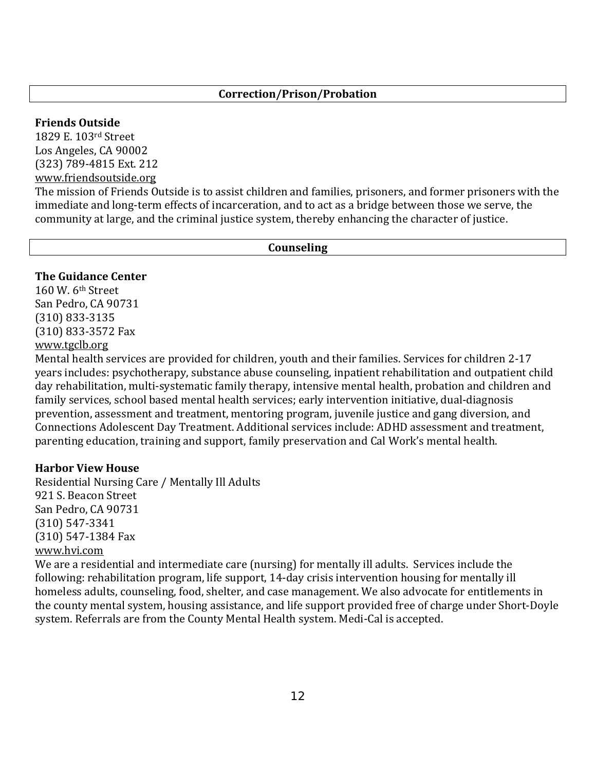## Correction/Prison/Probation

**Friends Outside**
1829 E. 103rd Street
Los Angeles, CA 90002
(323) 789-4815 Ext. 212
www.friendsoutside.org
The mission of Friends Outside is to assist children and families, prisoners, and former prisoners with the immediate and long-term effects of incarceration, and to act as a bridge between those we serve, the community at large, and the criminal justice system, thereby enhancing the character of justice.

## Counseling

**The Guidance Center**
160 W. 6th Street
San Pedro, CA 90731
(310) 833-3135
(310) 833-3572 Fax
www.tgclb.org
Mental health services are provided for children, youth and their families. Services for children 2-17 years includes: psychotherapy, substance abuse counseling, inpatient rehabilitation and outpatient child day rehabilitation, multi-systematic family therapy, intensive mental health, probation and children and family services, school based mental health services; early intervention initiative, dual-diagnosis prevention, assessment and treatment, mentoring program, juvenile justice and gang diversion, and Connections Adolescent Day Treatment. Additional services include: ADHD assessment and treatment, parenting education, training and support, family preservation and Cal Work's mental health.

**Harbor View House**
Residential Nursing Care / Mentally Ill Adults
921 S. Beacon Street
San Pedro, CA 90731
(310) 547-3341
(310) 547-1384 Fax
www.hvi.com
We are a residential and intermediate care (nursing) for mentally ill adults. Services include the following: rehabilitation program, life support, 14-day crisis intervention housing for mentally ill homeless adults, counseling, food, shelter, and case management. We also advocate for entitlements in the county mental system, housing assistance, and life support provided free of charge under Short-Doyle system. Referrals are from the County Mental Health system. Medi-Cal is accepted.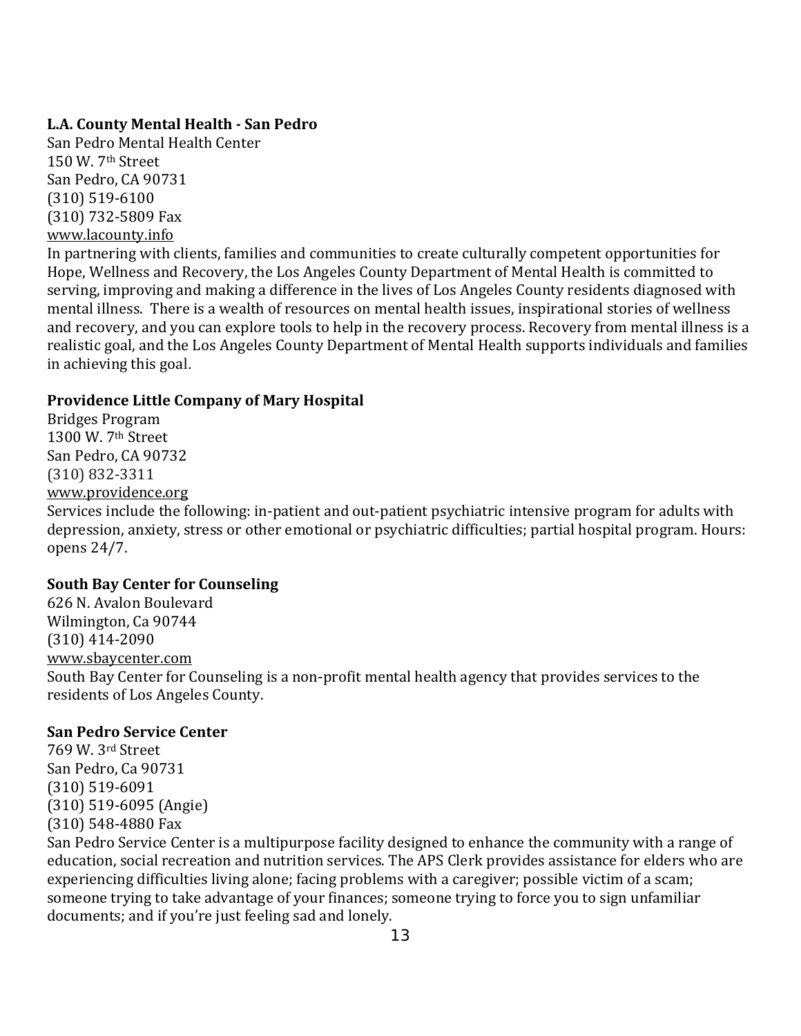**L.A. County Mental Health - San Pedro**
San Pedro Mental Health Center
150 W. 7th Street
San Pedro, CA 90731
(310) 519-6100
(310) 732-5809 Fax
www.lacounty.info
In partnering with clients, families and communities to create culturally competent opportunities for Hope, Wellness and Recovery, the Los Angeles County Department of Mental Health is committed to serving, improving and making a difference in the lives of Los Angeles County residents diagnosed with mental illness. There is a wealth of resources on mental health issues, inspirational stories of wellness and recovery, and you can explore tools to help in the recovery process. Recovery from mental illness is a realistic goal, and the Los Angeles County Department of Mental Health supports individuals and families in achieving this goal.

**Providence Little Company of Mary Hospital**
Bridges Program
1300 W. 7th Street
San Pedro, CA 90732
(310) 832-3311
www.providence.org
Services include the following: in-patient and out-patient psychiatric intensive program for adults with depression, anxiety, stress or other emotional or psychiatric difficulties; partial hospital program. Hours: opens 24/7.

**South Bay Center for Counseling**
626 N. Avalon Boulevard
Wilmington, Ca 90744
(310) 414-2090
www.sbaycenter.com
South Bay Center for Counseling is a non-profit mental health agency that provides services to the residents of Los Angeles County.

**San Pedro Service Center**
769 W. 3rd Street
San Pedro, Ca 90731
(310) 519-6091
(310) 519-6095 (Angie)
(310) 548-4880 Fax
San Pedro Service Center is a multipurpose facility designed to enhance the community with a range of education, social recreation and nutrition services. The APS Clerk provides assistance for elders who are experiencing difficulties living alone; facing problems with a caregiver; possible victim of a scam; someone trying to take advantage of your finances; someone trying to force you to sign unfamiliar documents; and if you're just feeling sad and lonely.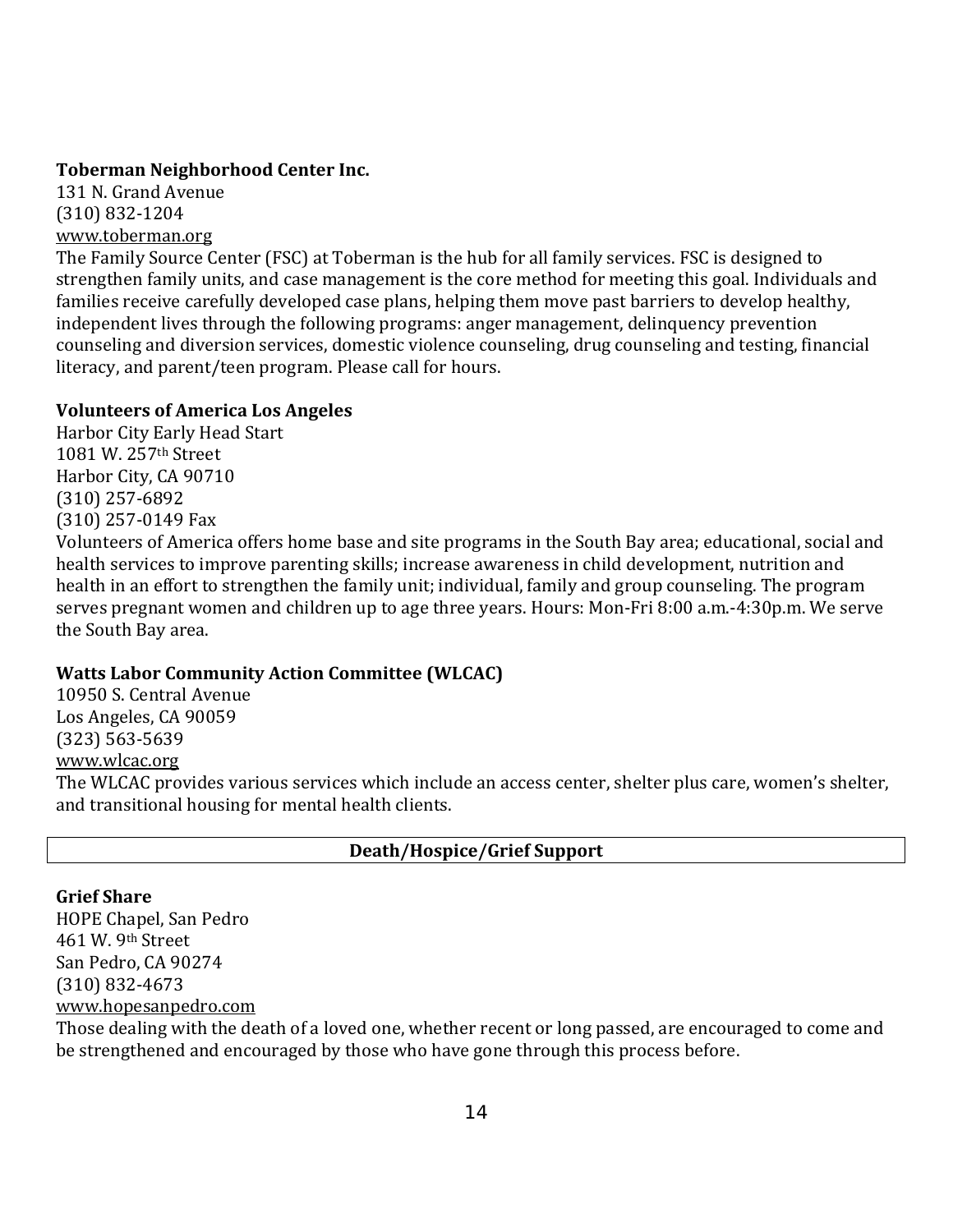**Toberman Neighborhood Center Inc.**
131 N. Grand Avenue
(310) 832-1204
www.toberman.org
The Family Source Center (FSC) at Toberman is the hub for all family services. FSC is designed to strengthen family units, and case management is the core method for meeting this goal. Individuals and families receive carefully developed case plans, helping them move past barriers to develop healthy, independent lives through the following programs: anger management, delinquency prevention counseling and diversion services, domestic violence counseling, drug counseling and testing, financial literacy, and parent/teen program. Please call for hours.

**Volunteers of America Los Angeles**
Harbor City Early Head Start
1081 W. 257th Street
Harbor City, CA 90710
(310) 257-6892
(310) 257-0149 Fax
Volunteers of America offers home base and site programs in the South Bay area; educational, social and health services to improve parenting skills; increase awareness in child development, nutrition and health in an effort to strengthen the family unit; individual, family and group counseling. The program serves pregnant women and children up to age three years. Hours: Mon-Fri 8:00 a.m.-4:30p.m. We serve the South Bay area.

**Watts Labor Community Action Committee (WLCAC)**
10950 S. Central Avenue
Los Angeles, CA 90059
(323) 563-5639
www.wlcac.org
The WLCAC provides various services which include an access center, shelter plus care, women's shelter, and transitional housing for mental health clients.

## Death/Hospice/Grief Support

**Grief Share**
HOPE Chapel, San Pedro
461 W. 9th Street
San Pedro, CA 90274
(310) 832-4673
www.hopesanpedro.com
Those dealing with the death of a loved one, whether recent or long passed, are encouraged to come and be strengthened and encouraged by those who have gone through this process before.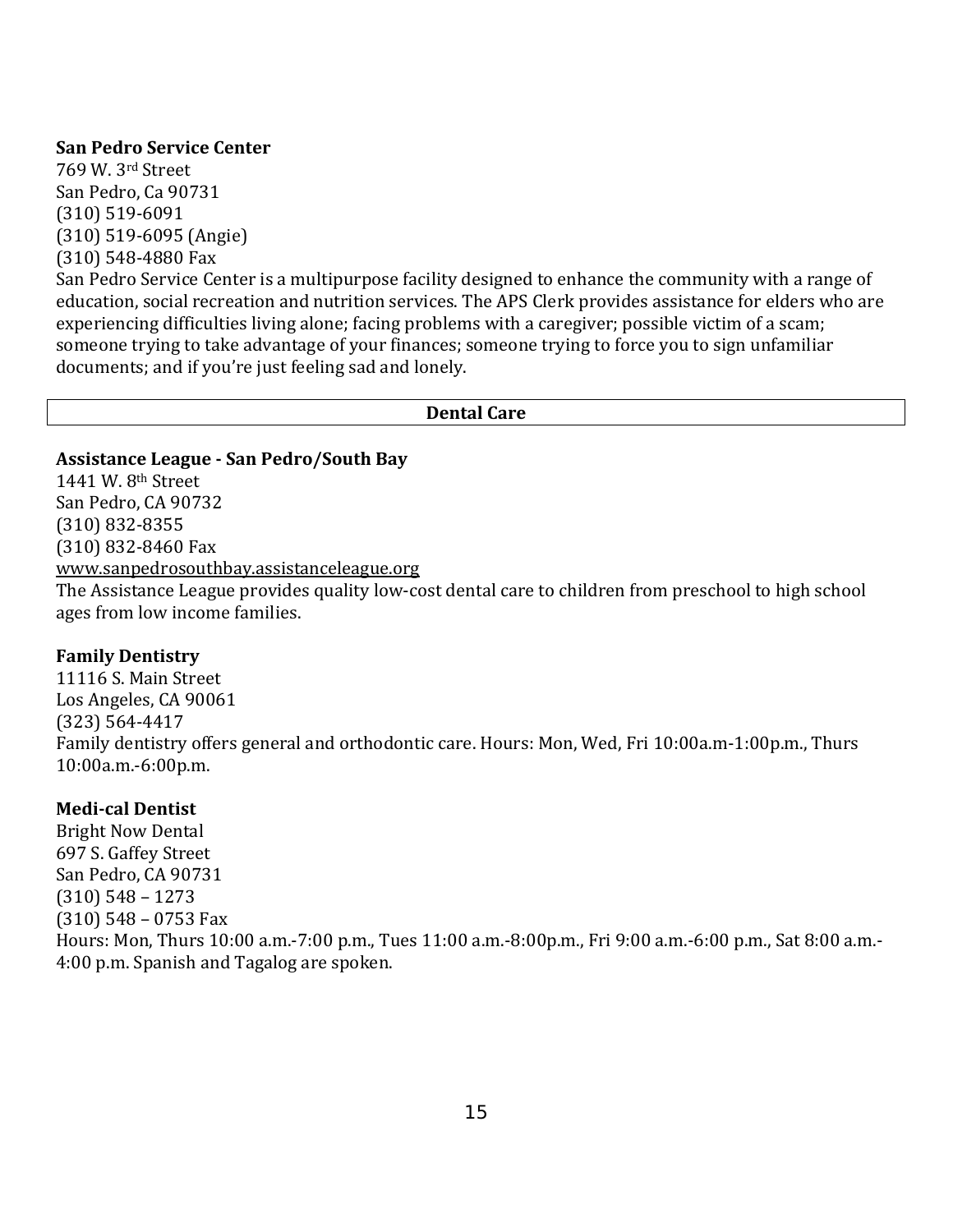**San Pedro Service Center**
769 W. 3rd Street
San Pedro, Ca 90731
(310) 519-6091
(310) 519-6095 (Angie)
(310) 548-4880 Fax
San Pedro Service Center is a multipurpose facility designed to enhance the community with a range of education, social recreation and nutrition services. The APS Clerk provides assistance for elders who are experiencing difficulties living alone; facing problems with a caregiver; possible victim of a scam; someone trying to take advantage of your finances; someone trying to force you to sign unfamiliar documents; and if you're just feeling sad and lonely.

## Dental Care

**Assistance League - San Pedro/South Bay**
1441 W. 8th Street
San Pedro, CA 90732
(310) 832-8355
(310) 832-8460 Fax
www.sanpedrosouthbay.assistanceleague.org
The Assistance League provides quality low-cost dental care to children from preschool to high school ages from low income families.

**Family Dentistry**
11116 S. Main Street
Los Angeles, CA 90061
(323) 564-4417
Family dentistry offers general and orthodontic care. Hours: Mon, Wed, Fri 10:00a.m-1:00p.m., Thurs 10:00a.m.-6:00p.m.

**Medi-cal Dentist**
Bright Now Dental
697 S. Gaffey Street
San Pedro, CA 90731
(310) 548 – 1273
(310) 548 – 0753 Fax
Hours: Mon, Thurs 10:00 a.m.-7:00 p.m., Tues 11:00 a.m.-8:00p.m., Fri 9:00 a.m.-6:00 p.m., Sat 8:00 a.m.-4:00 p.m. Spanish and Tagalog are spoken.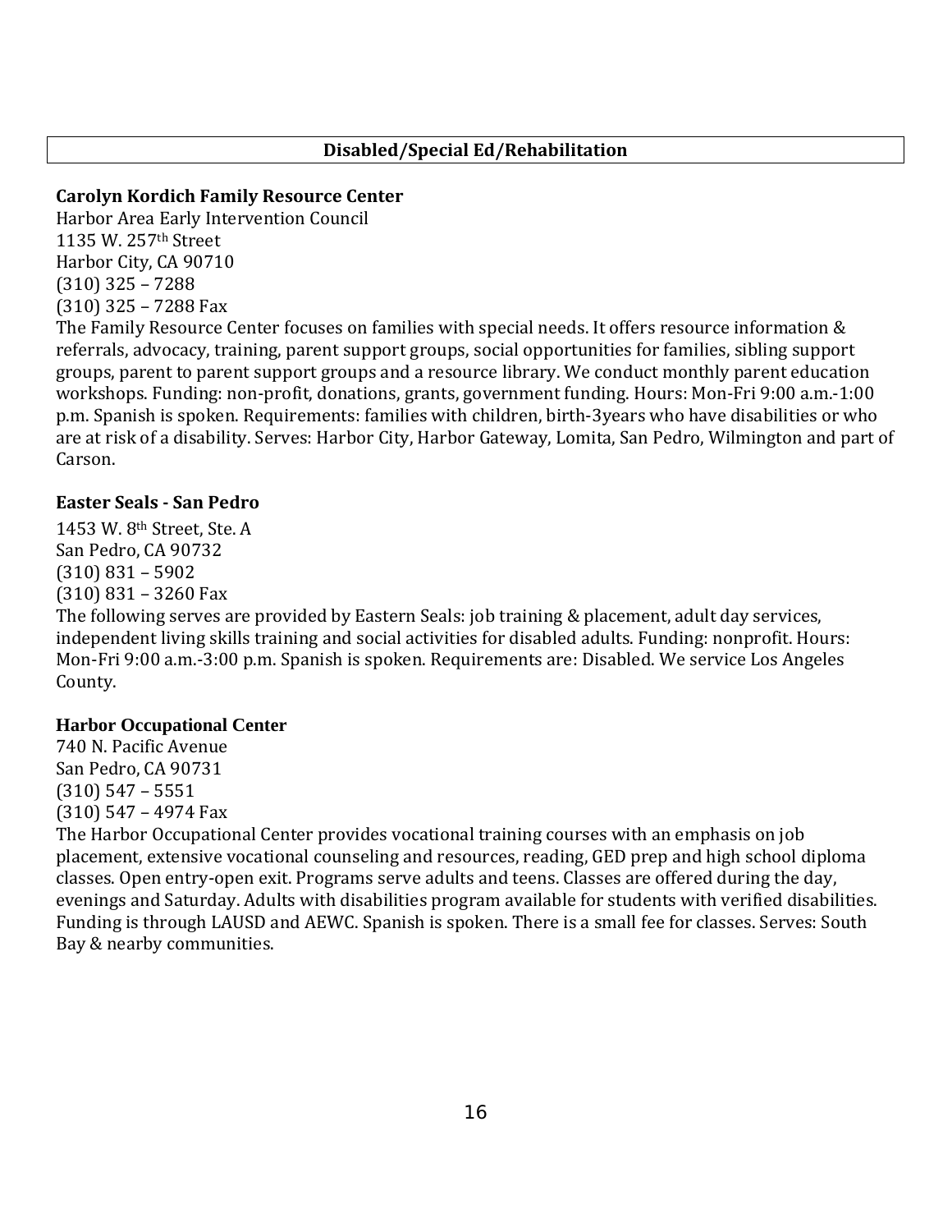## Disabled/Special Ed/Rehabilitation

**Carolyn Kordich Family Resource Center**
Harbor Area Early Intervention Council
1135 W. 257th Street
Harbor City, CA 90710
(310) 325 – 7288
(310) 325 – 7288 Fax
The Family Resource Center focuses on families with special needs. It offers resource information & referrals, advocacy, training, parent support groups, social opportunities for families, sibling support groups, parent to parent support groups and a resource library. We conduct monthly parent education workshops. Funding: non-profit, donations, grants, government funding. Hours: Mon-Fri 9:00 a.m.-1:00 p.m. Spanish is spoken. Requirements: families with children, birth-3years who have disabilities or who are at risk of a disability. Serves: Harbor City, Harbor Gateway, Lomita, San Pedro, Wilmington and part of Carson.

**Easter Seals - San Pedro**
1453 W. 8th Street, Ste. A
San Pedro, CA 90732
(310) 831 – 5902
(310) 831 – 3260 Fax
The following serves are provided by Eastern Seals: job training & placement, adult day services, independent living skills training and social activities for disabled adults. Funding: nonprofit. Hours: Mon-Fri 9:00 a.m.-3:00 p.m. Spanish is spoken. Requirements are: Disabled. We service Los Angeles County.

**Harbor Occupational Center**
740 N. Pacific Avenue
San Pedro, CA 90731
(310) 547 – 5551
(310) 547 – 4974 Fax
The Harbor Occupational Center provides vocational training courses with an emphasis on job placement, extensive vocational counseling and resources, reading, GED prep and high school diploma classes. Open entry-open exit. Programs serve adults and teens. Classes are offered during the day, evenings and Saturday. Adults with disabilities program available for students with verified disabilities. Funding is through LAUSD and AEWC. Spanish is spoken. There is a small fee for classes. Serves: South Bay & nearby communities.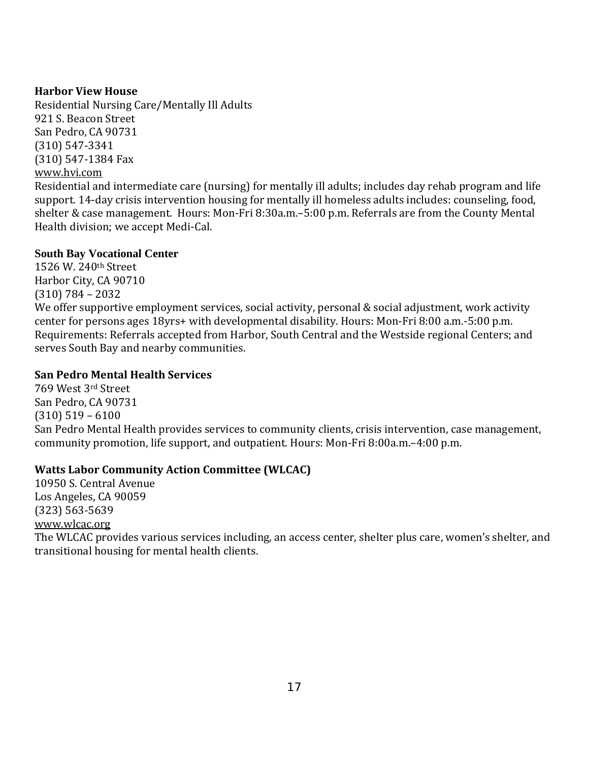**Harbor View House**

Residential Nursing Care/Mentally Ill Adults
921 S. Beacon Street
San Pedro, CA 90731
(310) 547-3341
(310) 547-1384 Fax
www.hvi.com

Residential and intermediate care (nursing) for mentally ill adults; includes day rehab program and life support. 14-day crisis intervention housing for mentally ill homeless adults includes: counseling, food, shelter & case management. Hours: Mon-Fri 8:30a.m.–5:00 p.m. Referrals are from the County Mental Health division; we accept Medi-Cal.

**South Bay Vocational Center**

1526 W. 240th Street
Harbor City, CA 90710
(310) 784 – 2032

We offer supportive employment services, social activity, personal & social adjustment, work activity center for persons ages 18yrs+ with developmental disability. Hours: Mon-Fri 8:00 a.m.-5:00 p.m. Requirements: Referrals accepted from Harbor, South Central and the Westside regional Centers; and serves South Bay and nearby communities.

**San Pedro Mental Health Services**

769 West 3rd Street
San Pedro, CA 90731
(310) 519 – 6100

San Pedro Mental Health provides services to community clients, crisis intervention, case management, community promotion, life support, and outpatient. Hours: Mon-Fri 8:00a.m.–4:00 p.m.

**Watts Labor Community Action Committee (WLCAC)**

10950 S. Central Avenue
Los Angeles, CA 90059
(323) 563-5639
www.wlcac.org

The WLCAC provides various services including, an access center, shelter plus care, women's shelter, and transitional housing for mental health clients.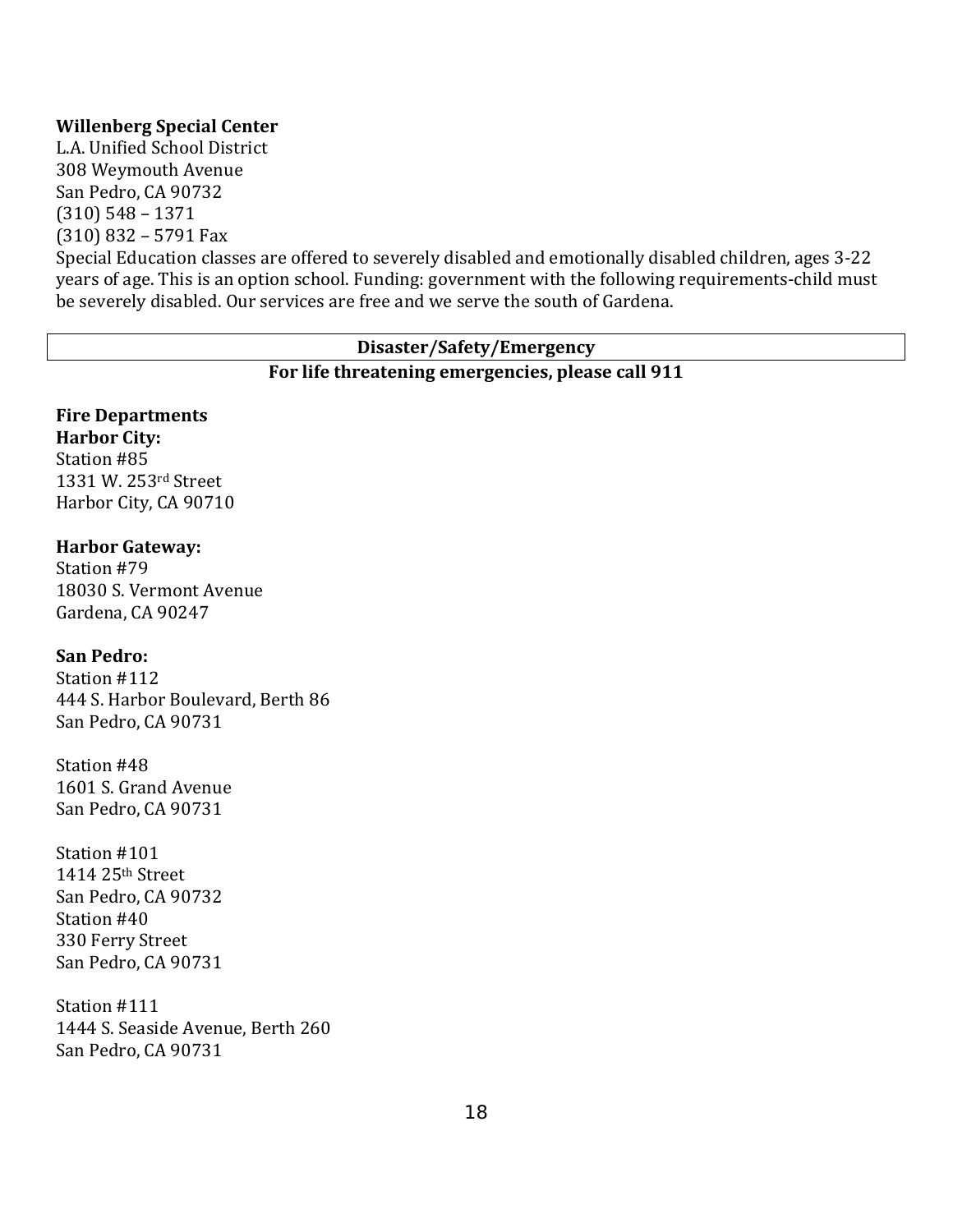**Willenberg Special Center**
L.A. Unified School District
308 Weymouth Avenue
San Pedro, CA 90732
(310) 548 – 1371
(310) 832 – 5791 Fax
Special Education classes are offered to severely disabled and emotionally disabled children, ages 3-22 years of age. This is an option school. Funding: government with the following requirements-child must be severely disabled. Our services are free and we serve the south of Gardena.

## Disaster/Safety/Emergency

**For life threatening emergencies, please call 911**

**Fire Departments**
**Harbor City:**
Station #85
1331 W. 253rd Street
Harbor City, CA 90710

**Harbor Gateway:**
Station #79
18030 S. Vermont Avenue
Gardena, CA 90247

**San Pedro:**
Station #112
444 S. Harbor Boulevard, Berth 86
San Pedro, CA 90731

Station #48
1601 S. Grand Avenue
San Pedro, CA 90731

Station #101
1414 25th Street
San Pedro, CA 90732
Station #40
330 Ferry Street
San Pedro, CA 90731

Station #111
1444 S. Seaside Avenue, Berth 260
San Pedro, CA 90731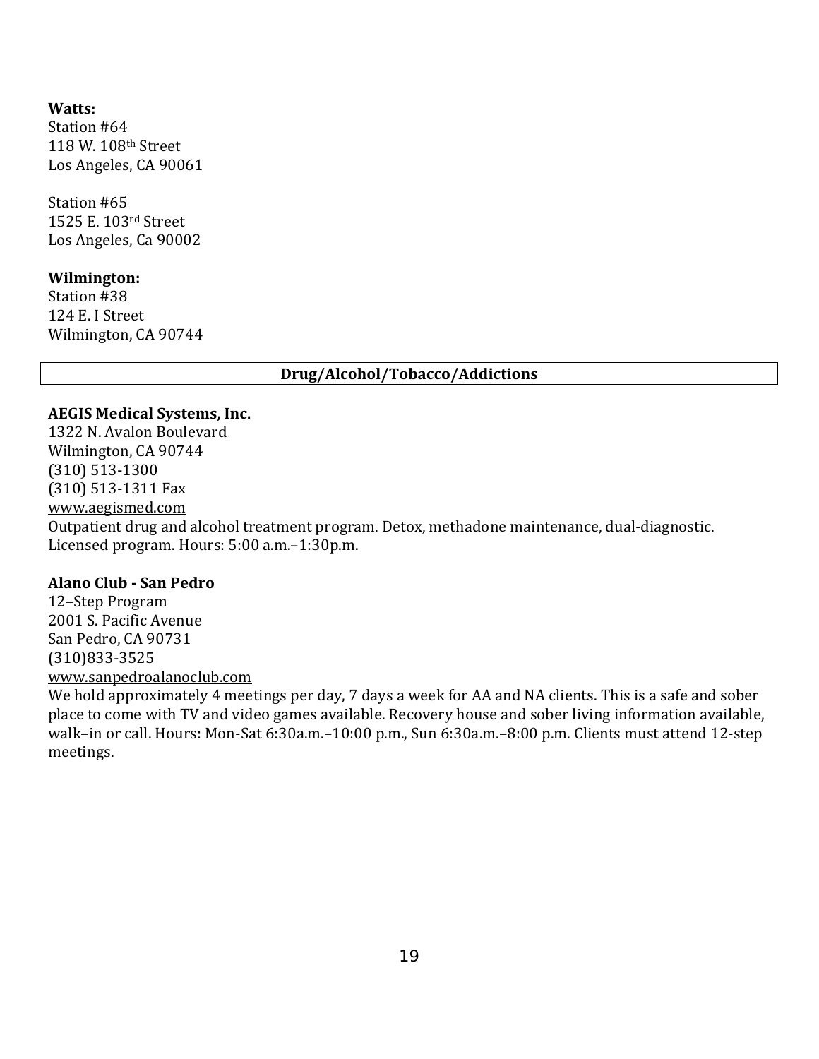**Watts:**
Station #64
118 W. 108th Street
Los Angeles, CA 90061

Station #65
1525 E. 103rd Street
Los Angeles, Ca 90002

**Wilmington:**
Station #38
124 E. I Street
Wilmington, CA 90744

## Drug/Alcohol/Tobacco/Addictions

**AEGIS Medical Systems, Inc.**
1322 N. Avalon Boulevard
Wilmington, CA 90744
(310) 513-1300
(310) 513-1311 Fax
www.aegismed.com
Outpatient drug and alcohol treatment program. Detox, methadone maintenance, dual-diagnostic. Licensed program. Hours: 5:00 a.m.–1:30p.m.

**Alano Club - San Pedro**
12–Step Program
2001 S. Pacific Avenue
San Pedro, CA 90731
(310)833-3525
www.sanpedroalanoclub.com
We hold approximately 4 meetings per day, 7 days a week for AA and NA clients. This is a safe and sober place to come with TV and video games available. Recovery house and sober living information available, walk–in or call. Hours: Mon-Sat 6:30a.m.–10:00 p.m., Sun 6:30a.m.–8:00 p.m. Clients must attend 12-step meetings.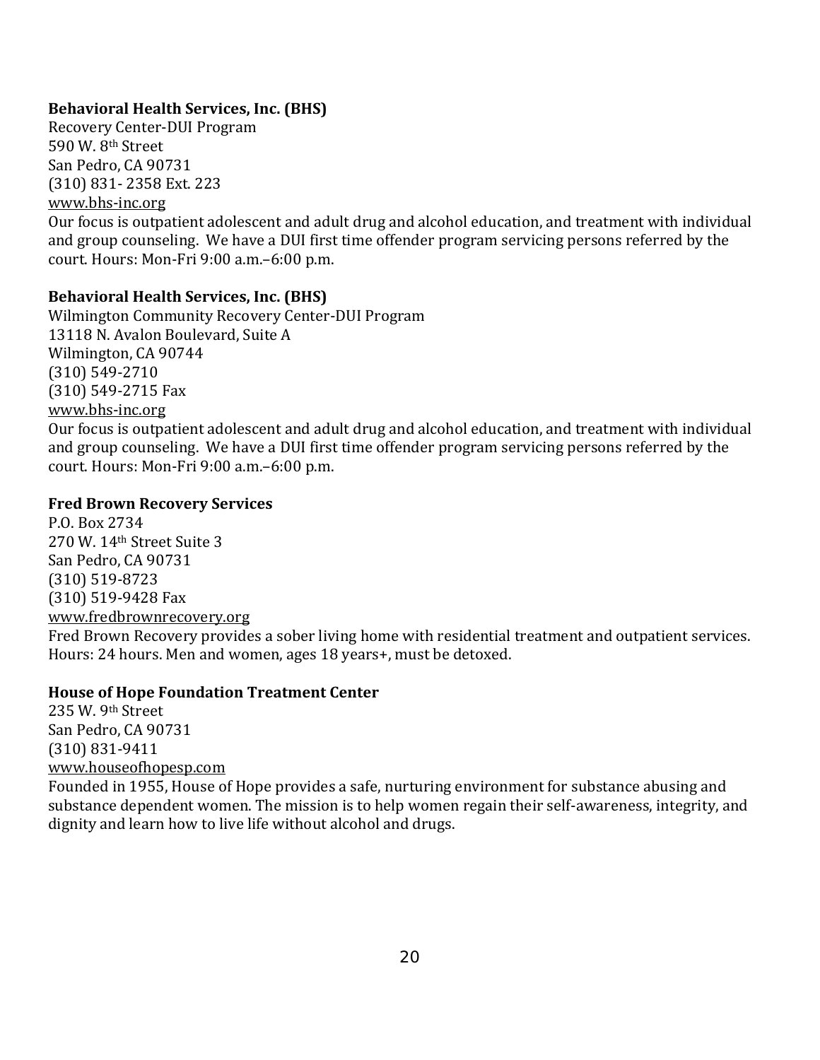**Behavioral Health Services, Inc. (BHS)**
Recovery Center-DUI Program
590 W. 8th Street
San Pedro, CA 90731
(310) 831- 2358 Ext. 223
www.bhs-inc.org
Our focus is outpatient adolescent and adult drug and alcohol education, and treatment with individual and group counseling. We have a DUI first time offender program servicing persons referred by the court. Hours: Mon-Fri 9:00 a.m.–6:00 p.m.

**Behavioral Health Services, Inc. (BHS)**
Wilmington Community Recovery Center-DUI Program
13118 N. Avalon Boulevard, Suite A
Wilmington, CA 90744
(310) 549-2710
(310) 549-2715 Fax
www.bhs-inc.org
Our focus is outpatient adolescent and adult drug and alcohol education, and treatment with individual and group counseling. We have a DUI first time offender program servicing persons referred by the court. Hours: Mon-Fri 9:00 a.m.–6:00 p.m.

**Fred Brown Recovery Services**
P.O. Box 2734
270 W. 14th Street Suite 3
San Pedro, CA 90731
(310) 519-8723
(310) 519-9428 Fax
www.fredbrownrecovery.org
Fred Brown Recovery provides a sober living home with residential treatment and outpatient services. Hours: 24 hours. Men and women, ages 18 years+, must be detoxed.

**House of Hope Foundation Treatment Center**
235 W. 9th Street
San Pedro, CA 90731
(310) 831-9411
www.houseofhopesp.com
Founded in 1955, House of Hope provides a safe, nurturing environment for substance abusing and substance dependent women. The mission is to help women regain their self-awareness, integrity, and dignity and learn how to live life without alcohol and drugs.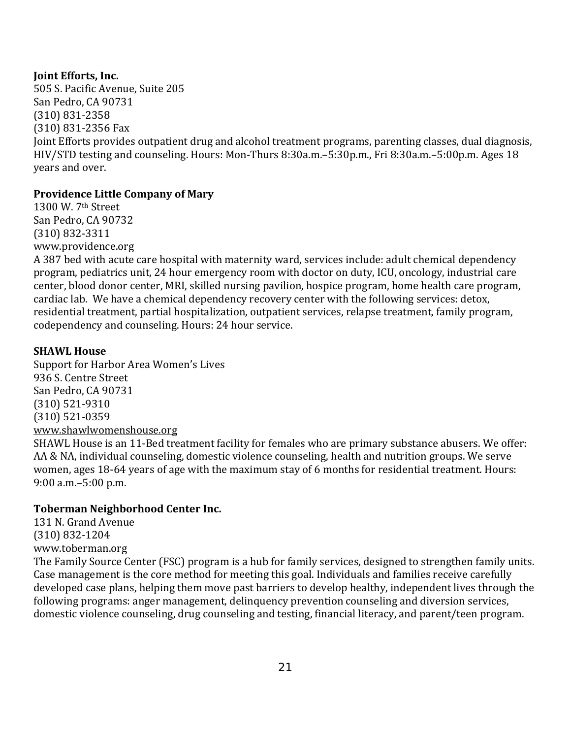**Joint Efforts, Inc.**
505 S. Pacific Avenue, Suite 205
San Pedro, CA 90731
(310) 831-2358
(310) 831-2356 Fax
Joint Efforts provides outpatient drug and alcohol treatment programs, parenting classes, dual diagnosis, HIV/STD testing and counseling. Hours: Mon-Thurs 8:30a.m.–5:30p.m., Fri 8:30a.m.–5:00p.m. Ages 18 years and over.

**Providence Little Company of Mary**
1300 W. 7th Street
San Pedro, CA 90732
(310) 832-3311
www.providence.org
A 387 bed with acute care hospital with maternity ward, services include: adult chemical dependency program, pediatrics unit, 24 hour emergency room with doctor on duty, ICU, oncology, industrial care center, blood donor center, MRI, skilled nursing pavilion, hospice program, home health care program, cardiac lab. We have a chemical dependency recovery center with the following services: detox, residential treatment, partial hospitalization, outpatient services, relapse treatment, family program, codependency and counseling. Hours: 24 hour service.

**SHAWL House**
Support for Harbor Area Women's Lives
936 S. Centre Street
San Pedro, CA 90731
(310) 521-9310
(310) 521-0359
www.shawlwomenshouse.org
SHAWL House is an 11-Bed treatment facility for females who are primary substance abusers. We offer: AA & NA, individual counseling, domestic violence counseling, health and nutrition groups. We serve women, ages 18-64 years of age with the maximum stay of 6 months for residential treatment. Hours: 9:00 a.m.–5:00 p.m.

**Toberman Neighborhood Center Inc.**
131 N. Grand Avenue
(310) 832-1204
www.toberman.org
The Family Source Center (FSC) program is a hub for family services, designed to strengthen family units. Case management is the core method for meeting this goal. Individuals and families receive carefully developed case plans, helping them move past barriers to develop healthy, independent lives through the following programs: anger management, delinquency prevention counseling and diversion services, domestic violence counseling, drug counseling and testing, financial literacy, and parent/teen program.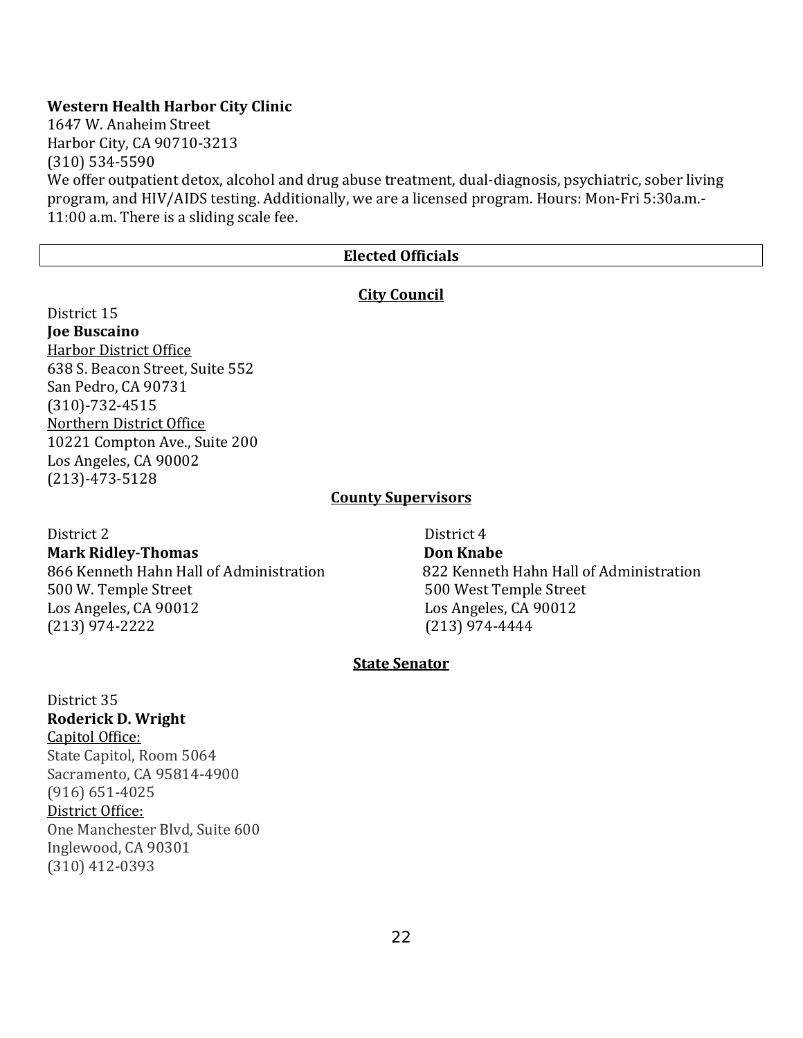**Western Health Harbor City Clinic**
1647 W. Anaheim Street
Harbor City, CA 90710-3213
(310) 534-5590
We offer outpatient detox, alcohol and drug abuse treatment, dual-diagnosis, psychiatric, sober living program, and HIV/AIDS testing. Additionally, we are a licensed program. Hours: Mon-Fri 5:30a.m.-11:00 a.m. There is a sliding scale fee.

## Elected Officials

### City Council

District 15
**Joe Buscaino**
Harbor District Office
638 S. Beacon Street, Suite 552
San Pedro, CA 90731
(310)-732-4515
Northern District Office
10221 Compton Ave., Suite 200
Los Angeles, CA 90002
(213)-473-5128

### County Supervisors

District 2
**Mark Ridley-Thomas**
866 Kenneth Hahn Hall of Administration
500 W. Temple Street
Los Angeles, CA 90012
(213) 974-2222

District 4
**Don Knabe**
822 Kenneth Hahn Hall of Administration
500 West Temple Street
Los Angeles, CA 90012
(213) 974-4444

### State Senator

District 35
**Roderick D. Wright**
Capitol Office:
State Capitol, Room 5064
Sacramento, CA 95814-4900
(916) 651-4025
District Office:
One Manchester Blvd, Suite 600
Inglewood, CA 90301
(310) 412-0393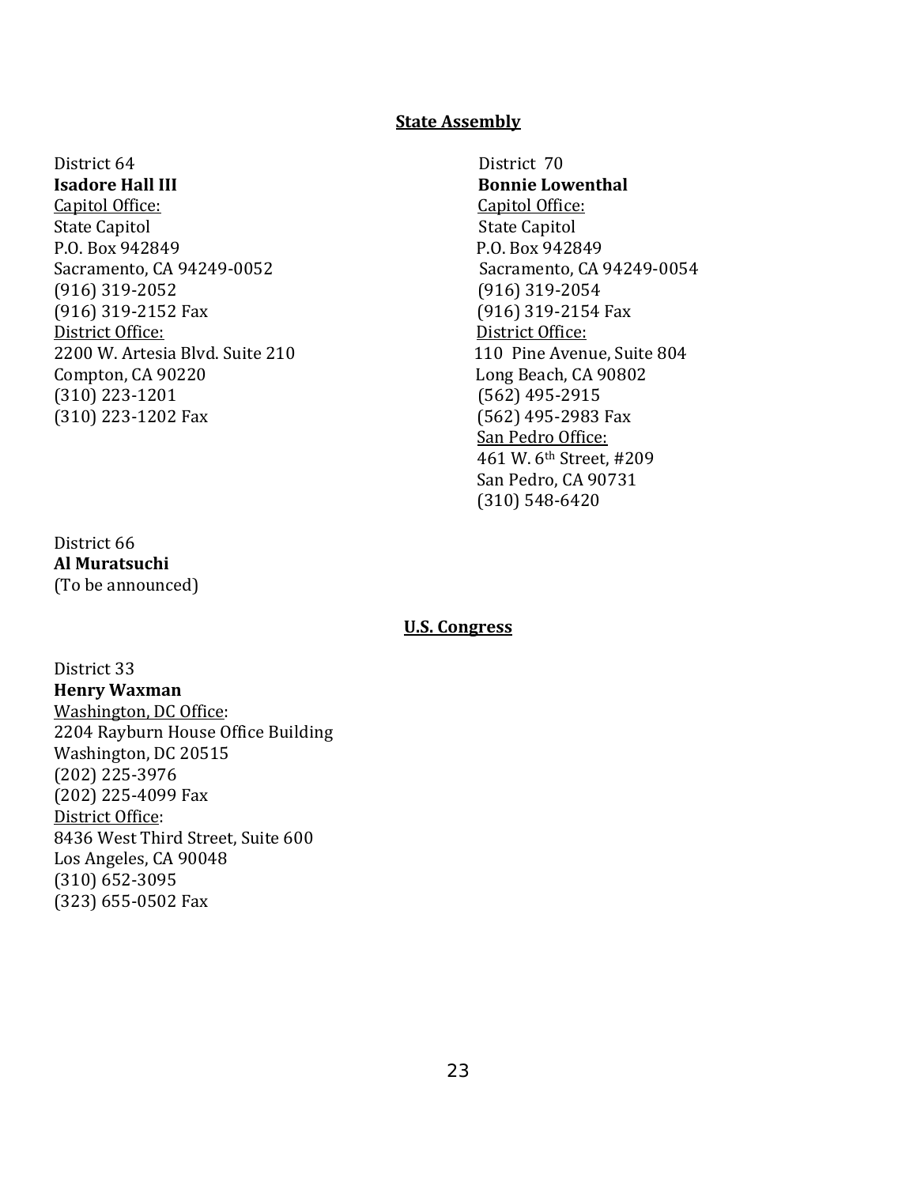## State Assembly

District 64
**Isadore Hall III**
Capitol Office:
State Capitol
P.O. Box 942849
Sacramento, CA 94249-0052
(916) 319-2052
(916) 319-2152 Fax
District Office:
2200 W. Artesia Blvd. Suite 210
Compton, CA 90220
(310) 223-1201
(310) 223-1202 Fax

District 70
**Bonnie Lowenthal**
Capitol Office:
State Capitol
P.O. Box 942849
Sacramento, CA 94249-0054
(916) 319-2054
(916) 319-2154 Fax
District Office:
110 Pine Avenue, Suite 804
Long Beach, CA 90802
(562) 495-2915
(562) 495-2983 Fax
San Pedro Office:
461 W. 6th Street, #209
San Pedro, CA 90731
(310) 548-6420

District 66
**Al Muratsuchi**
(To be announced)

## U.S. Congress

District 33
**Henry Waxman**
Washington, DC Office:
2204 Rayburn House Office Building
Washington, DC 20515
(202) 225-3976
(202) 225-4099 Fax
District Office:
8436 West Third Street, Suite 600
Los Angeles, CA 90048
(310) 652-3095
(323) 655-0502 Fax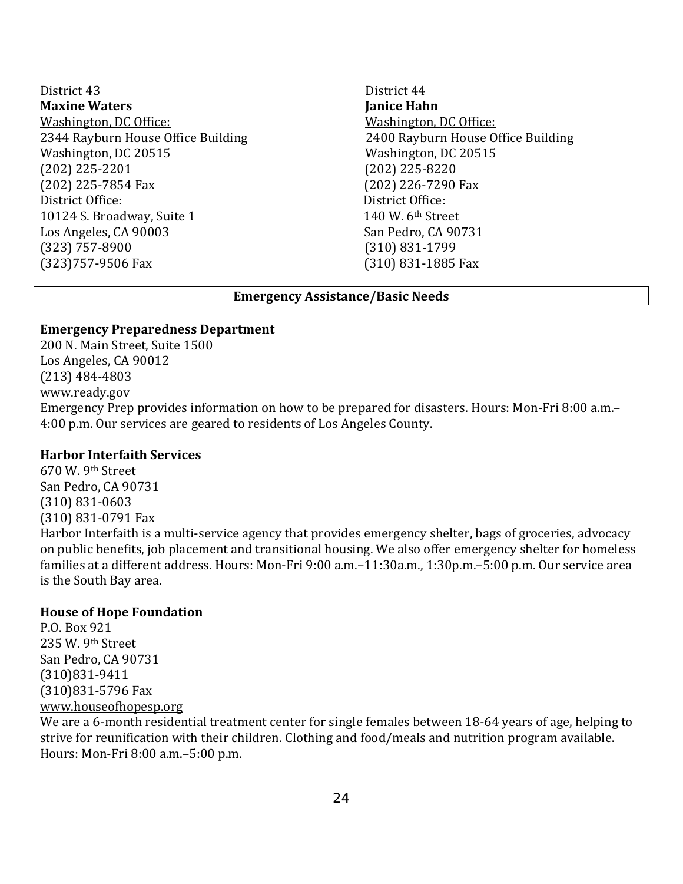District 43
**Maxine Waters**
Washington, DC Office:
2344 Rayburn House Office Building
Washington, DC 20515
(202) 225-2201
(202) 225-7854 Fax
District Office:
10124 S. Broadway, Suite 1
Los Angeles, CA 90003
(323) 757-8900
(323)757-9506 Fax

District 44
**Janice Hahn**
Washington, DC Office:
2400 Rayburn House Office Building
Washington, DC 20515
(202) 225-8220
(202) 226-7290 Fax
District Office:
140 W. 6th Street
San Pedro, CA 90731
(310) 831-1799
(310) 831-1885 Fax

## Emergency Assistance/Basic Needs

**Emergency Preparedness Department**
200 N. Main Street, Suite 1500
Los Angeles, CA 90012
(213) 484-4803
www.ready.gov
Emergency Prep provides information on how to be prepared for disasters. Hours: Mon-Fri 8:00 a.m.–4:00 p.m. Our services are geared to residents of Los Angeles County.

**Harbor Interfaith Services**
670 W. 9th Street
San Pedro, CA 90731
(310) 831-0603
(310) 831-0791 Fax
Harbor Interfaith is a multi-service agency that provides emergency shelter, bags of groceries, advocacy on public benefits, job placement and transitional housing. We also offer emergency shelter for homeless families at a different address. Hours: Mon-Fri 9:00 a.m.–11:30a.m., 1:30p.m.–5:00 p.m. Our service area is the South Bay area.

**House of Hope Foundation**
P.O. Box 921
235 W. 9th Street
San Pedro, CA 90731
(310)831-9411
(310)831-5796 Fax
www.houseofhopesp.org
We are a 6-month residential treatment center for single females between 18-64 years of age, helping to strive for reunification with their children. Clothing and food/meals and nutrition program available. Hours: Mon-Fri 8:00 a.m.–5:00 p.m.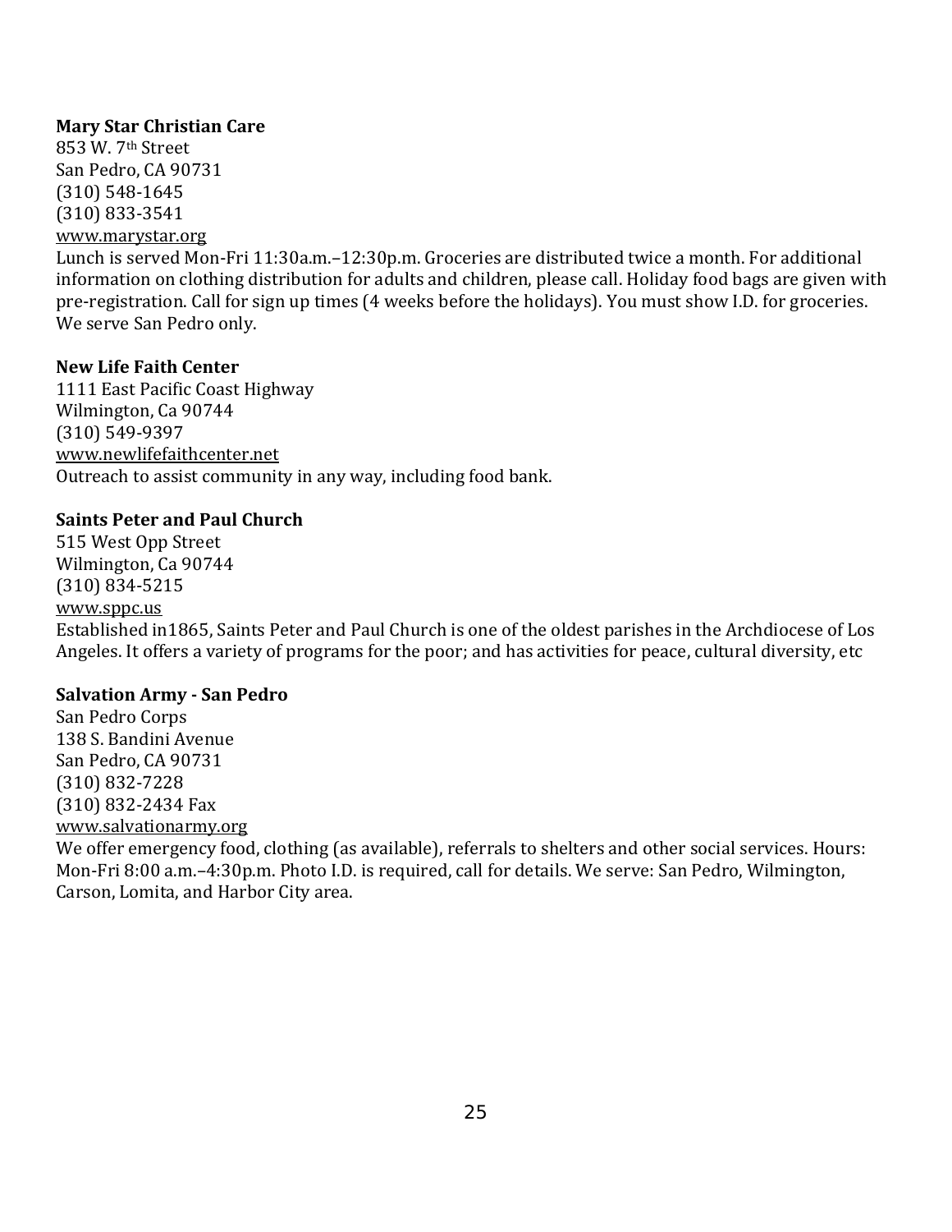**Mary Star Christian Care**
853 W. 7th Street
San Pedro, CA 90731
(310) 548-1645
(310) 833-3541
www.marystar.org
Lunch is served Mon-Fri 11:30a.m.–12:30p.m. Groceries are distributed twice a month. For additional information on clothing distribution for adults and children, please call. Holiday food bags are given with pre-registration. Call for sign up times (4 weeks before the holidays). You must show I.D. for groceries. We serve San Pedro only.

**New Life Faith Center**
1111 East Pacific Coast Highway
Wilmington, Ca 90744
(310) 549-9397
www.newlifefaithcenter.net
Outreach to assist community in any way, including food bank.

**Saints Peter and Paul Church**
515 West Opp Street
Wilmington, Ca 90744
(310) 834-5215
www.sppc.us
Established in1865, Saints Peter and Paul Church is one of the oldest parishes in the Archdiocese of Los Angeles. It offers a variety of programs for the poor; and has activities for peace, cultural diversity, etc

**Salvation Army - San Pedro**
San Pedro Corps
138 S. Bandini Avenue
San Pedro, CA 90731
(310) 832-7228
(310) 832-2434 Fax
www.salvationarmy.org
We offer emergency food, clothing (as available), referrals to shelters and other social services. Hours: Mon-Fri 8:00 a.m.–4:30p.m. Photo I.D. is required, call for details. We serve: San Pedro, Wilmington, Carson, Lomita, and Harbor City area.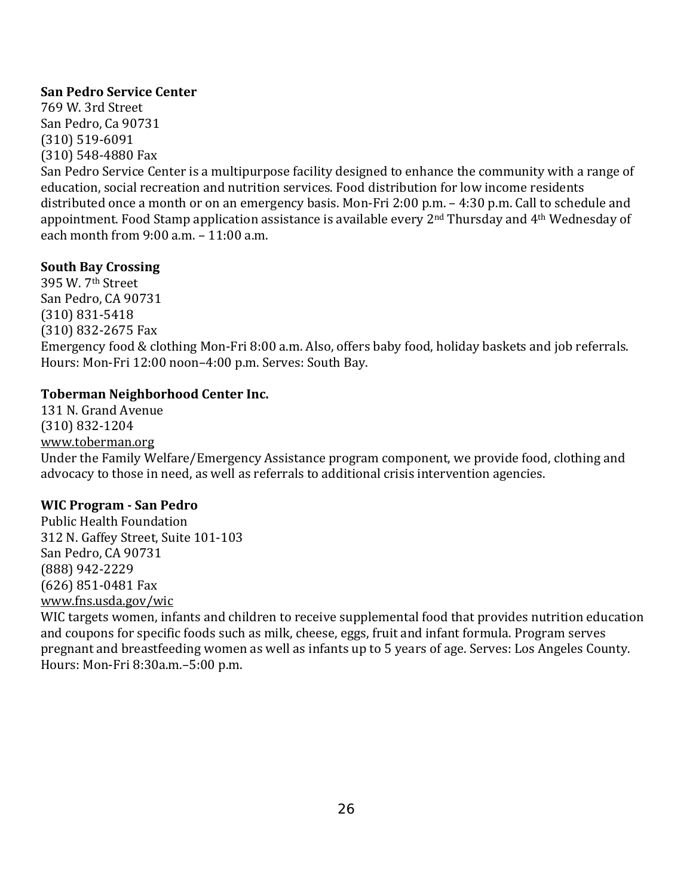**San Pedro Service Center**
769 W. 3rd Street
San Pedro, Ca 90731
(310) 519-6091
(310) 548-4880 Fax
San Pedro Service Center is a multipurpose facility designed to enhance the community with a range of education, social recreation and nutrition services. Food distribution for low income residents distributed once a month or on an emergency basis. Mon-Fri 2:00 p.m. – 4:30 p.m. Call to schedule and appointment. Food Stamp application assistance is available every 2nd Thursday and 4th Wednesday of each month from 9:00 a.m. – 11:00 a.m.

**South Bay Crossing**
395 W. 7th Street
San Pedro, CA 90731
(310) 831-5418
(310) 832-2675 Fax
Emergency food & clothing Mon-Fri 8:00 a.m. Also, offers baby food, holiday baskets and job referrals. Hours: Mon-Fri 12:00 noon–4:00 p.m. Serves: South Bay.

**Toberman Neighborhood Center Inc.**
131 N. Grand Avenue
(310) 832-1204
www.toberman.org
Under the Family Welfare/Emergency Assistance program component, we provide food, clothing and advocacy to those in need, as well as referrals to additional crisis intervention agencies.

**WIC Program - San Pedro**
Public Health Foundation
312 N. Gaffey Street, Suite 101-103
San Pedro, CA 90731
(888) 942-2229
(626) 851-0481 Fax
www.fns.usda.gov/wic
WIC targets women, infants and children to receive supplemental food that provides nutrition education and coupons for specific foods such as milk, cheese, eggs, fruit and infant formula. Program serves pregnant and breastfeeding women as well as infants up to 5 years of age. Serves: Los Angeles County. Hours: Mon-Fri 8:30a.m.–5:00 p.m.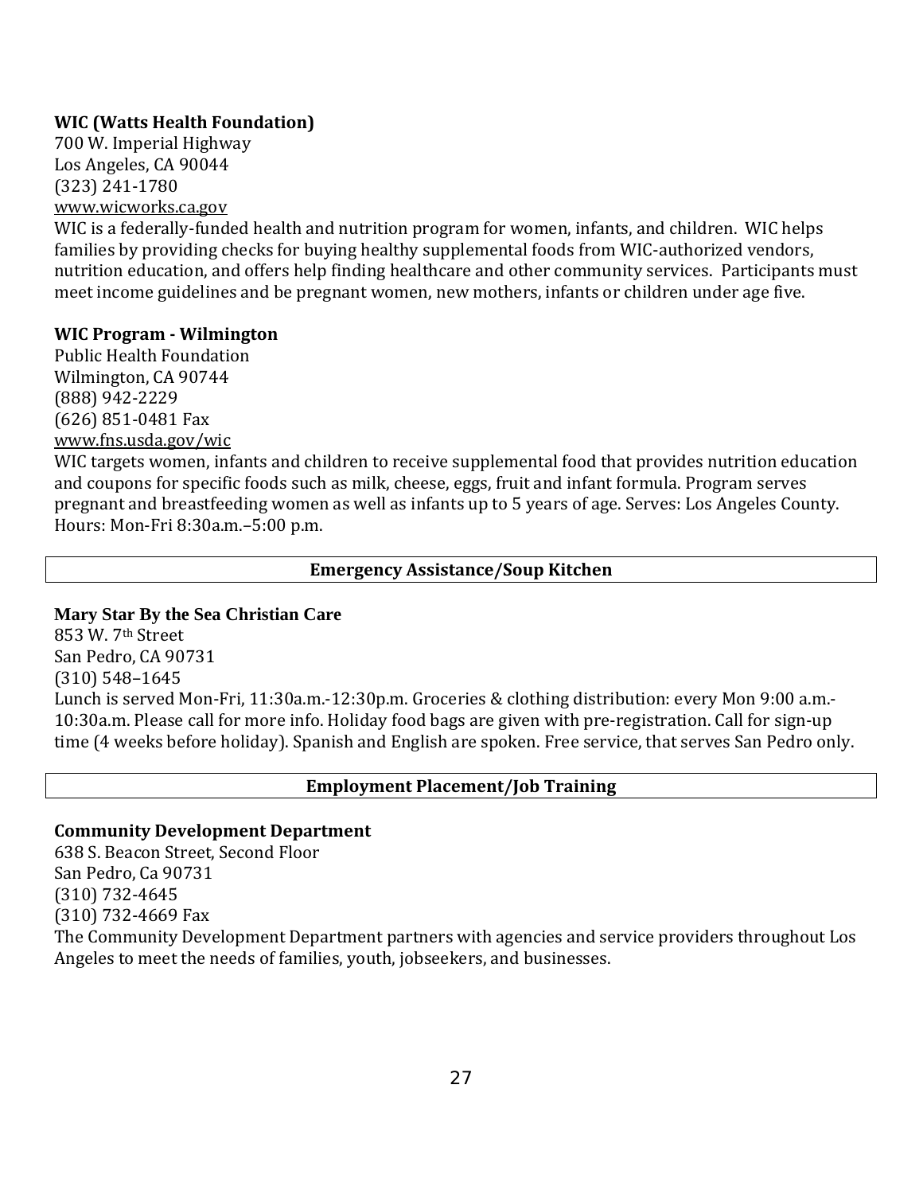**WIC (Watts Health Foundation)**
700 W. Imperial Highway
Los Angeles, CA 90044
(323) 241-1780
www.wicworks.ca.gov
WIC is a federally-funded health and nutrition program for women, infants, and children. WIC helps families by providing checks for buying healthy supplemental foods from WIC-authorized vendors, nutrition education, and offers help finding healthcare and other community services. Participants must meet income guidelines and be pregnant women, new mothers, infants or children under age five.

**WIC Program - Wilmington**
Public Health Foundation
Wilmington, CA 90744
(888) 942-2229
(626) 851-0481 Fax
www.fns.usda.gov/wic
WIC targets women, infants and children to receive supplemental food that provides nutrition education and coupons for specific foods such as milk, cheese, eggs, fruit and infant formula. Program serves pregnant and breastfeeding women as well as infants up to 5 years of age. Serves: Los Angeles County. Hours: Mon-Fri 8:30a.m.–5:00 p.m.

## Emergency Assistance/Soup Kitchen

**Mary Star By the Sea Christian Care**
853 W. 7th Street
San Pedro, CA 90731
(310) 548–1645
Lunch is served Mon-Fri, 11:30a.m.-12:30p.m. Groceries & clothing distribution: every Mon 9:00 a.m.-10:30a.m. Please call for more info. Holiday food bags are given with pre-registration. Call for sign-up time (4 weeks before holiday). Spanish and English are spoken. Free service, that serves San Pedro only.

## Employment Placement/Job Training

**Community Development Department**
638 S. Beacon Street, Second Floor
San Pedro, Ca 90731
(310) 732-4645
(310) 732-4669 Fax
The Community Development Department partners with agencies and service providers throughout Los Angeles to meet the needs of families, youth, jobseekers, and businesses.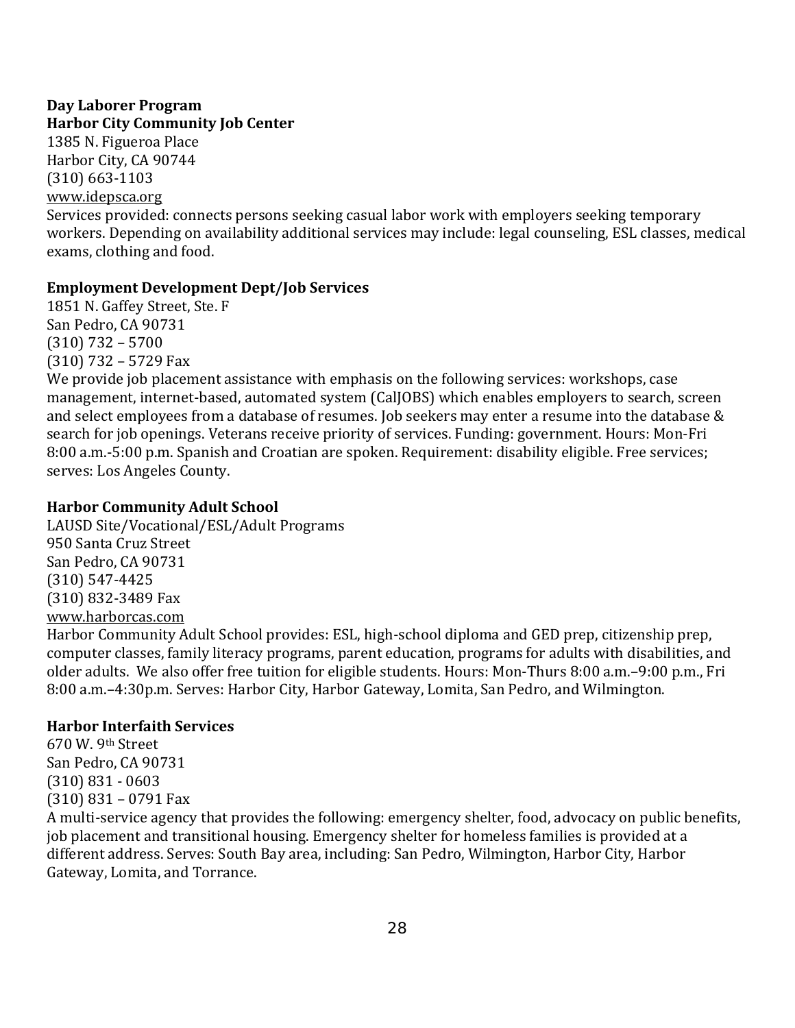**Day Laborer Program**
**Harbor City Community Job Center**
1385 N. Figueroa Place
Harbor City, CA 90744
(310) 663-1103
www.idepsca.org
Services provided: connects persons seeking casual labor work with employers seeking temporary workers. Depending on availability additional services may include: legal counseling, ESL classes, medical exams, clothing and food.

**Employment Development Dept/Job Services**
1851 N. Gaffey Street, Ste. F
San Pedro, CA 90731
(310) 732 – 5700
(310) 732 – 5729 Fax
We provide job placement assistance with emphasis on the following services: workshops, case management, internet-based, automated system (CalJOBS) which enables employers to search, screen and select employees from a database of resumes. Job seekers may enter a resume into the database & search for job openings. Veterans receive priority of services. Funding: government. Hours: Mon-Fri 8:00 a.m.-5:00 p.m. Spanish and Croatian are spoken. Requirement: disability eligible. Free services; serves: Los Angeles County.

**Harbor Community Adult School**
LAUSD Site/Vocational/ESL/Adult Programs
950 Santa Cruz Street
San Pedro, CA 90731
(310) 547-4425
(310) 832-3489 Fax
www.harborcas.com
Harbor Community Adult School provides: ESL, high-school diploma and GED prep, citizenship prep, computer classes, family literacy programs, parent education, programs for adults with disabilities, and older adults. We also offer free tuition for eligible students. Hours: Mon-Thurs 8:00 a.m.–9:00 p.m., Fri 8:00 a.m.–4:30p.m. Serves: Harbor City, Harbor Gateway, Lomita, San Pedro, and Wilmington.

**Harbor Interfaith Services**
670 W. 9th Street
San Pedro, CA 90731
(310) 831 - 0603
(310) 831 – 0791 Fax
A multi-service agency that provides the following: emergency shelter, food, advocacy on public benefits, job placement and transitional housing. Emergency shelter for homeless families is provided at a different address. Serves: South Bay area, including: San Pedro, Wilmington, Harbor City, Harbor Gateway, Lomita, and Torrance.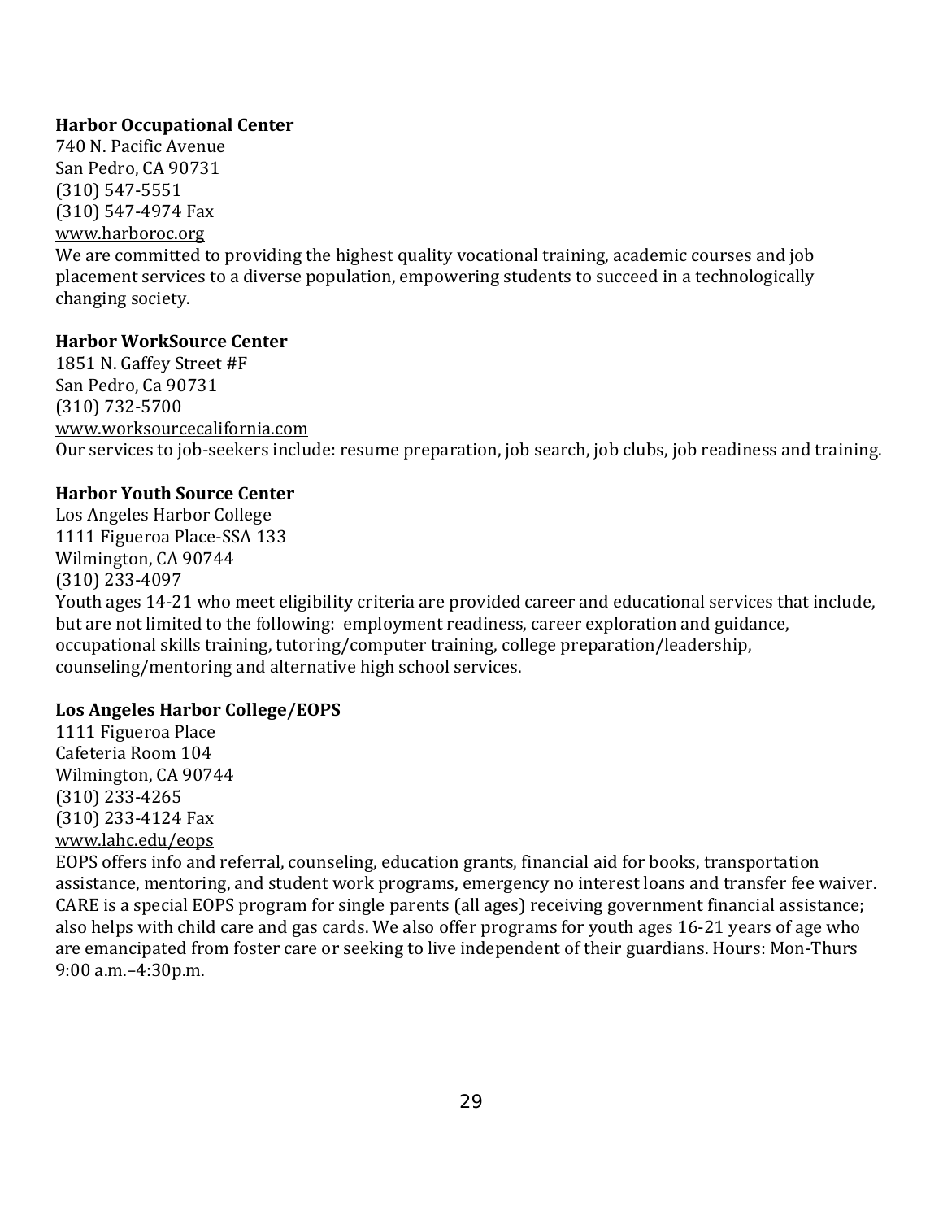**Harbor Occupational Center**
740 N. Pacific Avenue
San Pedro, CA 90731
(310) 547-5551
(310) 547-4974 Fax
www.harboroc.org
We are committed to providing the highest quality vocational training, academic courses and job placement services to a diverse population, empowering students to succeed in a technologically changing society.

**Harbor WorkSource Center**
1851 N. Gaffey Street #F
San Pedro, Ca 90731
(310) 732-5700
www.worksourcecalifornia.com
Our services to job-seekers include: resume preparation, job search, job clubs, job readiness and training.

**Harbor Youth Source Center**
Los Angeles Harbor College
1111 Figueroa Place-SSA 133
Wilmington, CA 90744
(310) 233-4097
Youth ages 14-21 who meet eligibility criteria are provided career and educational services that include, but are not limited to the following: employment readiness, career exploration and guidance, occupational skills training, tutoring/computer training, college preparation/leadership, counseling/mentoring and alternative high school services.

**Los Angeles Harbor College/EOPS**
1111 Figueroa Place
Cafeteria Room 104
Wilmington, CA 90744
(310) 233-4265
(310) 233-4124 Fax
www.lahc.edu/eops
EOPS offers info and referral, counseling, education grants, financial aid for books, transportation assistance, mentoring, and student work programs, emergency no interest loans and transfer fee waiver. CARE is a special EOPS program for single parents (all ages) receiving government financial assistance; also helps with child care and gas cards. We also offer programs for youth ages 16-21 years of age who are emancipated from foster care or seeking to live independent of their guardians. Hours: Mon-Thurs 9:00 a.m.–4:30p.m.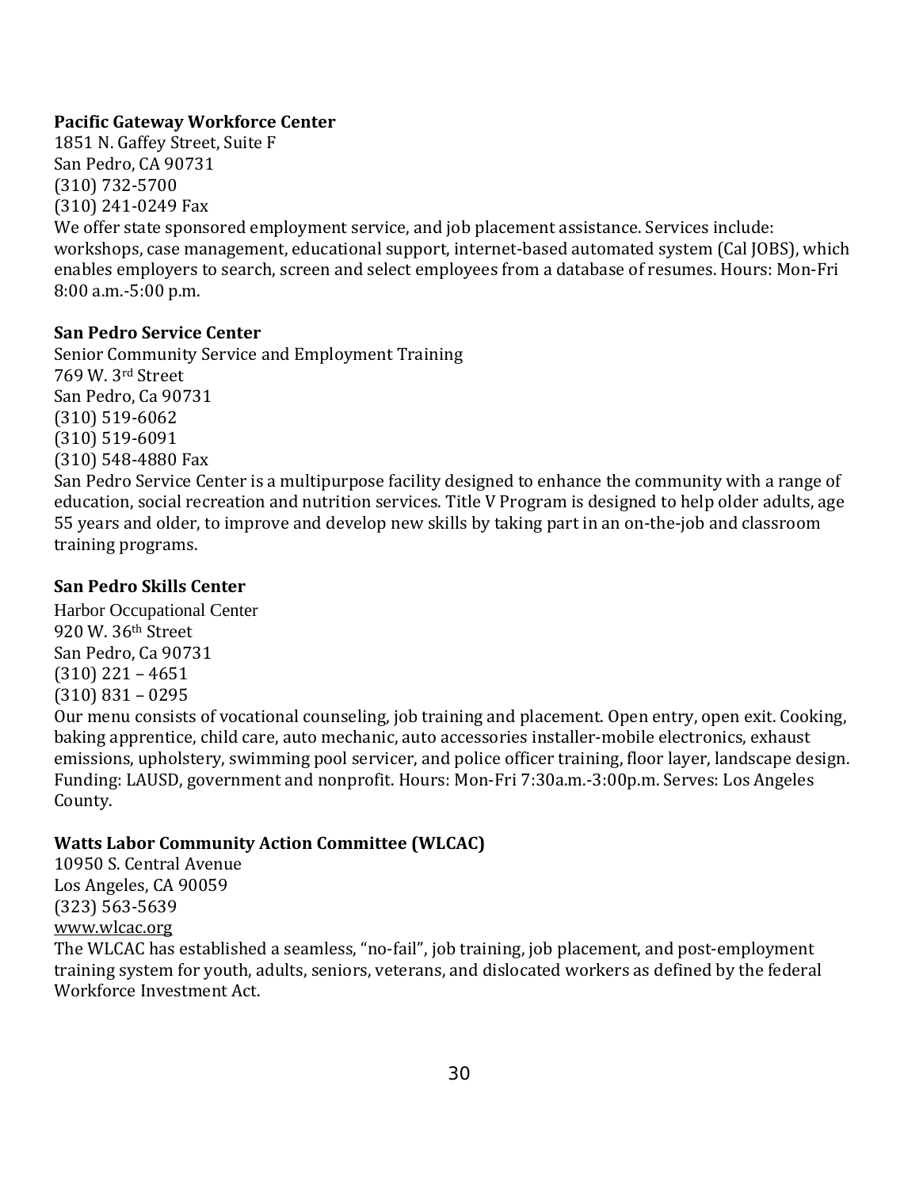**Pacific Gateway Workforce Center**
1851 N. Gaffey Street, Suite F
San Pedro, CA 90731
(310) 732-5700
(310) 241-0249 Fax
We offer state sponsored employment service, and job placement assistance. Services include: workshops, case management, educational support, internet-based automated system (Cal JOBS), which enables employers to search, screen and select employees from a database of resumes. Hours: Mon-Fri 8:00 a.m.-5:00 p.m.

**San Pedro Service Center**
Senior Community Service and Employment Training
769 W. 3rd Street
San Pedro, Ca 90731
(310) 519-6062
(310) 519-6091
(310) 548-4880 Fax
San Pedro Service Center is a multipurpose facility designed to enhance the community with a range of education, social recreation and nutrition services. Title V Program is designed to help older adults, age 55 years and older, to improve and develop new skills by taking part in an on-the-job and classroom training programs.

**San Pedro Skills Center**
Harbor Occupational Center
920 W. 36th Street
San Pedro, Ca 90731
(310) 221 – 4651
(310) 831 – 0295
Our menu consists of vocational counseling, job training and placement. Open entry, open exit. Cooking, baking apprentice, child care, auto mechanic, auto accessories installer-mobile electronics, exhaust emissions, upholstery, swimming pool servicer, and police officer training, floor layer, landscape design. Funding: LAUSD, government and nonprofit. Hours: Mon-Fri 7:30a.m.-3:00p.m. Serves: Los Angeles County.

**Watts Labor Community Action Committee (WLCAC)**
10950 S. Central Avenue
Los Angeles, CA 90059
(323) 563-5639
www.wlcac.org
The WLCAC has established a seamless, "no-fail", job training, job placement, and post-employment training system for youth, adults, seniors, veterans, and dislocated workers as defined by the federal Workforce Investment Act.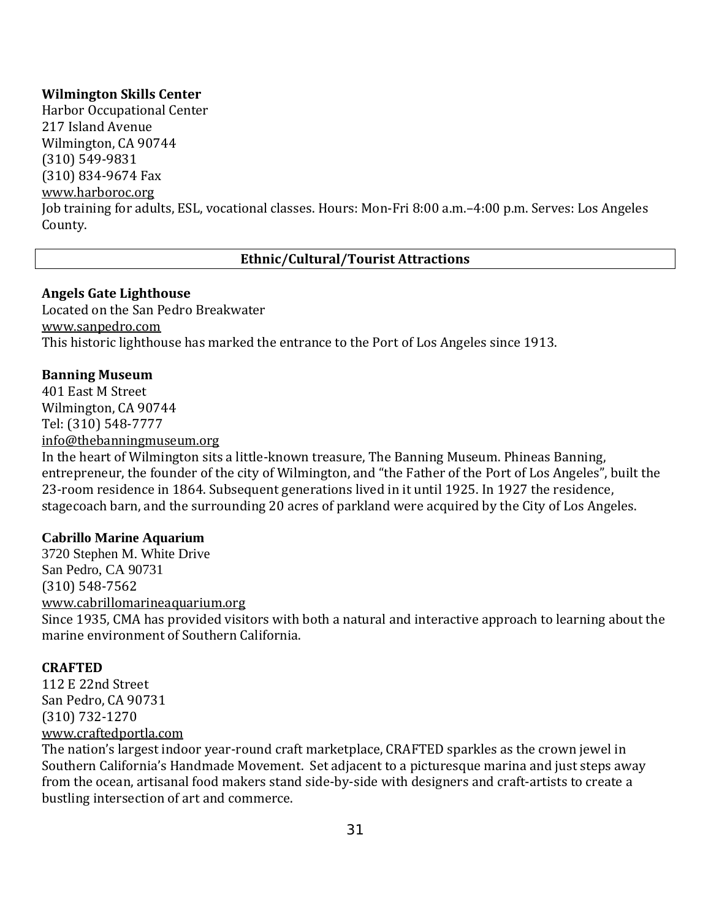**Wilmington Skills Center**
Harbor Occupational Center
217 Island Avenue
Wilmington, CA 90744
(310) 549-9831
(310) 834-9674 Fax
www.harboroc.org
Job training for adults, ESL, vocational classes. Hours: Mon-Fri 8:00 a.m.–4:00 p.m. Serves: Los Angeles County.

## Ethnic/Cultural/Tourist Attractions

**Angels Gate Lighthouse**
Located on the San Pedro Breakwater
www.sanpedro.com
This historic lighthouse has marked the entrance to the Port of Los Angeles since 1913.

**Banning Museum**
401 East M Street
Wilmington, CA 90744
Tel: (310) 548-7777
info@thebanningmuseum.org
In the heart of Wilmington sits a little-known treasure, The Banning Museum. Phineas Banning, entrepreneur, the founder of the city of Wilmington, and "the Father of the Port of Los Angeles", built the 23-room residence in 1864. Subsequent generations lived in it until 1925. In 1927 the residence, stagecoach barn, and the surrounding 20 acres of parkland were acquired by the City of Los Angeles.

**Cabrillo Marine Aquarium**
3720 Stephen M. White Drive
San Pedro, CA 90731
(310) 548-7562
www.cabrillomarineaquarium.org
Since 1935, CMA has provided visitors with both a natural and interactive approach to learning about the marine environment of Southern California.

**CRAFTED**
112 E 22nd Street
San Pedro, CA 90731
(310) 732-1270
www.craftedportla.com
The nation's largest indoor year-round craft marketplace, CRAFTED sparkles as the crown jewel in Southern California's Handmade Movement. Set adjacent to a picturesque marina and just steps away from the ocean, artisanal food makers stand side-by-side with designers and craft-artists to create a bustling intersection of art and commerce.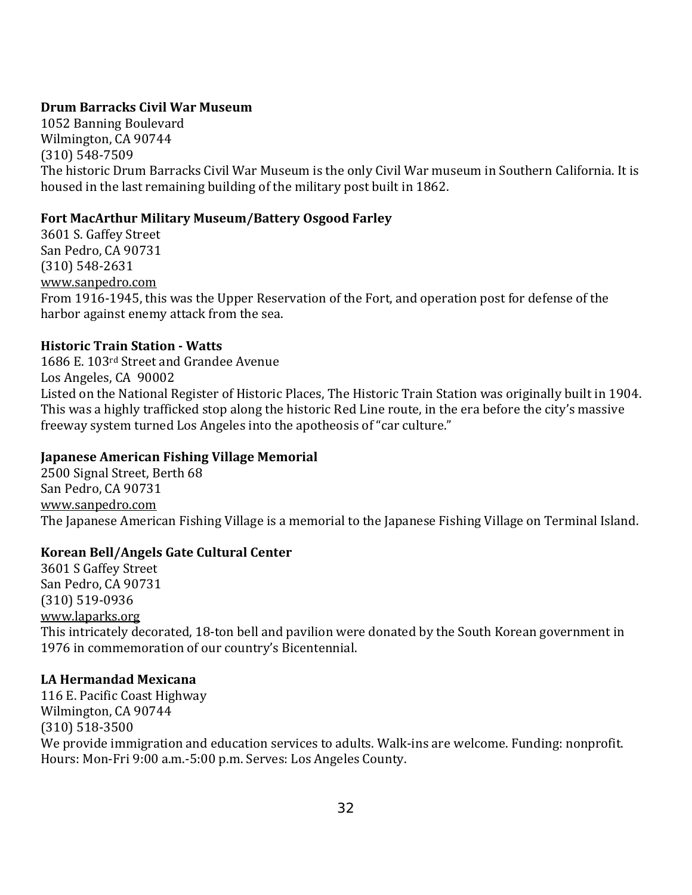**Drum Barracks Civil War Museum**
1052 Banning Boulevard
Wilmington, CA 90744
(310) 548-7509
The historic Drum Barracks Civil War Museum is the only Civil War museum in Southern California. It is housed in the last remaining building of the military post built in 1862.

**Fort MacArthur Military Museum/Battery Osgood Farley**
3601 S. Gaffey Street
San Pedro, CA 90731
(310) 548-2631
www.sanpedro.com
From 1916-1945, this was the Upper Reservation of the Fort, and operation post for defense of the harbor against enemy attack from the sea.

**Historic Train Station - Watts**
1686 E. 103rd Street and Grandee Avenue
Los Angeles, CA 90002
Listed on the National Register of Historic Places, The Historic Train Station was originally built in 1904. This was a highly trafficked stop along the historic Red Line route, in the era before the city's massive freeway system turned Los Angeles into the apotheosis of "car culture."

**Japanese American Fishing Village Memorial**
2500 Signal Street, Berth 68
San Pedro, CA 90731
www.sanpedro.com
The Japanese American Fishing Village is a memorial to the Japanese Fishing Village on Terminal Island.

**Korean Bell/Angels Gate Cultural Center**
3601 S Gaffey Street
San Pedro, CA 90731
(310) 519-0936
www.laparks.org
This intricately decorated, 18-ton bell and pavilion were donated by the South Korean government in 1976 in commemoration of our country's Bicentennial.

**LA Hermandad Mexicana**
116 E. Pacific Coast Highway
Wilmington, CA 90744
(310) 518-3500
We provide immigration and education services to adults. Walk-ins are welcome. Funding: nonprofit. Hours: Mon-Fri 9:00 a.m.-5:00 p.m. Serves: Los Angeles County.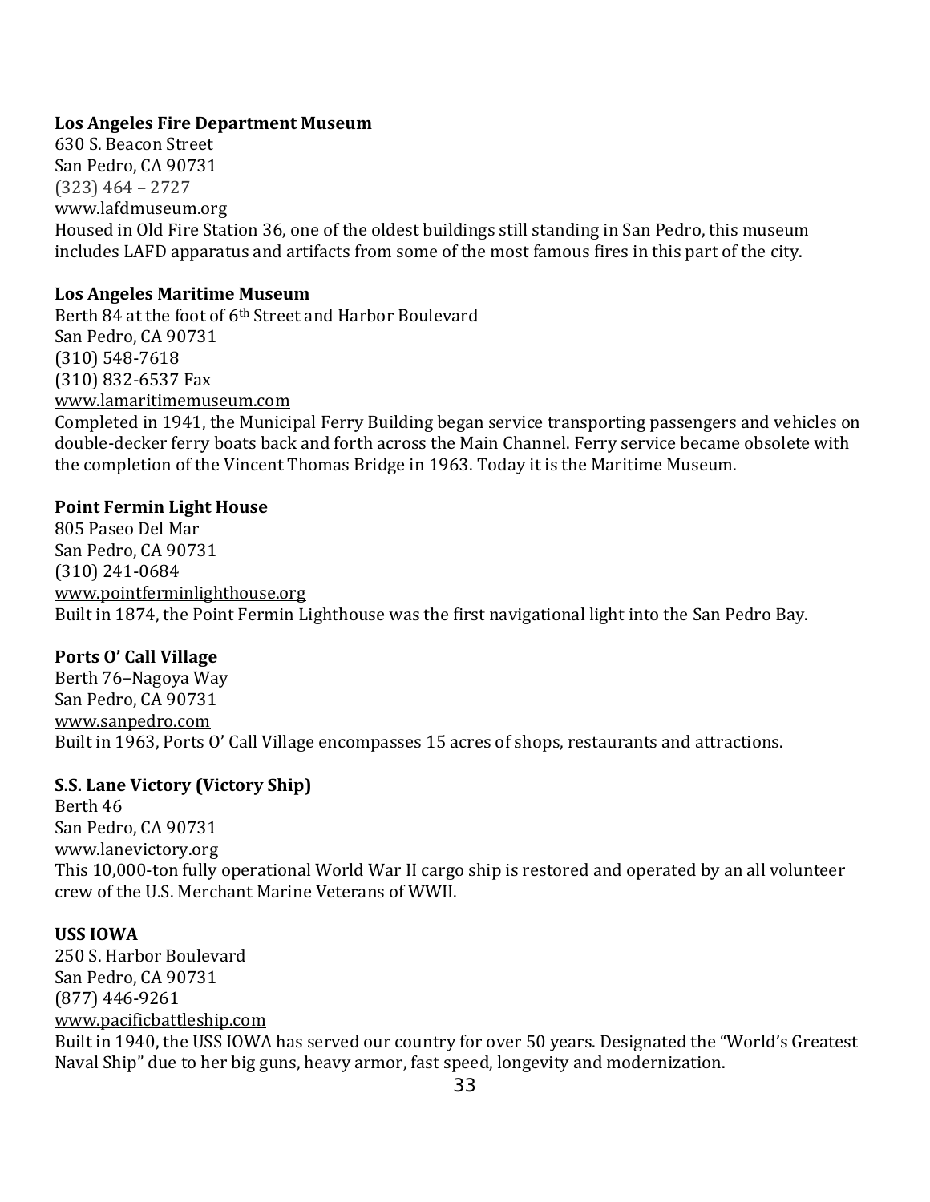**Los Angeles Fire Department Museum**
630 S. Beacon Street
San Pedro, CA 90731
(323) 464 – 2727
www.lafdmuseum.org
Housed in Old Fire Station 36, one of the oldest buildings still standing in San Pedro, this museum includes LAFD apparatus and artifacts from some of the most famous fires in this part of the city.

**Los Angeles Maritime Museum**
Berth 84 at the foot of 6th Street and Harbor Boulevard
San Pedro, CA 90731
(310) 548-7618
(310) 832-6537 Fax
www.lamaritimemuseum.com
Completed in 1941, the Municipal Ferry Building began service transporting passengers and vehicles on double-decker ferry boats back and forth across the Main Channel. Ferry service became obsolete with the completion of the Vincent Thomas Bridge in 1963. Today it is the Maritime Museum.

**Point Fermin Light House**
805 Paseo Del Mar
San Pedro, CA 90731
(310) 241-0684
www.pointferminlighthouse.org
Built in 1874, the Point Fermin Lighthouse was the first navigational light into the San Pedro Bay.

**Ports O' Call Village**
Berth 76–Nagoya Way
San Pedro, CA 90731
www.sanpedro.com
Built in 1963, Ports O' Call Village encompasses 15 acres of shops, restaurants and attractions.

**S.S. Lane Victory (Victory Ship)**
Berth 46
San Pedro, CA 90731
www.lanevictory.org
This 10,000-ton fully operational World War II cargo ship is restored and operated by an all volunteer crew of the U.S. Merchant Marine Veterans of WWII.

**USS IOWA**
250 S. Harbor Boulevard
San Pedro, CA 90731
(877) 446-9261
www.pacificbattleship.com
Built in 1940, the USS IOWA has served our country for over 50 years. Designated the "World's Greatest Naval Ship" due to her big guns, heavy armor, fast speed, longevity and modernization.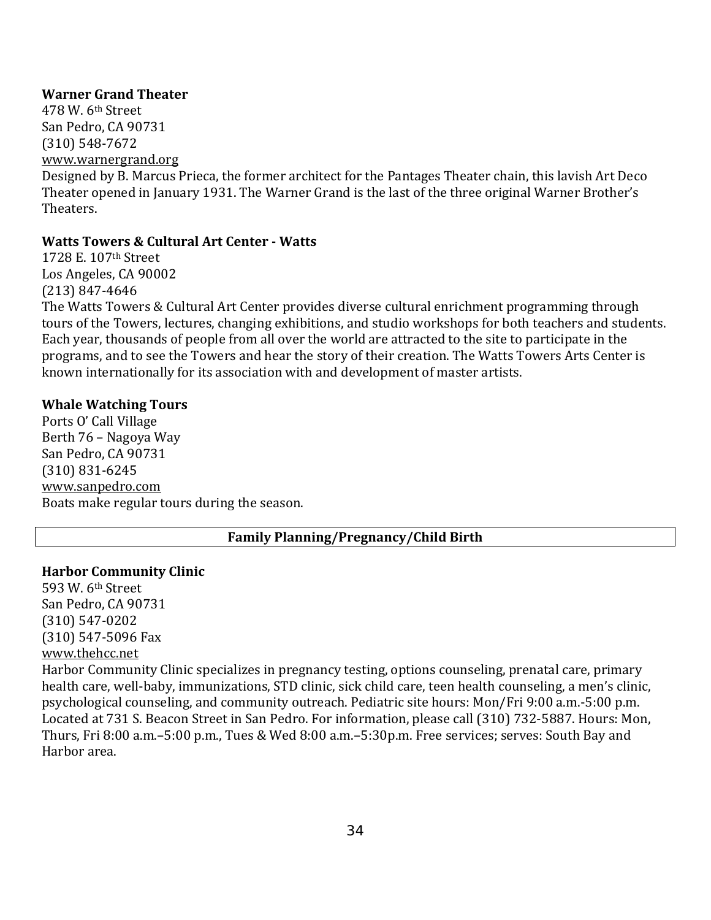**Warner Grand Theater**
478 W. 6th Street
San Pedro, CA 90731
(310) 548-7672
www.warnergrand.org
Designed by B. Marcus Prieca, the former architect for the Pantages Theater chain, this lavish Art Deco Theater opened in January 1931. The Warner Grand is the last of the three original Warner Brother's Theaters.

**Watts Towers & Cultural Art Center - Watts**
1728 E. 107th Street
Los Angeles, CA 90002
(213) 847-4646
The Watts Towers & Cultural Art Center provides diverse cultural enrichment programming through tours of the Towers, lectures, changing exhibitions, and studio workshops for both teachers and students. Each year, thousands of people from all over the world are attracted to the site to participate in the programs, and to see the Towers and hear the story of their creation. The Watts Towers Arts Center is known internationally for its association with and development of master artists.

**Whale Watching Tours**
Ports O' Call Village
Berth 76 – Nagoya Way
San Pedro, CA 90731
(310) 831-6245
www.sanpedro.com
Boats make regular tours during the season.

## Family Planning/Pregnancy/Child Birth

**Harbor Community Clinic**
593 W. 6th Street
San Pedro, CA 90731
(310) 547-0202
(310) 547-5096 Fax
www.thehcc.net
Harbor Community Clinic specializes in pregnancy testing, options counseling, prenatal care, primary health care, well-baby, immunizations, STD clinic, sick child care, teen health counseling, a men's clinic, psychological counseling, and community outreach. Pediatric site hours: Mon/Fri 9:00 a.m.-5:00 p.m. Located at 731 S. Beacon Street in San Pedro. For information, please call (310) 732-5887. Hours: Mon, Thurs, Fri 8:00 a.m.–5:00 p.m., Tues & Wed 8:00 a.m.–5:30p.m. Free services; serves: South Bay and Harbor area.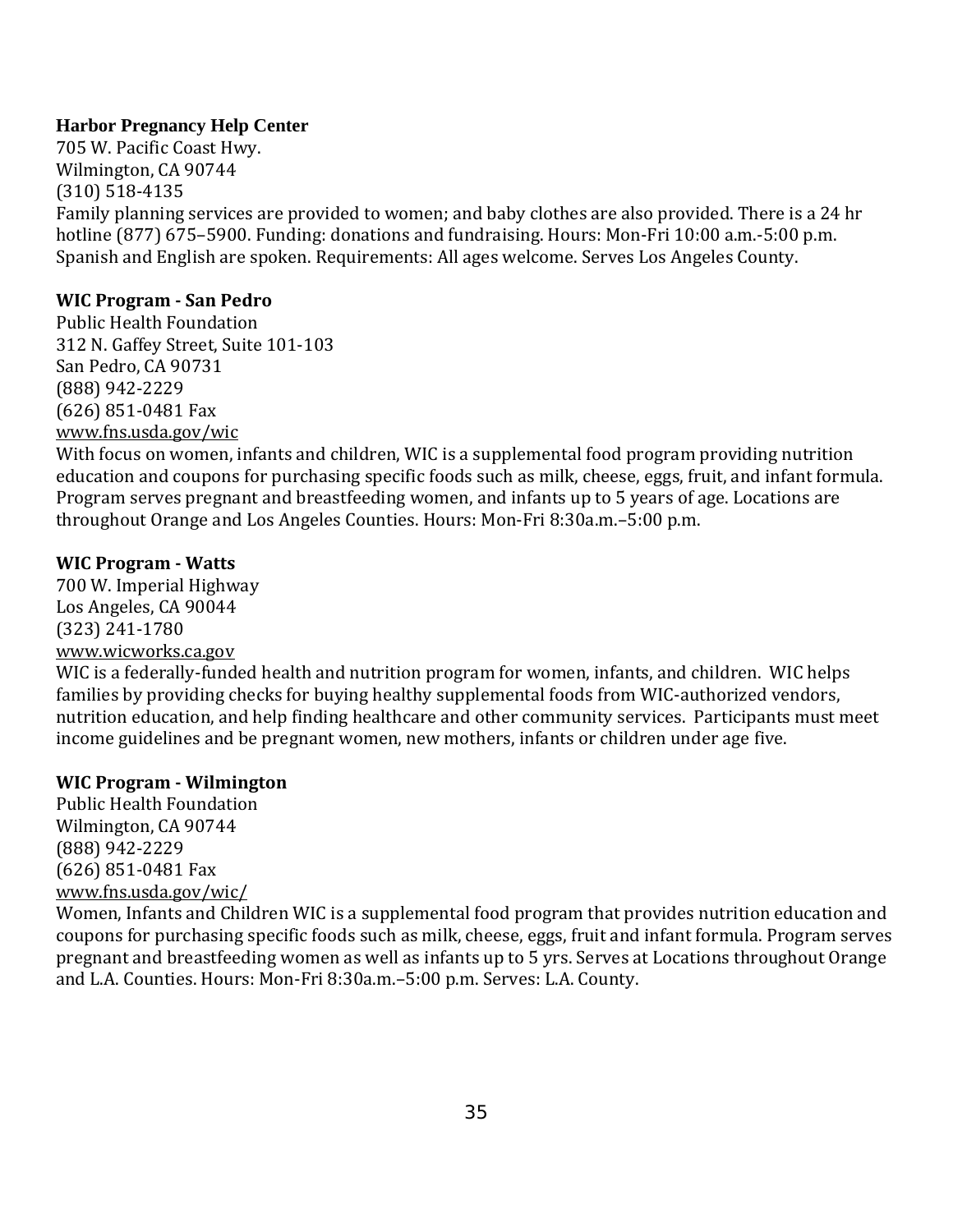**Harbor Pregnancy Help Center**
705 W. Pacific Coast Hwy.
Wilmington, CA 90744
(310) 518-4135
Family planning services are provided to women; and baby clothes are also provided. There is a 24 hr hotline (877) 675–5900. Funding: donations and fundraising. Hours: Mon-Fri 10:00 a.m.-5:00 p.m. Spanish and English are spoken. Requirements: All ages welcome. Serves Los Angeles County.

**WIC Program - San Pedro**
Public Health Foundation
312 N. Gaffey Street, Suite 101-103
San Pedro, CA 90731
(888) 942-2229
(626) 851-0481 Fax
www.fns.usda.gov/wic
With focus on women, infants and children, WIC is a supplemental food program providing nutrition education and coupons for purchasing specific foods such as milk, cheese, eggs, fruit, and infant formula. Program serves pregnant and breastfeeding women, and infants up to 5 years of age. Locations are throughout Orange and Los Angeles Counties. Hours: Mon-Fri 8:30a.m.–5:00 p.m.

**WIC Program - Watts**
700 W. Imperial Highway
Los Angeles, CA 90044
(323) 241-1780
www.wicworks.ca.gov
WIC is a federally-funded health and nutrition program for women, infants, and children. WIC helps families by providing checks for buying healthy supplemental foods from WIC-authorized vendors, nutrition education, and help finding healthcare and other community services. Participants must meet income guidelines and be pregnant women, new mothers, infants or children under age five.

**WIC Program - Wilmington**
Public Health Foundation
Wilmington, CA 90744
(888) 942-2229
(626) 851-0481 Fax
www.fns.usda.gov/wic/
Women, Infants and Children WIC is a supplemental food program that provides nutrition education and coupons for purchasing specific foods such as milk, cheese, eggs, fruit and infant formula. Program serves pregnant and breastfeeding women as well as infants up to 5 yrs. Serves at Locations throughout Orange and L.A. Counties. Hours: Mon-Fri 8:30a.m.–5:00 p.m. Serves: L.A. County.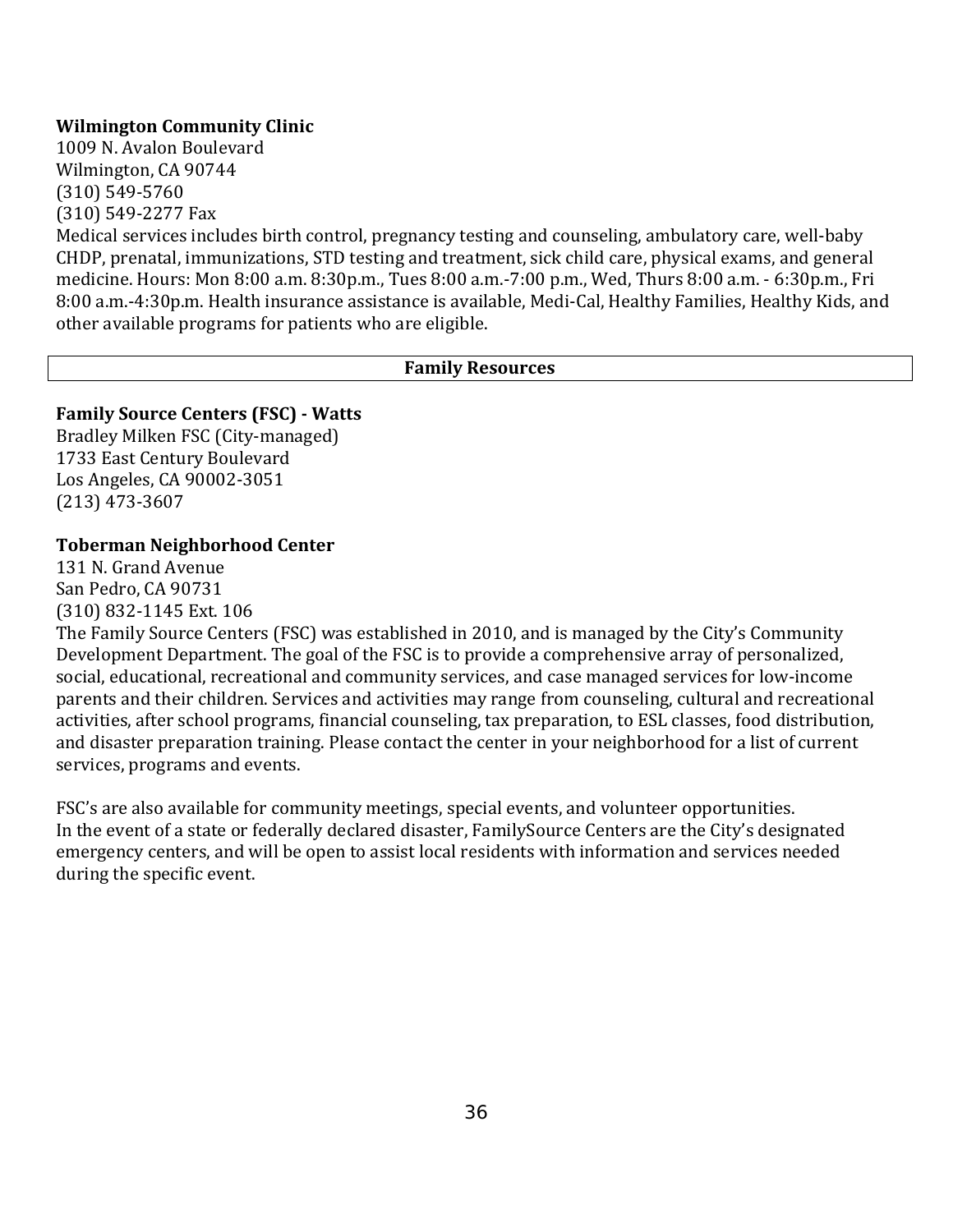**Wilmington Community Clinic**
1009 N. Avalon Boulevard
Wilmington, CA 90744
(310) 549-5760
(310) 549-2277 Fax
Medical services includes birth control, pregnancy testing and counseling, ambulatory care, well-baby CHDP, prenatal, immunizations, STD testing and treatment, sick child care, physical exams, and general medicine. Hours: Mon 8:00 a.m. 8:30p.m., Tues 8:00 a.m.-7:00 p.m., Wed, Thurs 8:00 a.m. - 6:30p.m., Fri 8:00 a.m.-4:30p.m. Health insurance assistance is available, Medi-Cal, Healthy Families, Healthy Kids, and other available programs for patients who are eligible.

## Family Resources

**Family Source Centers (FSC) - Watts**
Bradley Milken FSC (City-managed)
1733 East Century Boulevard
Los Angeles, CA 90002-3051
(213) 473-3607

**Toberman Neighborhood Center**
131 N. Grand Avenue
San Pedro, CA 90731
(310) 832-1145 Ext. 106
The Family Source Centers (FSC) was established in 2010, and is managed by the City's Community Development Department. The goal of the FSC is to provide a comprehensive array of personalized, social, educational, recreational and community services, and case managed services for low-income parents and their children. Services and activities may range from counseling, cultural and recreational activities, after school programs, financial counseling, tax preparation, to ESL classes, food distribution, and disaster preparation training. Please contact the center in your neighborhood for a list of current services, programs and events.

FSC's are also available for community meetings, special events, and volunteer opportunities.
In the event of a state or federally declared disaster, FamilySource Centers are the City's designated emergency centers, and will be open to assist local residents with information and services needed during the specific event.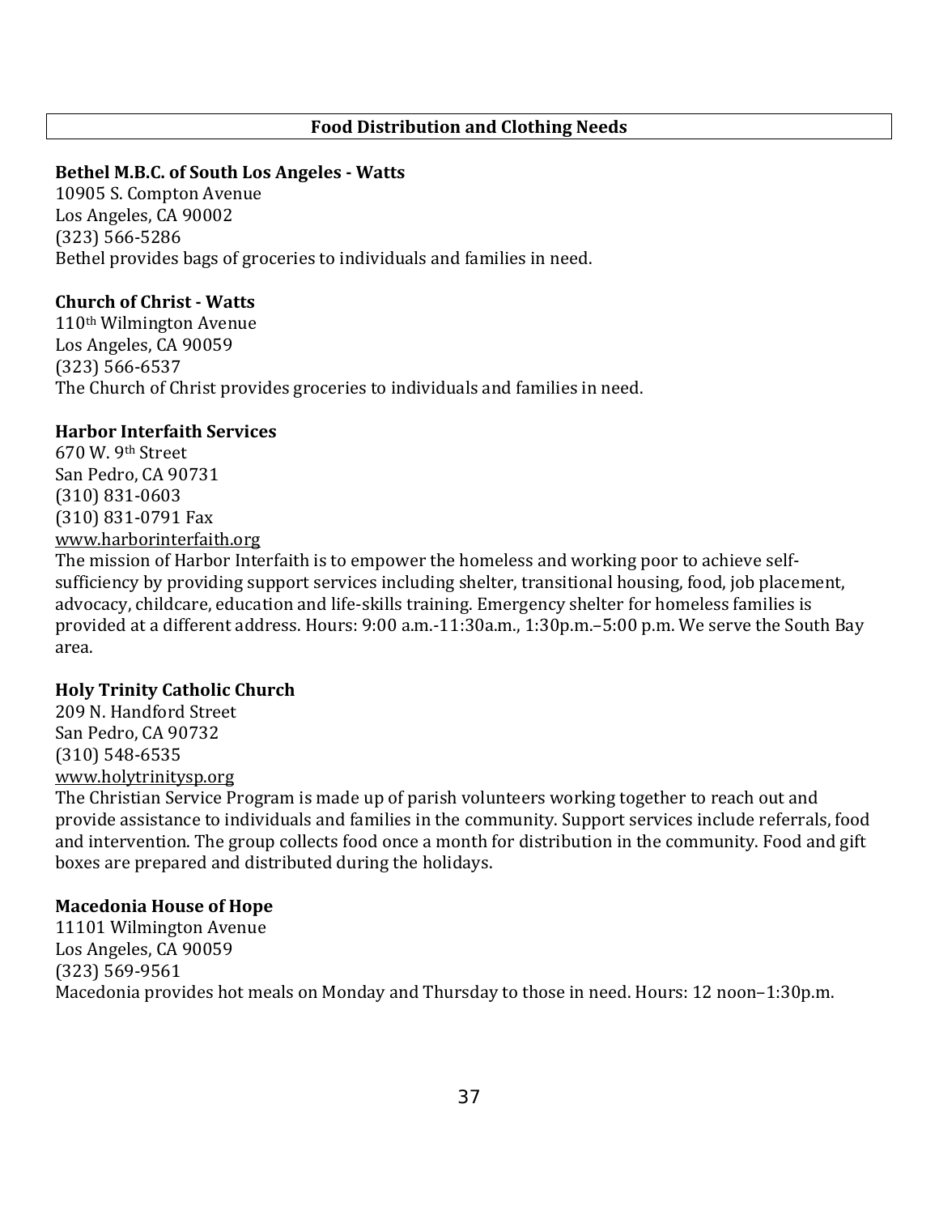## Food Distribution and Clothing Needs

**Bethel M.B.C. of South Los Angeles - Watts**
10905 S. Compton Avenue
Los Angeles, CA 90002
(323) 566-5286
Bethel provides bags of groceries to individuals and families in need.

**Church of Christ - Watts**
110th Wilmington Avenue
Los Angeles, CA 90059
(323) 566-6537
The Church of Christ provides groceries to individuals and families in need.

**Harbor Interfaith Services**
670 W. 9th Street
San Pedro, CA 90731
(310) 831-0603
(310) 831-0791 Fax
www.harborinterfaith.org
The mission of Harbor Interfaith is to empower the homeless and working poor to achieve self-sufficiency by providing support services including shelter, transitional housing, food, job placement, advocacy, childcare, education and life-skills training. Emergency shelter for homeless families is provided at a different address. Hours: 9:00 a.m.-11:30a.m., 1:30p.m.–5:00 p.m. We serve the South Bay area.

**Holy Trinity Catholic Church**
209 N. Handford Street
San Pedro, CA 90732
(310) 548-6535
www.holytrinitysp.org
The Christian Service Program is made up of parish volunteers working together to reach out and provide assistance to individuals and families in the community. Support services include referrals, food and intervention. The group collects food once a month for distribution in the community. Food and gift boxes are prepared and distributed during the holidays.

**Macedonia House of Hope**
11101 Wilmington Avenue
Los Angeles, CA 90059
(323) 569-9561
Macedonia provides hot meals on Monday and Thursday to those in need. Hours: 12 noon–1:30p.m.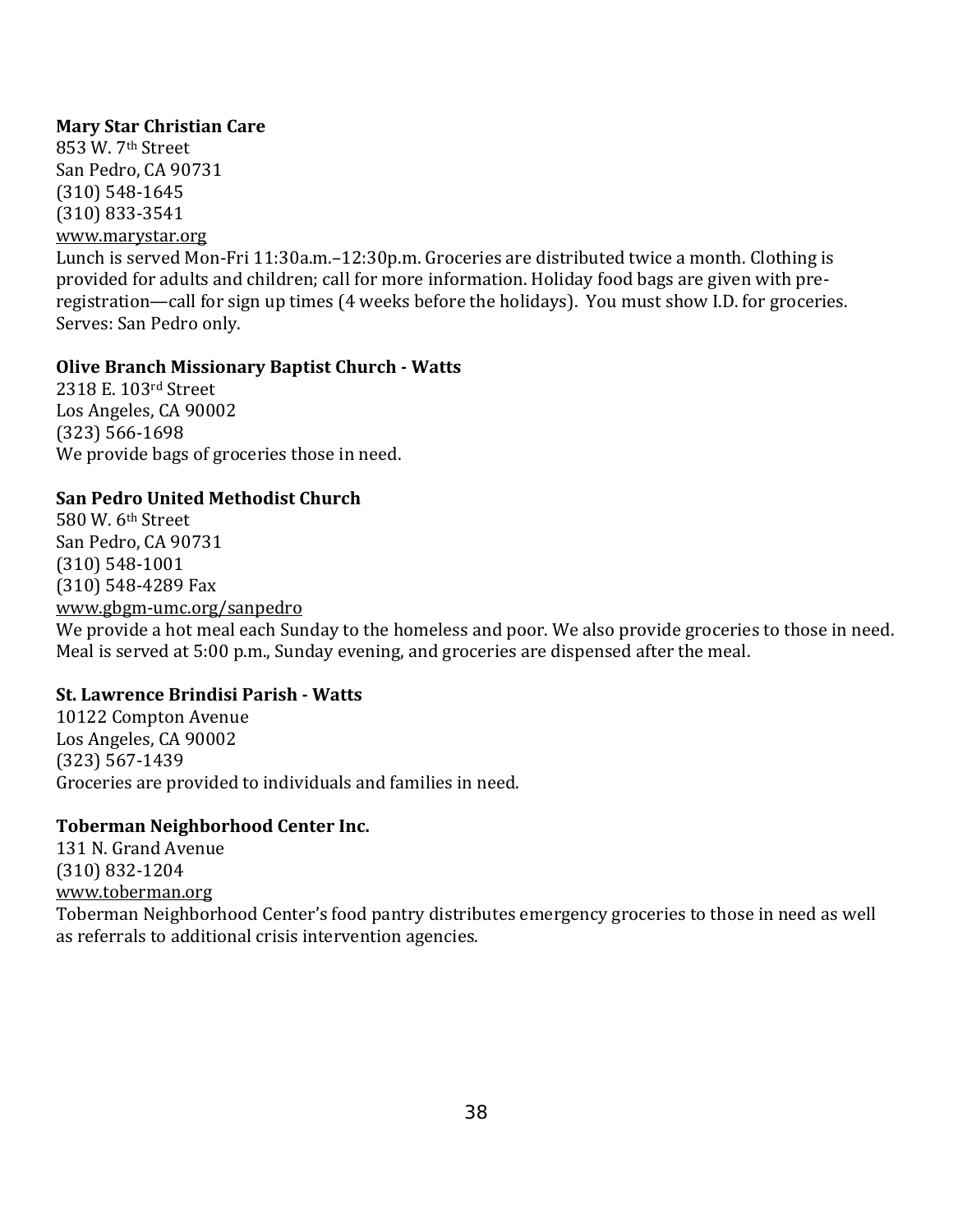**Mary Star Christian Care**
853 W. 7th Street
San Pedro, CA 90731
(310) 548-1645
(310) 833-3541
www.marystar.org
Lunch is served Mon-Fri 11:30a.m.–12:30p.m. Groceries are distributed twice a month. Clothing is provided for adults and children; call for more information. Holiday food bags are given with pre-registration—call for sign up times (4 weeks before the holidays). You must show I.D. for groceries. Serves: San Pedro only.

**Olive Branch Missionary Baptist Church - Watts**
2318 E. 103rd Street
Los Angeles, CA 90002
(323) 566-1698
We provide bags of groceries those in need.

**San Pedro United Methodist Church**
580 W. 6th Street
San Pedro, CA 90731
(310) 548-1001
(310) 548-4289 Fax
www.gbgm-umc.org/sanpedro
We provide a hot meal each Sunday to the homeless and poor. We also provide groceries to those in need. Meal is served at 5:00 p.m., Sunday evening, and groceries are dispensed after the meal.

**St. Lawrence Brindisi Parish - Watts**
10122 Compton Avenue
Los Angeles, CA 90002
(323) 567-1439
Groceries are provided to individuals and families in need.

**Toberman Neighborhood Center Inc.**
131 N. Grand Avenue
(310) 832-1204
www.toberman.org
Toberman Neighborhood Center's food pantry distributes emergency groceries to those in need as well as referrals to additional crisis intervention agencies.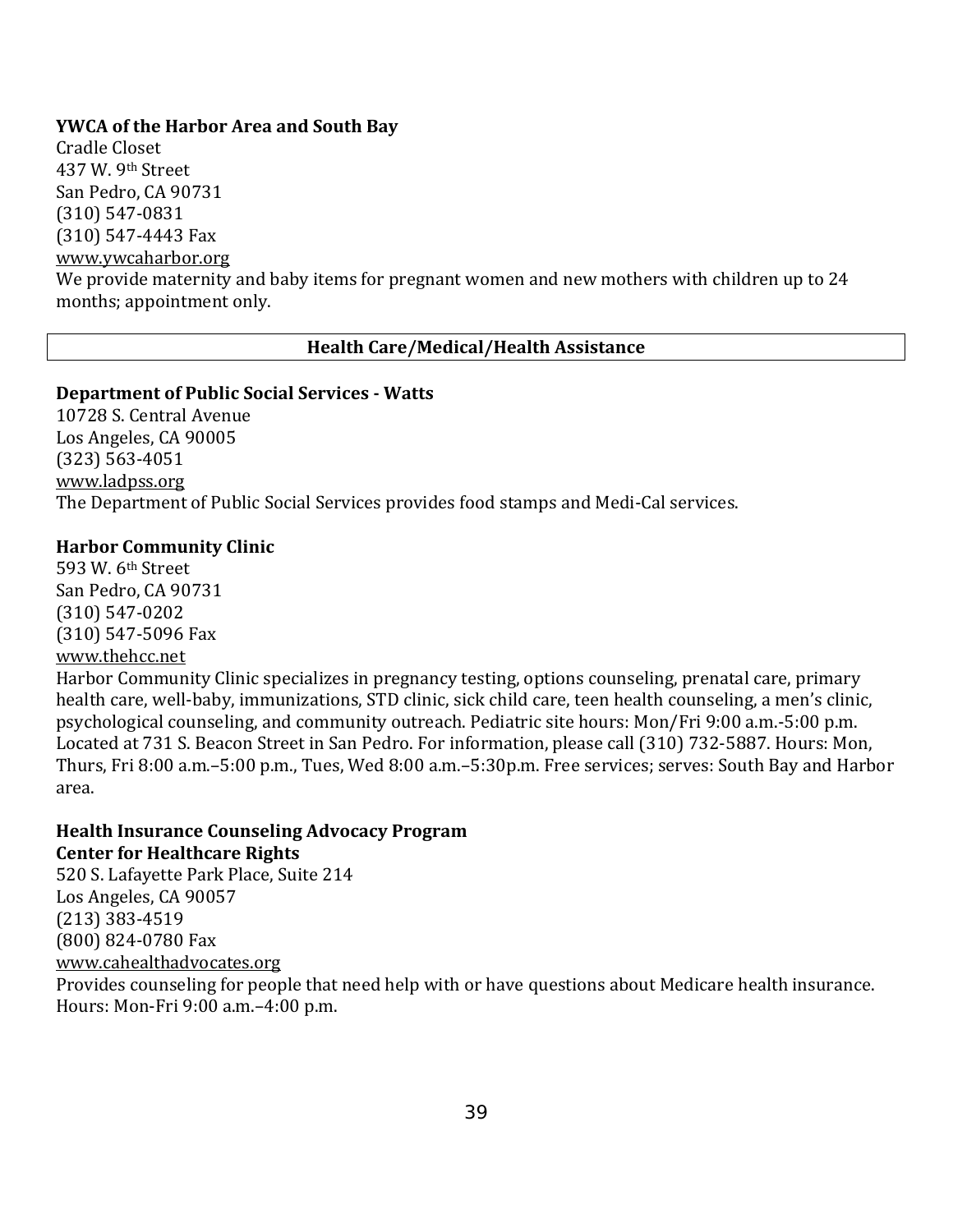**YWCA of the Harbor Area and South Bay**
Cradle Closet
437 W. 9th Street
San Pedro, CA 90731
(310) 547-0831
(310) 547-4443 Fax
www.ywcaharbor.org
We provide maternity and baby items for pregnant women and new mothers with children up to 24 months; appointment only.

## Health Care/Medical/Health Assistance

**Department of Public Social Services - Watts**
10728 S. Central Avenue
Los Angeles, CA 90005
(323) 563-4051
www.ladpss.org
The Department of Public Social Services provides food stamps and Medi-Cal services.

**Harbor Community Clinic**
593 W. 6th Street
San Pedro, CA 90731
(310) 547-0202
(310) 547-5096 Fax
www.thehcc.net
Harbor Community Clinic specializes in pregnancy testing, options counseling, prenatal care, primary health care, well-baby, immunizations, STD clinic, sick child care, teen health counseling, a men's clinic, psychological counseling, and community outreach. Pediatric site hours: Mon/Fri 9:00 a.m.-5:00 p.m. Located at 731 S. Beacon Street in San Pedro. For information, please call (310) 732-5887. Hours: Mon, Thurs, Fri 8:00 a.m.–5:00 p.m., Tues, Wed 8:00 a.m.–5:30p.m. Free services; serves: South Bay and Harbor area.

**Health Insurance Counseling Advocacy Program**
**Center for Healthcare Rights**
520 S. Lafayette Park Place, Suite 214
Los Angeles, CA 90057
(213) 383-4519
(800) 824-0780 Fax
www.cahealthadvocates.org
Provides counseling for people that need help with or have questions about Medicare health insurance. Hours: Mon-Fri 9:00 a.m.–4:00 p.m.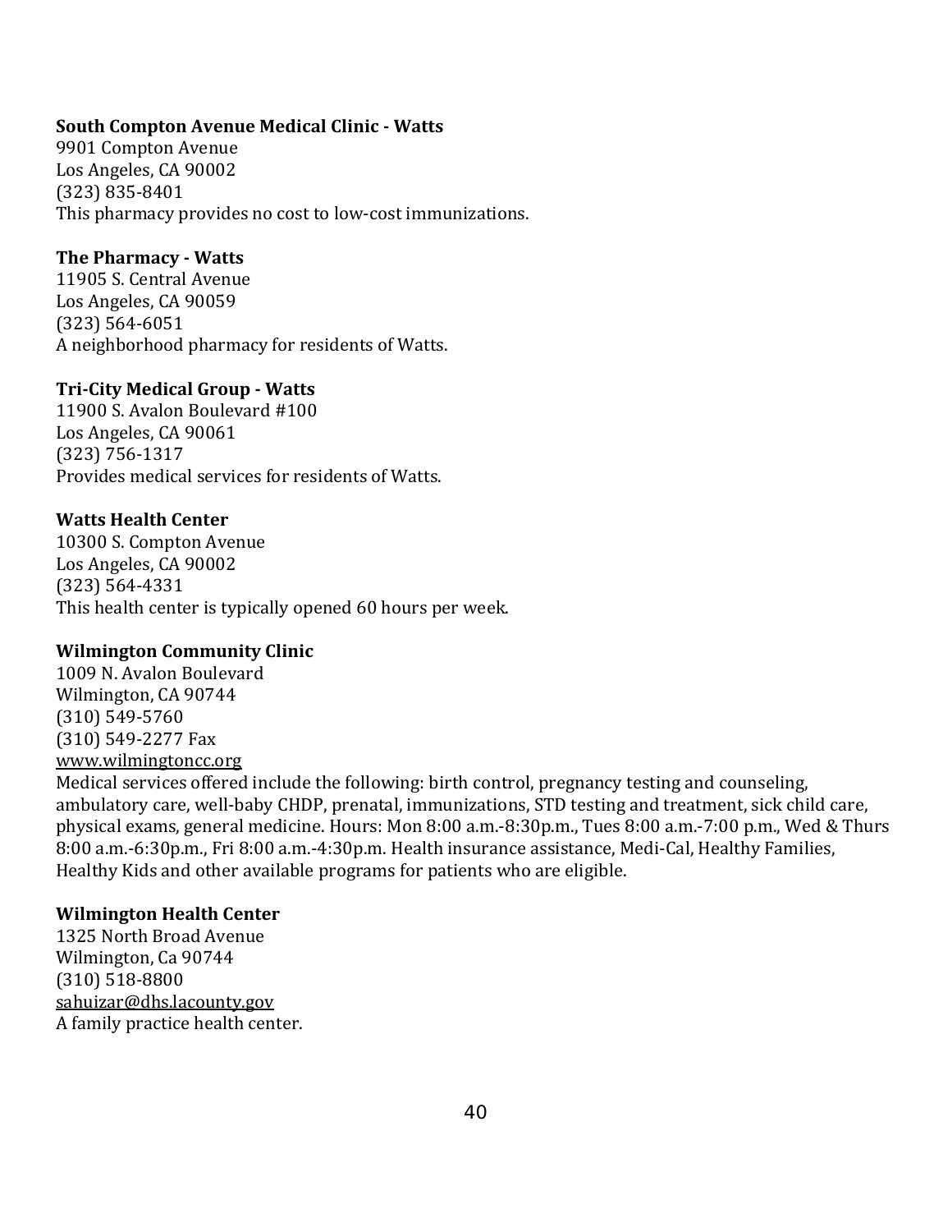**South Compton Avenue Medical Clinic - Watts**
9901 Compton Avenue
Los Angeles, CA 90002
(323) 835-8401
This pharmacy provides no cost to low-cost immunizations.

**The Pharmacy - Watts**
11905 S. Central Avenue
Los Angeles, CA 90059
(323) 564-6051
A neighborhood pharmacy for residents of Watts.

**Tri-City Medical Group - Watts**
11900 S. Avalon Boulevard #100
Los Angeles, CA 90061
(323) 756-1317
Provides medical services for residents of Watts.

**Watts Health Center**
10300 S. Compton Avenue
Los Angeles, CA 90002
(323) 564-4331
This health center is typically opened 60 hours per week.

**Wilmington Community Clinic**
1009 N. Avalon Boulevard
Wilmington, CA 90744
(310) 549-5760
(310) 549-2277 Fax
www.wilmingtoncc.org
Medical services offered include the following: birth control, pregnancy testing and counseling, ambulatory care, well-baby CHDP, prenatal, immunizations, STD testing and treatment, sick child care, physical exams, general medicine. Hours: Mon 8:00 a.m.-8:30p.m., Tues 8:00 a.m.-7:00 p.m., Wed & Thurs 8:00 a.m.-6:30p.m., Fri 8:00 a.m.-4:30p.m. Health insurance assistance, Medi-Cal, Healthy Families, Healthy Kids and other available programs for patients who are eligible.

**Wilmington Health Center**
1325 North Broad Avenue
Wilmington, Ca 90744
(310) 518-8800
sahuizar@dhs.lacounty.gov
A family practice health center.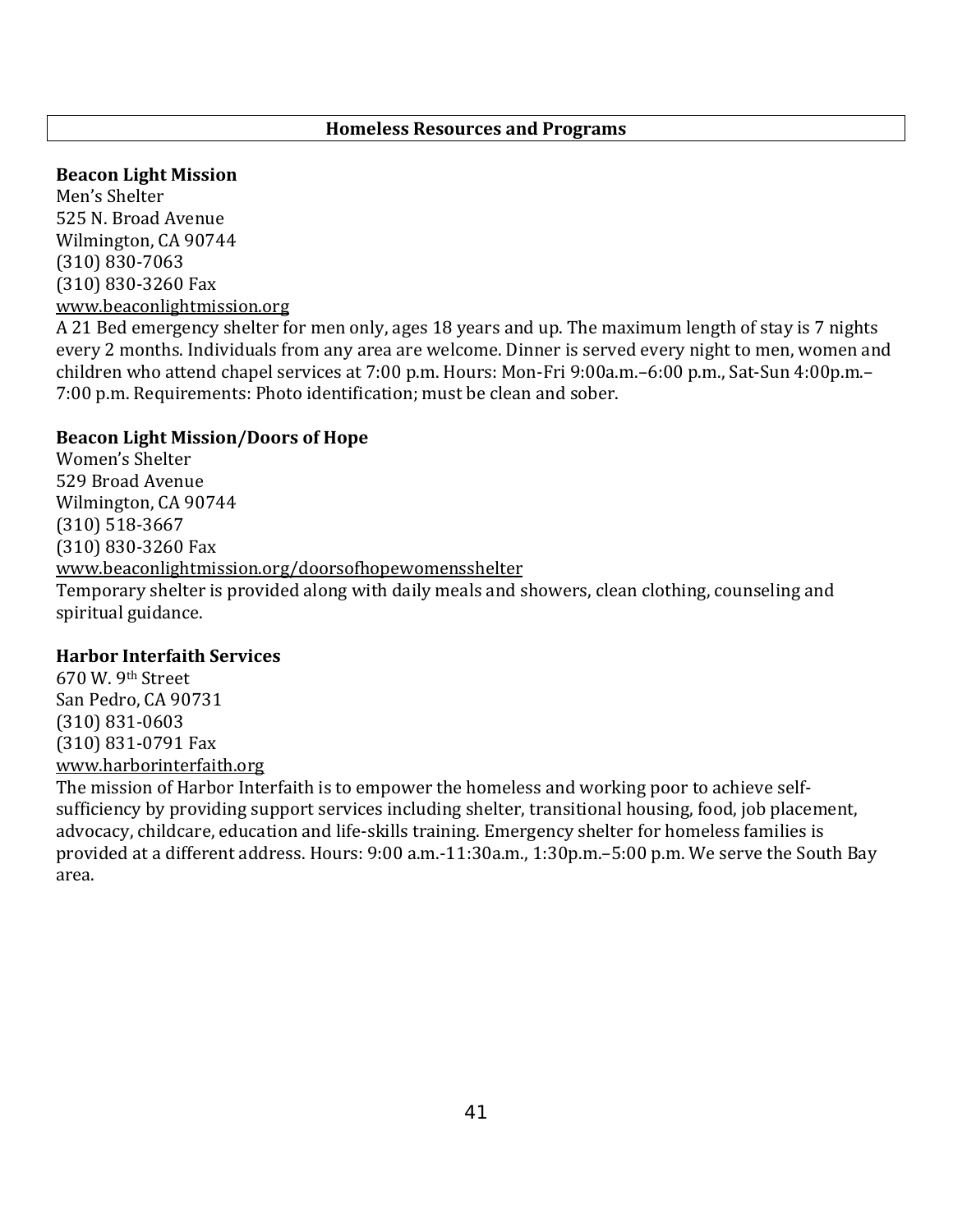## Homeless Resources and Programs

**Beacon Light Mission**
Men's Shelter
525 N. Broad Avenue
Wilmington, CA 90744
(310) 830-7063
(310) 830-3260 Fax
www.beaconlightmission.org
A 21 Bed emergency shelter for men only, ages 18 years and up. The maximum length of stay is 7 nights every 2 months. Individuals from any area are welcome. Dinner is served every night to men, women and children who attend chapel services at 7:00 p.m. Hours: Mon-Fri 9:00a.m.–6:00 p.m., Sat-Sun 4:00p.m.–7:00 p.m. Requirements: Photo identification; must be clean and sober.

**Beacon Light Mission/Doors of Hope**
Women's Shelter
529 Broad Avenue
Wilmington, CA 90744
(310) 518-3667
(310) 830-3260 Fax
www.beaconlightmission.org/doorsofhopewomensshelter
Temporary shelter is provided along with daily meals and showers, clean clothing, counseling and spiritual guidance.

**Harbor Interfaith Services**
670 W. 9th Street
San Pedro, CA 90731
(310) 831-0603
(310) 831-0791 Fax
www.harborinterfaith.org
The mission of Harbor Interfaith is to empower the homeless and working poor to achieve self-sufficiency by providing support services including shelter, transitional housing, food, job placement, advocacy, childcare, education and life-skills training. Emergency shelter for homeless families is provided at a different address. Hours: 9:00 a.m.-11:30a.m., 1:30p.m.–5:00 p.m. We serve the South Bay area.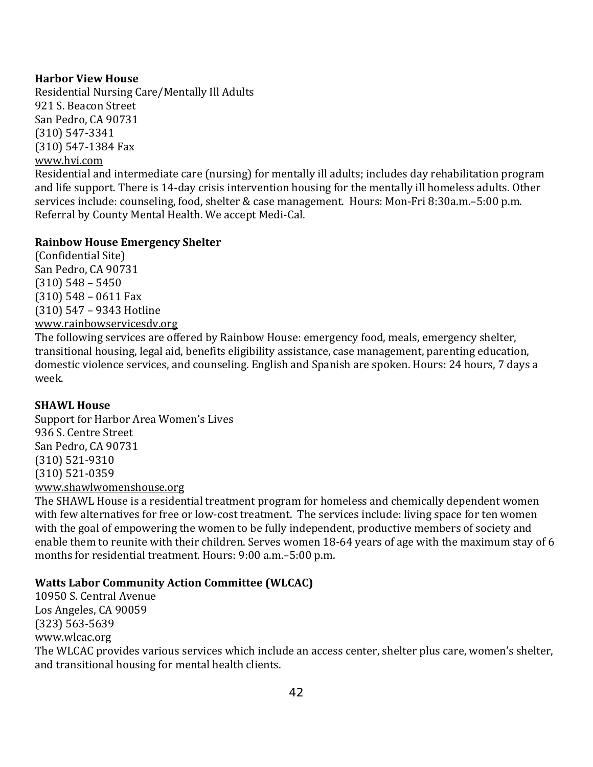**Harbor View House**
Residential Nursing Care/Mentally Ill Adults
921 S. Beacon Street
San Pedro, CA 90731
(310) 547-3341
(310) 547-1384 Fax
www.hvi.com
Residential and intermediate care (nursing) for mentally ill adults; includes day rehabilitation program and life support. There is 14-day crisis intervention housing for the mentally ill homeless adults. Other services include: counseling, food, shelter & case management. Hours: Mon-Fri 8:30a.m.–5:00 p.m. Referral by County Mental Health. We accept Medi-Cal.

**Rainbow House Emergency Shelter**
(Confidential Site)
San Pedro, CA 90731
(310) 548 – 5450
(310) 548 – 0611 Fax
(310) 547 – 9343 Hotline
www.rainbowservicesdv.org
The following services are offered by Rainbow House: emergency food, meals, emergency shelter, transitional housing, legal aid, benefits eligibility assistance, case management, parenting education, domestic violence services, and counseling. English and Spanish are spoken. Hours: 24 hours, 7 days a week.

**SHAWL House**
Support for Harbor Area Women's Lives
936 S. Centre Street
San Pedro, CA 90731
(310) 521-9310
(310) 521-0359
www.shawlwomenshouse.org
The SHAWL House is a residential treatment program for homeless and chemically dependent women with few alternatives for free or low-cost treatment. The services include: living space for ten women with the goal of empowering the women to be fully independent, productive members of society and enable them to reunite with their children. Serves women 18-64 years of age with the maximum stay of 6 months for residential treatment. Hours: 9:00 a.m.–5:00 p.m.

**Watts Labor Community Action Committee (WLCAC)**
10950 S. Central Avenue
Los Angeles, CA 90059
(323) 563-5639
www.wlcac.org
The WLCAC provides various services which include an access center, shelter plus care, women's shelter, and transitional housing for mental health clients.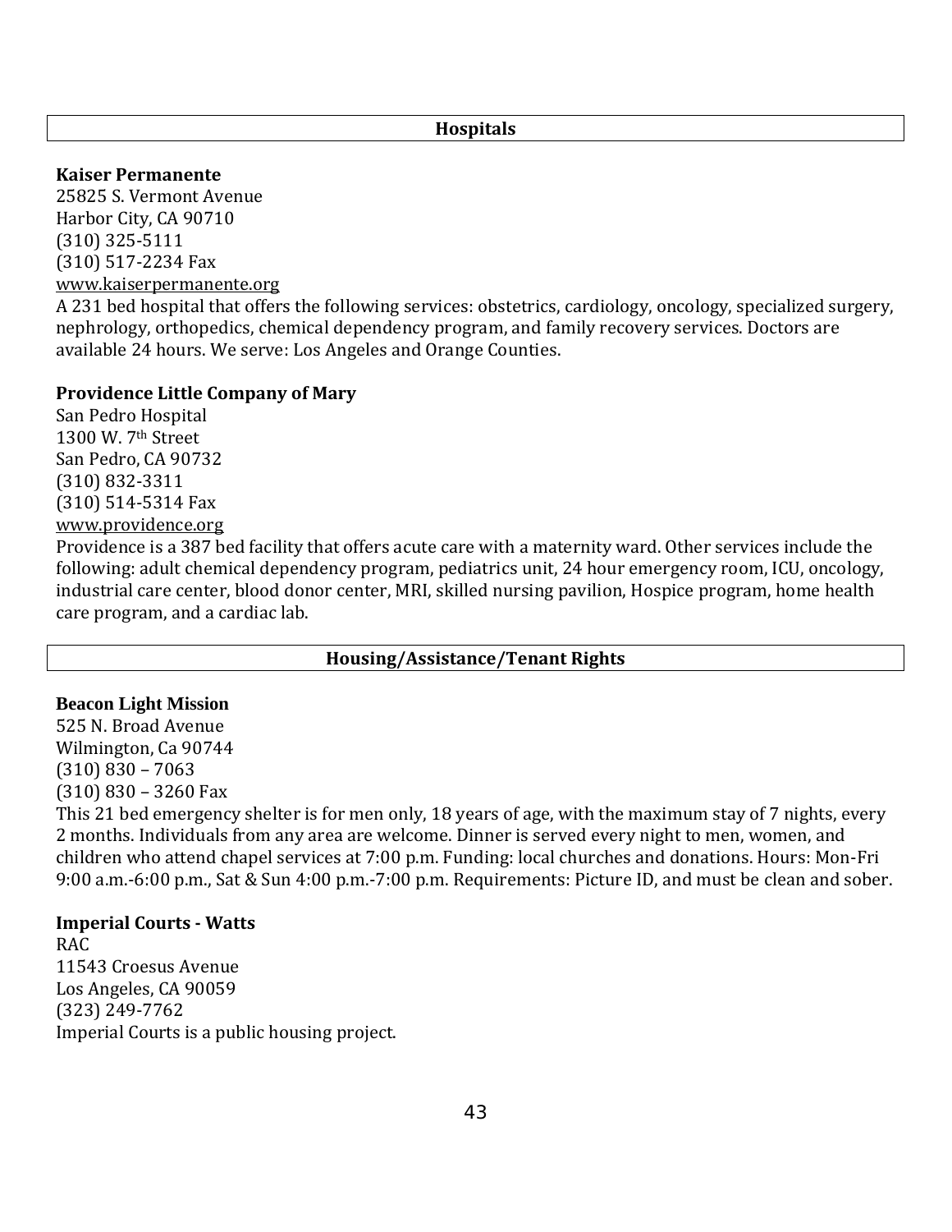## Hospitals

**Kaiser Permanente**
25825 S. Vermont Avenue
Harbor City, CA 90710
(310) 325-5111
(310) 517-2234 Fax
www.kaiserpermanente.org
A 231 bed hospital that offers the following services: obstetrics, cardiology, oncology, specialized surgery, nephrology, orthopedics, chemical dependency program, and family recovery services. Doctors are available 24 hours. We serve: Los Angeles and Orange Counties.

**Providence Little Company of Mary**
San Pedro Hospital
1300 W. 7th Street
San Pedro, CA 90732
(310) 832-3311
(310) 514-5314 Fax
www.providence.org
Providence is a 387 bed facility that offers acute care with a maternity ward. Other services include the following: adult chemical dependency program, pediatrics unit, 24 hour emergency room, ICU, oncology, industrial care center, blood donor center, MRI, skilled nursing pavilion, Hospice program, home health care program, and a cardiac lab.

## Housing/Assistance/Tenant Rights

**Beacon Light Mission**
525 N. Broad Avenue
Wilmington, Ca 90744
(310) 830 – 7063
(310) 830 – 3260 Fax
This 21 bed emergency shelter is for men only, 18 years of age, with the maximum stay of 7 nights, every 2 months. Individuals from any area are welcome. Dinner is served every night to men, women, and children who attend chapel services at 7:00 p.m. Funding: local churches and donations. Hours: Mon-Fri 9:00 a.m.-6:00 p.m., Sat & Sun 4:00 p.m.-7:00 p.m. Requirements: Picture ID, and must be clean and sober.

**Imperial Courts - Watts**
RAC
11543 Croesus Avenue
Los Angeles, CA 90059
(323) 249-7762
Imperial Courts is a public housing project.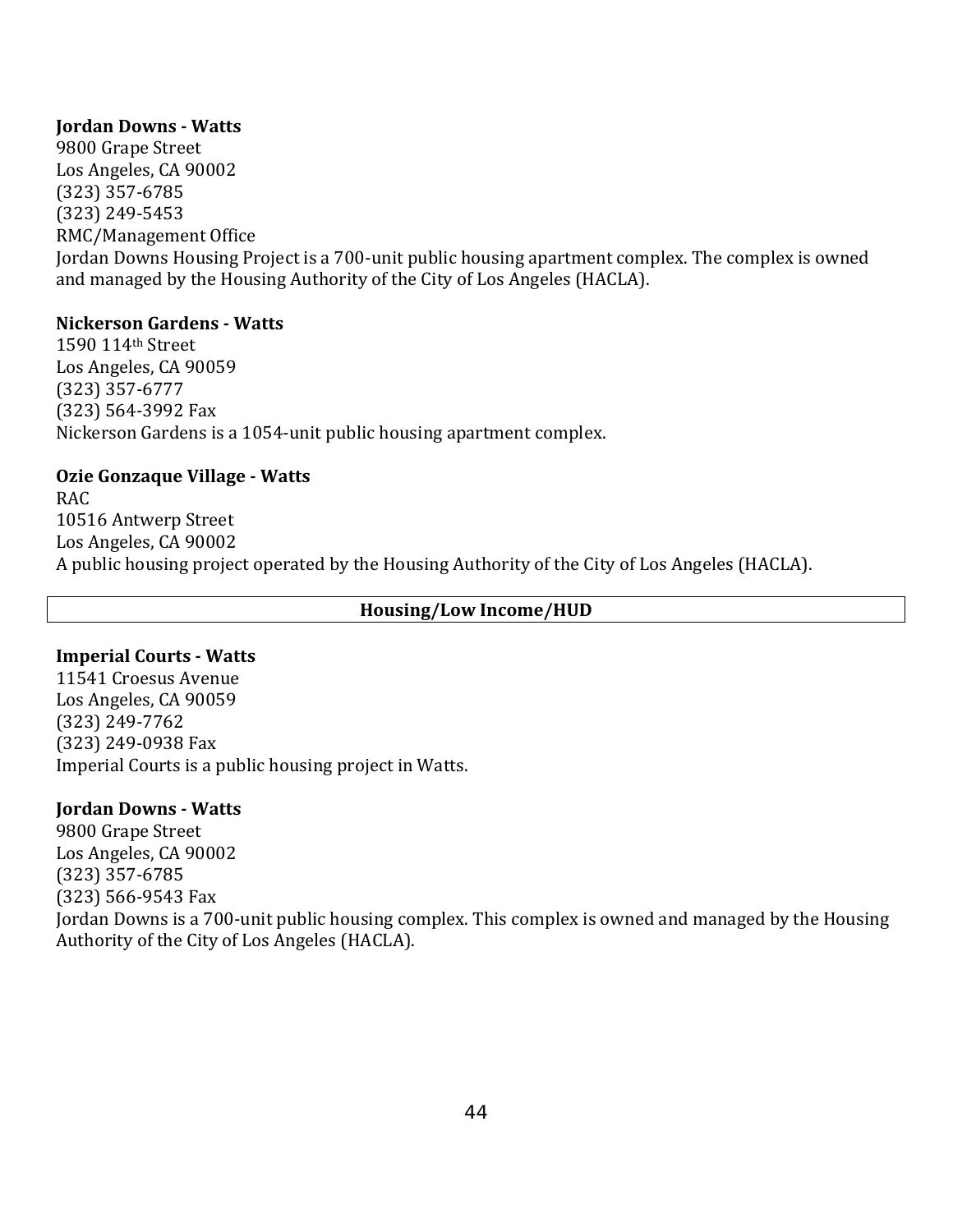**Jordan Downs - Watts**
9800 Grape Street
Los Angeles, CA 90002
(323) 357-6785
(323) 249-5453
RMC/Management Office
Jordan Downs Housing Project is a 700-unit public housing apartment complex. The complex is owned and managed by the Housing Authority of the City of Los Angeles (HACLA).

**Nickerson Gardens - Watts**
1590 114th Street
Los Angeles, CA 90059
(323) 357-6777
(323) 564-3992 Fax
Nickerson Gardens is a 1054-unit public housing apartment complex.

**Ozie Gonzaque Village - Watts**
RAC
10516 Antwerp Street
Los Angeles, CA 90002
A public housing project operated by the Housing Authority of the City of Los Angeles (HACLA).

## Housing/Low Income/HUD

**Imperial Courts - Watts**
11541 Croesus Avenue
Los Angeles, CA 90059
(323) 249-7762
(323) 249-0938 Fax
Imperial Courts is a public housing project in Watts.

**Jordan Downs - Watts**
9800 Grape Street
Los Angeles, CA 90002
(323) 357-6785
(323) 566-9543 Fax
Jordan Downs is a 700-unit public housing complex. This complex is owned and managed by the Housing Authority of the City of Los Angeles (HACLA).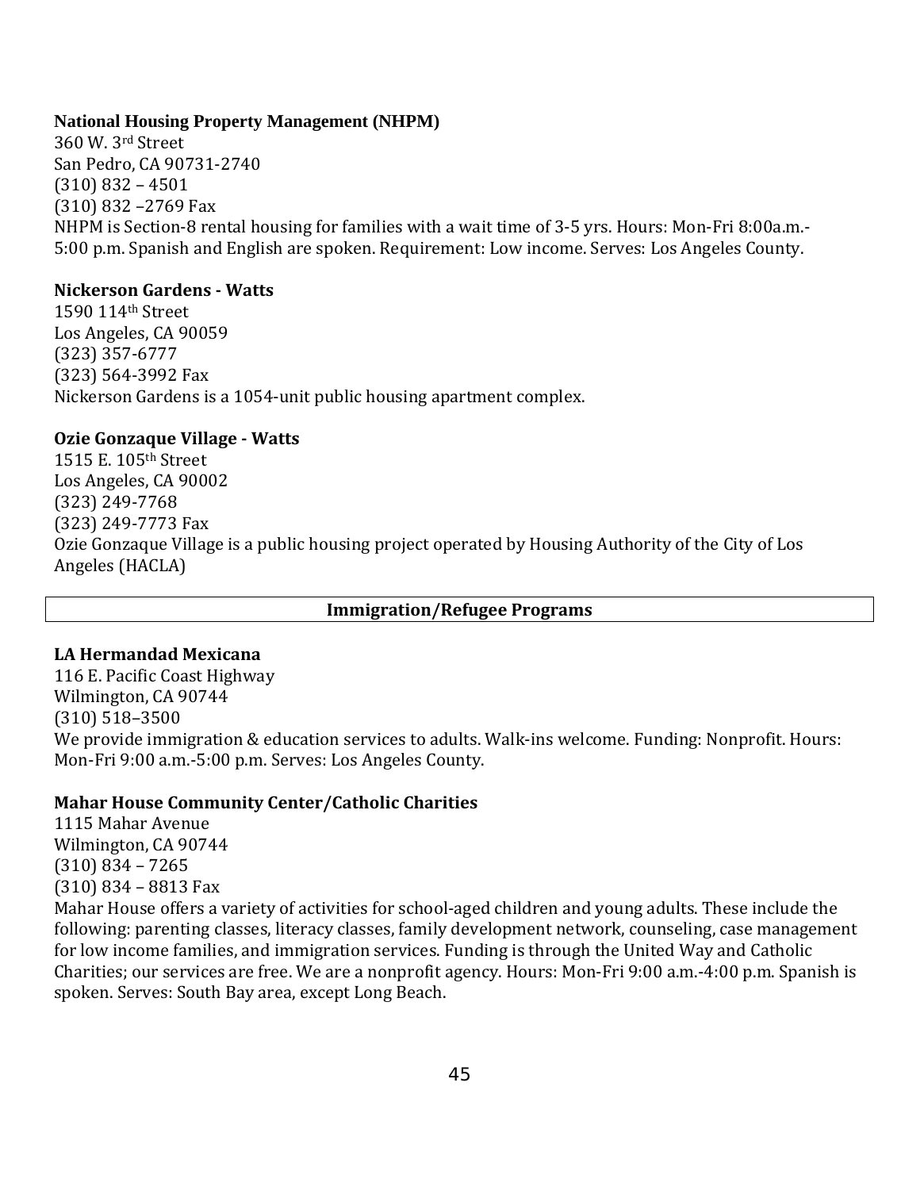**National Housing Property Management (NHPM)**
360 W. 3rd Street
San Pedro, CA 90731-2740
(310) 832 – 4501
(310) 832 –2769 Fax
NHPM is Section-8 rental housing for families with a wait time of 3-5 yrs. Hours: Mon-Fri 8:00a.m.-5:00 p.m. Spanish and English are spoken. Requirement: Low income. Serves: Los Angeles County.

**Nickerson Gardens - Watts**
1590 114th Street
Los Angeles, CA 90059
(323) 357-6777
(323) 564-3992 Fax
Nickerson Gardens is a 1054-unit public housing apartment complex.

**Ozie Gonzaque Village - Watts**
1515 E. 105th Street
Los Angeles, CA 90002
(323) 249-7768
(323) 249-7773 Fax
Ozie Gonzaque Village is a public housing project operated by Housing Authority of the City of Los Angeles (HACLA)

## Immigration/Refugee Programs

**LA Hermandad Mexicana**
116 E. Pacific Coast Highway
Wilmington, CA 90744
(310) 518–3500
We provide immigration & education services to adults. Walk-ins welcome. Funding: Nonprofit. Hours: Mon-Fri 9:00 a.m.-5:00 p.m. Serves: Los Angeles County.

**Mahar House Community Center/Catholic Charities**
1115 Mahar Avenue
Wilmington, CA 90744
(310) 834 – 7265
(310) 834 – 8813 Fax
Mahar House offers a variety of activities for school-aged children and young adults. These include the following: parenting classes, literacy classes, family development network, counseling, case management for low income families, and immigration services. Funding is through the United Way and Catholic Charities; our services are free. We are a nonprofit agency. Hours: Mon-Fri 9:00 a.m.-4:00 p.m. Spanish is spoken. Serves: South Bay area, except Long Beach.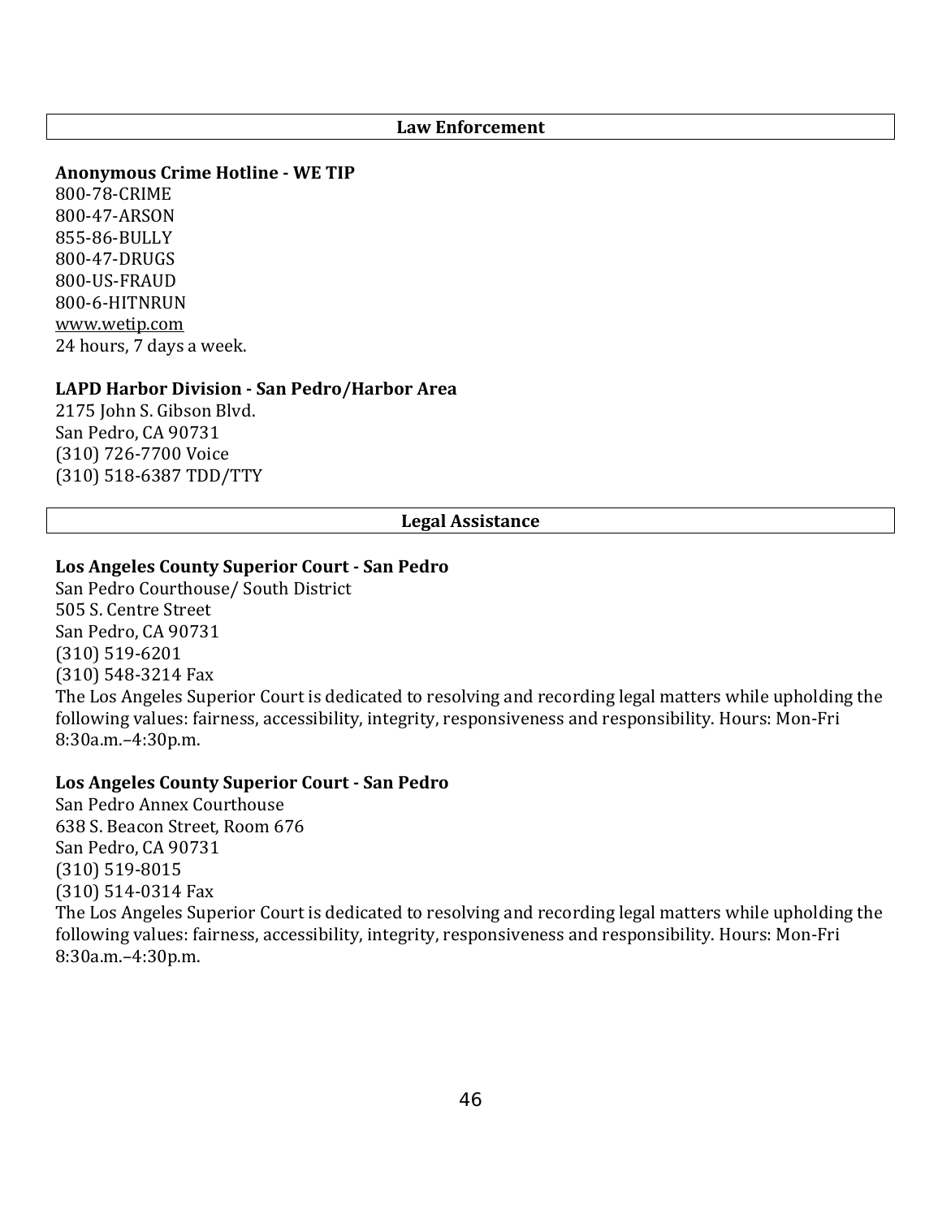## Law Enforcement

**Anonymous Crime Hotline - WE TIP**
800-78-CRIME
800-47-ARSON
855-86-BULLY
800-47-DRUGS
800-US-FRAUD
800-6-HITNRUN
www.wetip.com
24 hours, 7 days a week.

**LAPD Harbor Division - San Pedro/Harbor Area**
2175 John S. Gibson Blvd.
San Pedro, CA 90731
(310) 726-7700 Voice
(310) 518-6387 TDD/TTY

## Legal Assistance

**Los Angeles County Superior Court - San Pedro**
San Pedro Courthouse/ South District
505 S. Centre Street
San Pedro, CA 90731
(310) 519-6201
(310) 548-3214 Fax
The Los Angeles Superior Court is dedicated to resolving and recording legal matters while upholding the following values: fairness, accessibility, integrity, responsiveness and responsibility. Hours: Mon-Fri 8:30a.m.–4:30p.m.

**Los Angeles County Superior Court - San Pedro**
San Pedro Annex Courthouse
638 S. Beacon Street, Room 676
San Pedro, CA 90731
(310) 519-8015
(310) 514-0314 Fax
The Los Angeles Superior Court is dedicated to resolving and recording legal matters while upholding the following values: fairness, accessibility, integrity, responsiveness and responsibility. Hours: Mon-Fri 8:30a.m.–4:30p.m.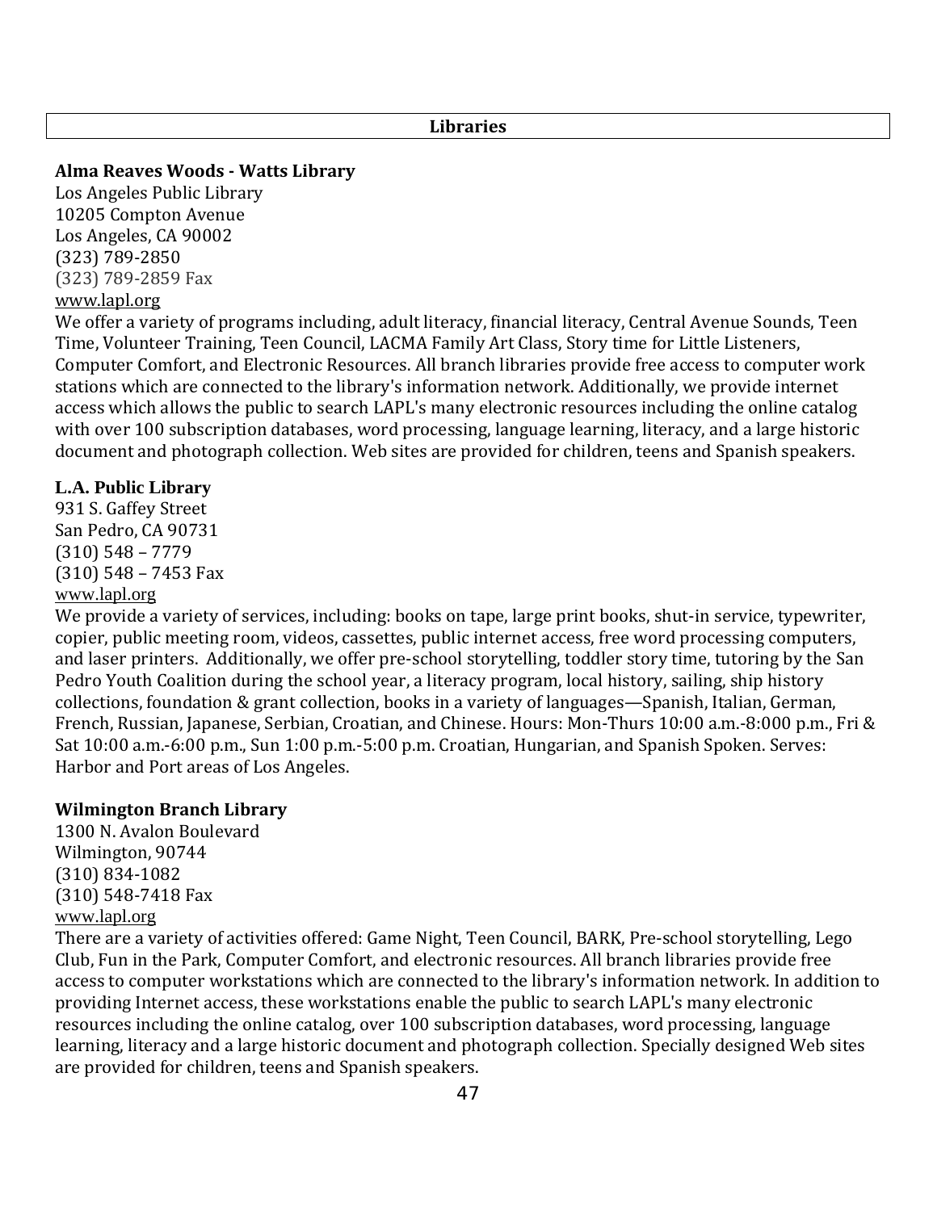## Libraries

**Alma Reaves Woods - Watts Library**
Los Angeles Public Library
10205 Compton Avenue
Los Angeles, CA 90002
(323) 789-2850
(323) 789-2859 Fax
www.lapl.org
We offer a variety of programs including, adult literacy, financial literacy, Central Avenue Sounds, Teen Time, Volunteer Training, Teen Council, LACMA Family Art Class, Story time for Little Listeners, Computer Comfort, and Electronic Resources. All branch libraries provide free access to computer work stations which are connected to the library's information network. Additionally, we provide internet access which allows the public to search LAPL's many electronic resources including the online catalog with over 100 subscription databases, word processing, language learning, literacy, and a large historic document and photograph collection. Web sites are provided for children, teens and Spanish speakers.

**L.A. Public Library**
931 S. Gaffey Street
San Pedro, CA 90731
(310) 548 – 7779
(310) 548 – 7453 Fax
www.lapl.org
We provide a variety of services, including: books on tape, large print books, shut-in service, typewriter, copier, public meeting room, videos, cassettes, public internet access, free word processing computers, and laser printers. Additionally, we offer pre-school storytelling, toddler story time, tutoring by the San Pedro Youth Coalition during the school year, a literacy program, local history, sailing, ship history collections, foundation & grant collection, books in a variety of languages—Spanish, Italian, German, French, Russian, Japanese, Serbian, Croatian, and Chinese. Hours: Mon-Thurs 10:00 a.m.-8:000 p.m., Fri & Sat 10:00 a.m.-6:00 p.m., Sun 1:00 p.m.-5:00 p.m. Croatian, Hungarian, and Spanish Spoken. Serves: Harbor and Port areas of Los Angeles.

**Wilmington Branch Library**
1300 N. Avalon Boulevard
Wilmington, 90744
(310) 834-1082
(310) 548-7418 Fax
www.lapl.org
There are a variety of activities offered: Game Night, Teen Council, BARK, Pre-school storytelling, Lego Club, Fun in the Park, Computer Comfort, and electronic resources. All branch libraries provide free access to computer workstations which are connected to the library's information network. In addition to providing Internet access, these workstations enable the public to search LAPL's many electronic resources including the online catalog, over 100 subscription databases, word processing, language learning, literacy and a large historic document and photograph collection. Specially designed Web sites are provided for children, teens and Spanish speakers.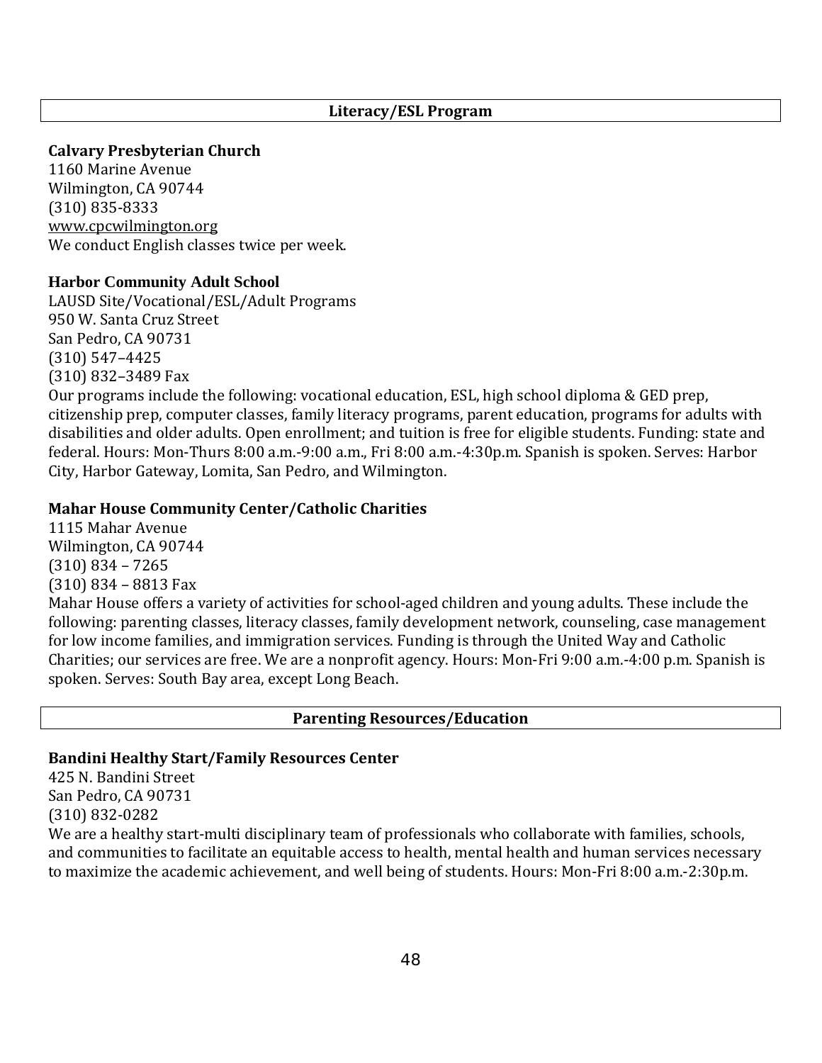## Literacy/ESL Program

**Calvary Presbyterian Church**
1160 Marine Avenue
Wilmington, CA 90744
(310) 835-8333
www.cpcwilmington.org
We conduct English classes twice per week.

**Harbor Community Adult School**
LAUSD Site/Vocational/ESL/Adult Programs
950 W. Santa Cruz Street
San Pedro, CA 90731
(310) 547–4425
(310) 832–3489 Fax
Our programs include the following: vocational education, ESL, high school diploma & GED prep, citizenship prep, computer classes, family literacy programs, parent education, programs for adults with disabilities and older adults. Open enrollment; and tuition is free for eligible students. Funding: state and federal. Hours: Mon-Thurs 8:00 a.m.-9:00 a.m., Fri 8:00 a.m.-4:30p.m. Spanish is spoken. Serves: Harbor City, Harbor Gateway, Lomita, San Pedro, and Wilmington.

**Mahar House Community Center/Catholic Charities**
1115 Mahar Avenue
Wilmington, CA 90744
(310) 834 – 7265
(310) 834 – 8813 Fax
Mahar House offers a variety of activities for school-aged children and young adults. These include the following: parenting classes, literacy classes, family development network, counseling, case management for low income families, and immigration services. Funding is through the United Way and Catholic Charities; our services are free. We are a nonprofit agency. Hours: Mon-Fri 9:00 a.m.-4:00 p.m. Spanish is spoken. Serves: South Bay area, except Long Beach.

## Parenting Resources/Education

**Bandini Healthy Start/Family Resources Center**
425 N. Bandini Street
San Pedro, CA 90731
(310) 832-0282
We are a healthy start-multi disciplinary team of professionals who collaborate with families, schools, and communities to facilitate an equitable access to health, mental health and human services necessary to maximize the academic achievement, and well being of students. Hours: Mon-Fri 8:00 a.m.-2:30p.m.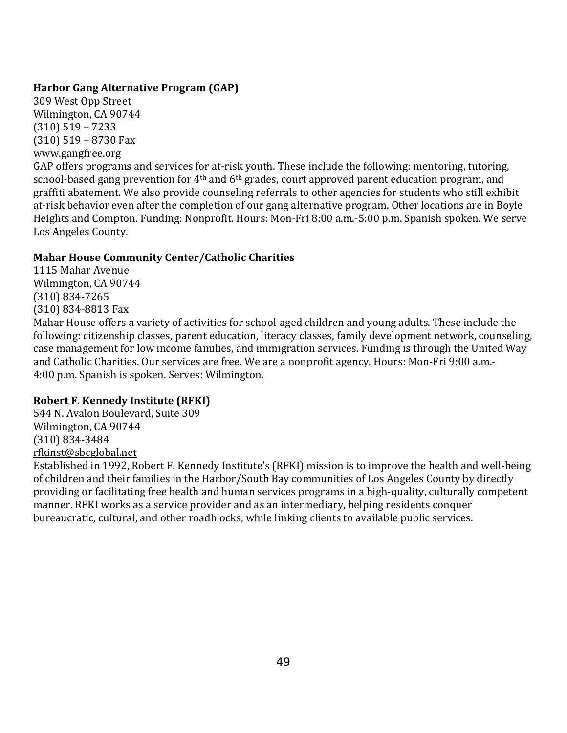**Harbor Gang Alternative Program (GAP)**
309 West Opp Street
Wilmington, CA 90744
(310) 519 – 7233
(310) 519 – 8730 Fax
www.gangfree.org
GAP offers programs and services for at-risk youth. These include the following: mentoring, tutoring, school-based gang prevention for 4th and 6th grades, court approved parent education program, and graffiti abatement. We also provide counseling referrals to other agencies for students who still exhibit at-risk behavior even after the completion of our gang alternative program. Other locations are in Boyle Heights and Compton. Funding: Nonprofit. Hours: Mon-Fri 8:00 a.m.-5:00 p.m. Spanish spoken. We serve Los Angeles County.

**Mahar House Community Center/Catholic Charities**
1115 Mahar Avenue
Wilmington, CA 90744
(310) 834-7265
(310) 834-8813 Fax
Mahar House offers a variety of activities for school-aged children and young adults. These include the following: citizenship classes, parent education, literacy classes, family development network, counseling, case management for low income families, and immigration services. Funding is through the United Way and Catholic Charities. Our services are free. We are a nonprofit agency. Hours: Mon-Fri 9:00 a.m.-4:00 p.m. Spanish is spoken. Serves: Wilmington.

**Robert F. Kennedy Institute (RFKI)**
544 N. Avalon Boulevard, Suite 309
Wilmington, CA 90744
(310) 834-3484
rfkinst@sbcglobal.net
Established in 1992, Robert F. Kennedy Institute's (RFKI) mission is to improve the health and well-being of children and their families in the Harbor/South Bay communities of Los Angeles County by directly providing or facilitating free health and human services programs in a high-quality, culturally competent manner. RFKI works as a service provider and as an intermediary, helping residents conquer bureaucratic, cultural, and other roadblocks, while linking clients to available public services.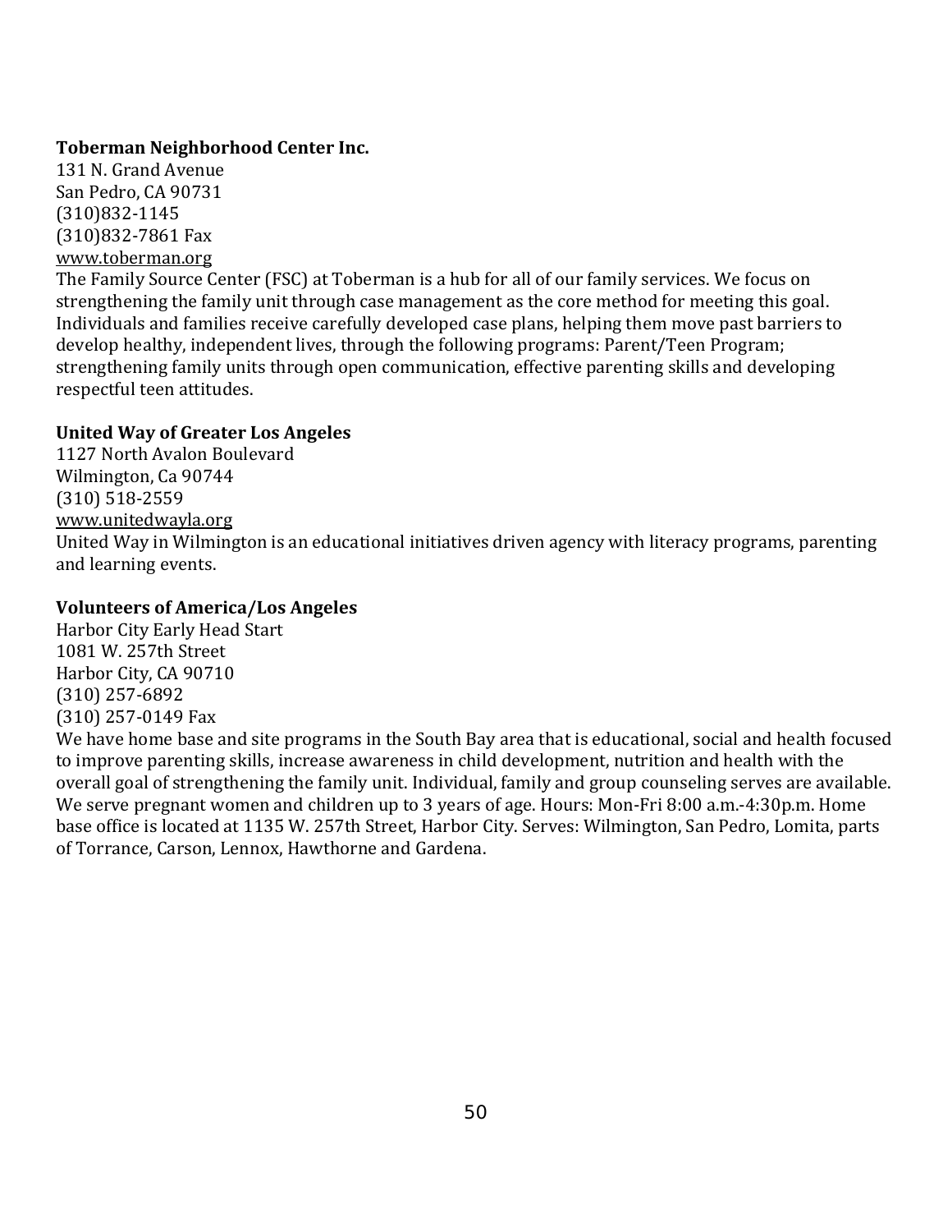**Toberman Neighborhood Center Inc.**
131 N. Grand Avenue
San Pedro, CA 90731
(310)832-1145
(310)832-7861 Fax
www.toberman.org
The Family Source Center (FSC) at Toberman is a hub for all of our family services. We focus on strengthening the family unit through case management as the core method for meeting this goal. Individuals and families receive carefully developed case plans, helping them move past barriers to develop healthy, independent lives, through the following programs: Parent/Teen Program; strengthening family units through open communication, effective parenting skills and developing respectful teen attitudes.

**United Way of Greater Los Angeles**
1127 North Avalon Boulevard
Wilmington, Ca 90744
(310) 518-2559
www.unitedwayla.org
United Way in Wilmington is an educational initiatives driven agency with literacy programs, parenting and learning events.

**Volunteers of America/Los Angeles**
Harbor City Early Head Start
1081 W. 257th Street
Harbor City, CA 90710
(310) 257-6892
(310) 257-0149 Fax
We have home base and site programs in the South Bay area that is educational, social and health focused to improve parenting skills, increase awareness in child development, nutrition and health with the overall goal of strengthening the family unit. Individual, family and group counseling serves are available. We serve pregnant women and children up to 3 years of age. Hours: Mon-Fri 8:00 a.m.-4:30p.m. Home base office is located at 1135 W. 257th Street, Harbor City. Serves: Wilmington, San Pedro, Lomita, parts of Torrance, Carson, Lennox, Hawthorne and Gardena.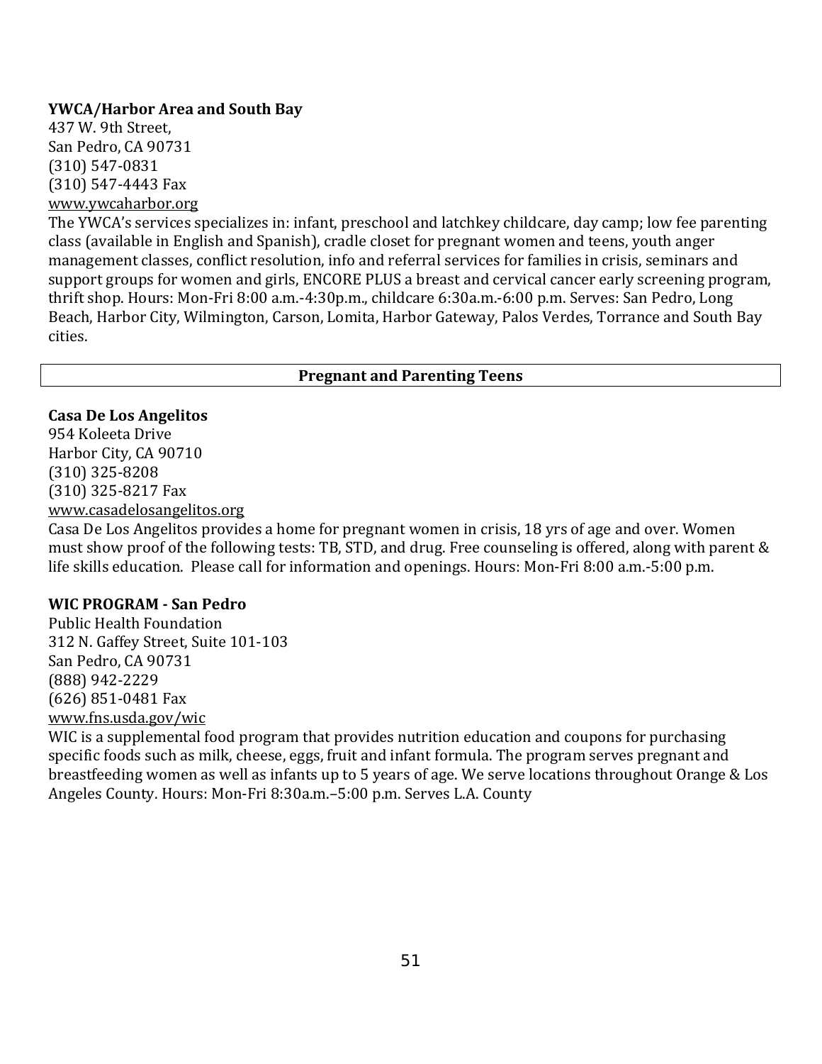**YWCA/Harbor Area and South Bay**
437 W. 9th Street,
San Pedro, CA 90731
(310) 547-0831
(310) 547-4443 Fax
www.ywcaharbor.org

The YWCA's services specializes in: infant, preschool and latchkey childcare, day camp; low fee parenting class (available in English and Spanish), cradle closet for pregnant women and teens, youth anger management classes, conflict resolution, info and referral services for families in crisis, seminars and support groups for women and girls, ENCORE PLUS a breast and cervical cancer early screening program, thrift shop. Hours: Mon-Fri 8:00 a.m.-4:30p.m., childcare 6:30a.m.-6:00 p.m. Serves: San Pedro, Long Beach, Harbor City, Wilmington, Carson, Lomita, Harbor Gateway, Palos Verdes, Torrance and South Bay cities.

## Pregnant and Parenting Teens

**Casa De Los Angelitos**
954 Koleeta Drive
Harbor City, CA 90710
(310) 325-8208
(310) 325-8217 Fax
www.casadelosangelitos.org

Casa De Los Angelitos provides a home for pregnant women in crisis, 18 yrs of age and over. Women must show proof of the following tests: TB, STD, and drug. Free counseling is offered, along with parent & life skills education. Please call for information and openings. Hours: Mon-Fri 8:00 a.m.-5:00 p.m.

**WIC PROGRAM - San Pedro**
Public Health Foundation
312 N. Gaffey Street, Suite 101-103
San Pedro, CA 90731
(888) 942-2229
(626) 851-0481 Fax
www.fns.usda.gov/wic

WIC is a supplemental food program that provides nutrition education and coupons for purchasing specific foods such as milk, cheese, eggs, fruit and infant formula. The program serves pregnant and breastfeeding women as well as infants up to 5 years of age. We serve locations throughout Orange & Los Angeles County. Hours: Mon-Fri 8:30a.m.–5:00 p.m. Serves L.A. County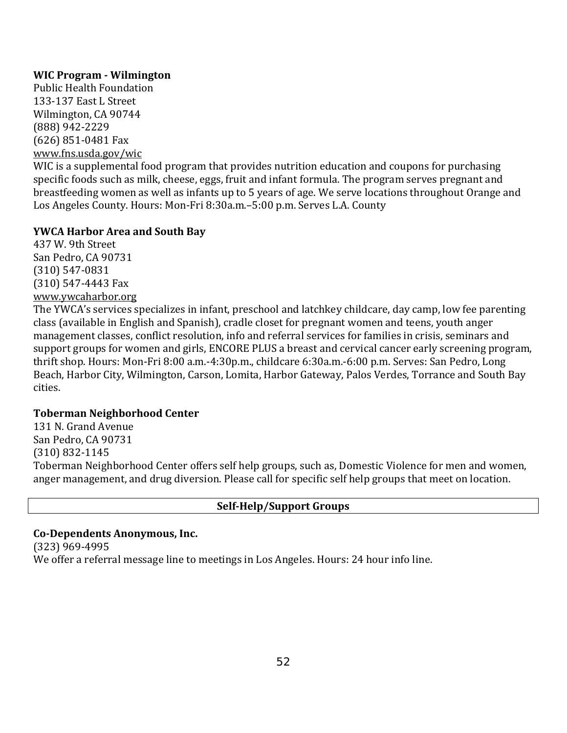**WIC Program - Wilmington**
Public Health Foundation
133-137 East L Street
Wilmington, CA 90744
(888) 942-2229
(626) 851-0481 Fax
www.fns.usda.gov/wic
WIC is a supplemental food program that provides nutrition education and coupons for purchasing specific foods such as milk, cheese, eggs, fruit and infant formula. The program serves pregnant and breastfeeding women as well as infants up to 5 years of age. We serve locations throughout Orange and Los Angeles County. Hours: Mon-Fri 8:30a.m.–5:00 p.m. Serves L.A. County

**YWCA Harbor Area and South Bay**
437 W. 9th Street
San Pedro, CA 90731
(310) 547-0831
(310) 547-4443 Fax
www.ywcaharbor.org
The YWCA's services specializes in infant, preschool and latchkey childcare, day camp, low fee parenting class (available in English and Spanish), cradle closet for pregnant women and teens, youth anger management classes, conflict resolution, info and referral services for families in crisis, seminars and support groups for women and girls, ENCORE PLUS a breast and cervical cancer early screening program, thrift shop. Hours: Mon-Fri 8:00 a.m.-4:30p.m., childcare 6:30a.m.-6:00 p.m. Serves: San Pedro, Long Beach, Harbor City, Wilmington, Carson, Lomita, Harbor Gateway, Palos Verdes, Torrance and South Bay cities.

**Toberman Neighborhood Center**
131 N. Grand Avenue
San Pedro, CA 90731
(310) 832-1145
Toberman Neighborhood Center offers self help groups, such as, Domestic Violence for men and women, anger management, and drug diversion. Please call for specific self help groups that meet on location.

## Self-Help/Support Groups

**Co-Dependents Anonymous, Inc.**
(323) 969-4995
We offer a referral message line to meetings in Los Angeles. Hours: 24 hour info line.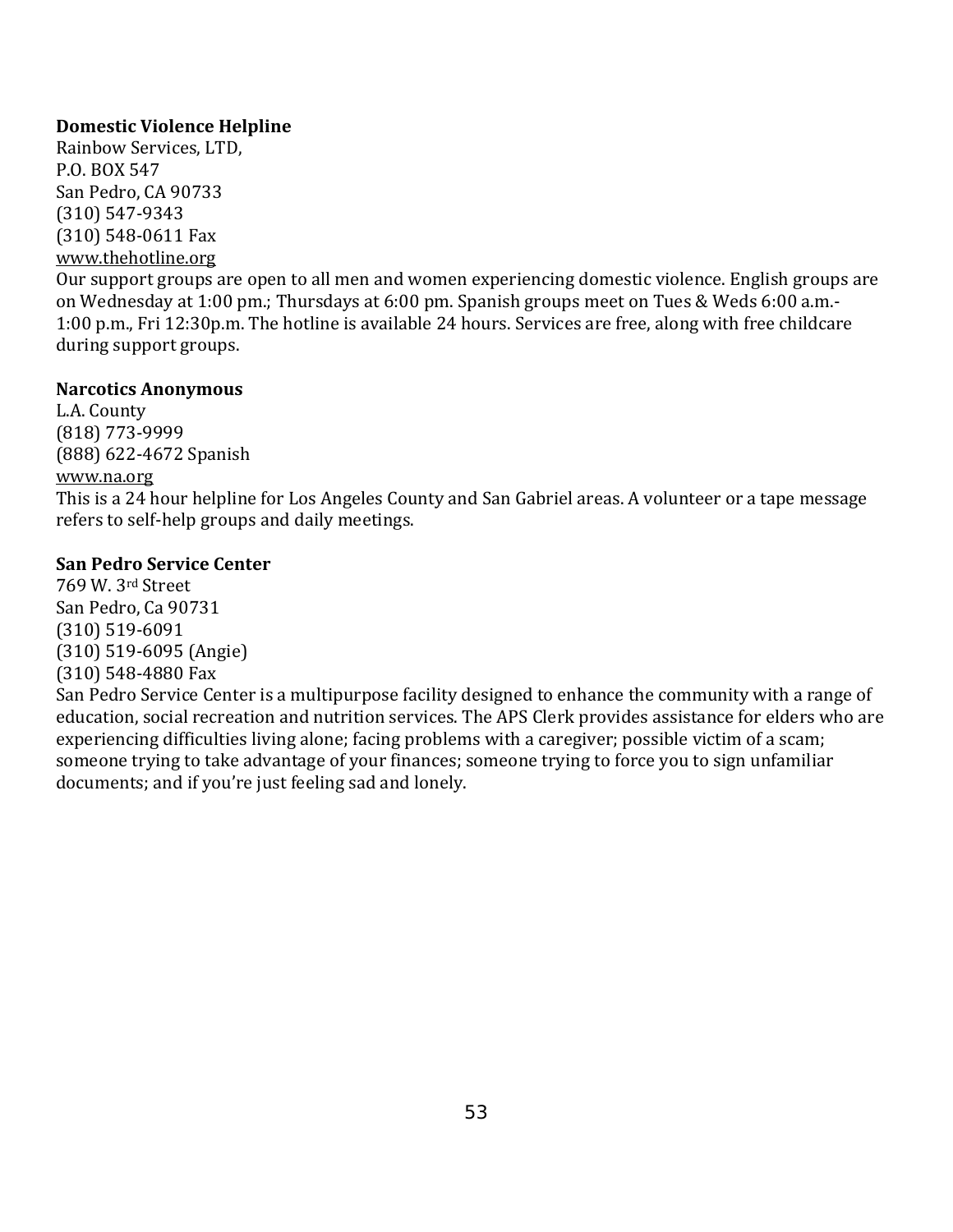**Domestic Violence Helpline**
Rainbow Services, LTD,
P.O. BOX 547
San Pedro, CA 90733
(310) 547-9343
(310) 548-0611 Fax
www.thehotline.org
Our support groups are open to all men and women experiencing domestic violence. English groups are on Wednesday at 1:00 pm.; Thursdays at 6:00 pm. Spanish groups meet on Tues & Weds 6:00 a.m.-1:00 p.m., Fri 12:30p.m. The hotline is available 24 hours. Services are free, along with free childcare during support groups.

**Narcotics Anonymous**
L.A. County
(818) 773-9999
(888) 622-4672 Spanish
www.na.org
This is a 24 hour helpline for Los Angeles County and San Gabriel areas. A volunteer or a tape message refers to self-help groups and daily meetings.

**San Pedro Service Center**
769 W. 3rd Street
San Pedro, Ca 90731
(310) 519-6091
(310) 519-6095 (Angie)
(310) 548-4880 Fax
San Pedro Service Center is a multipurpose facility designed to enhance the community with a range of education, social recreation and nutrition services. The APS Clerk provides assistance for elders who are experiencing difficulties living alone; facing problems with a caregiver; possible victim of a scam; someone trying to take advantage of your finances; someone trying to force you to sign unfamiliar documents; and if you're just feeling sad and lonely.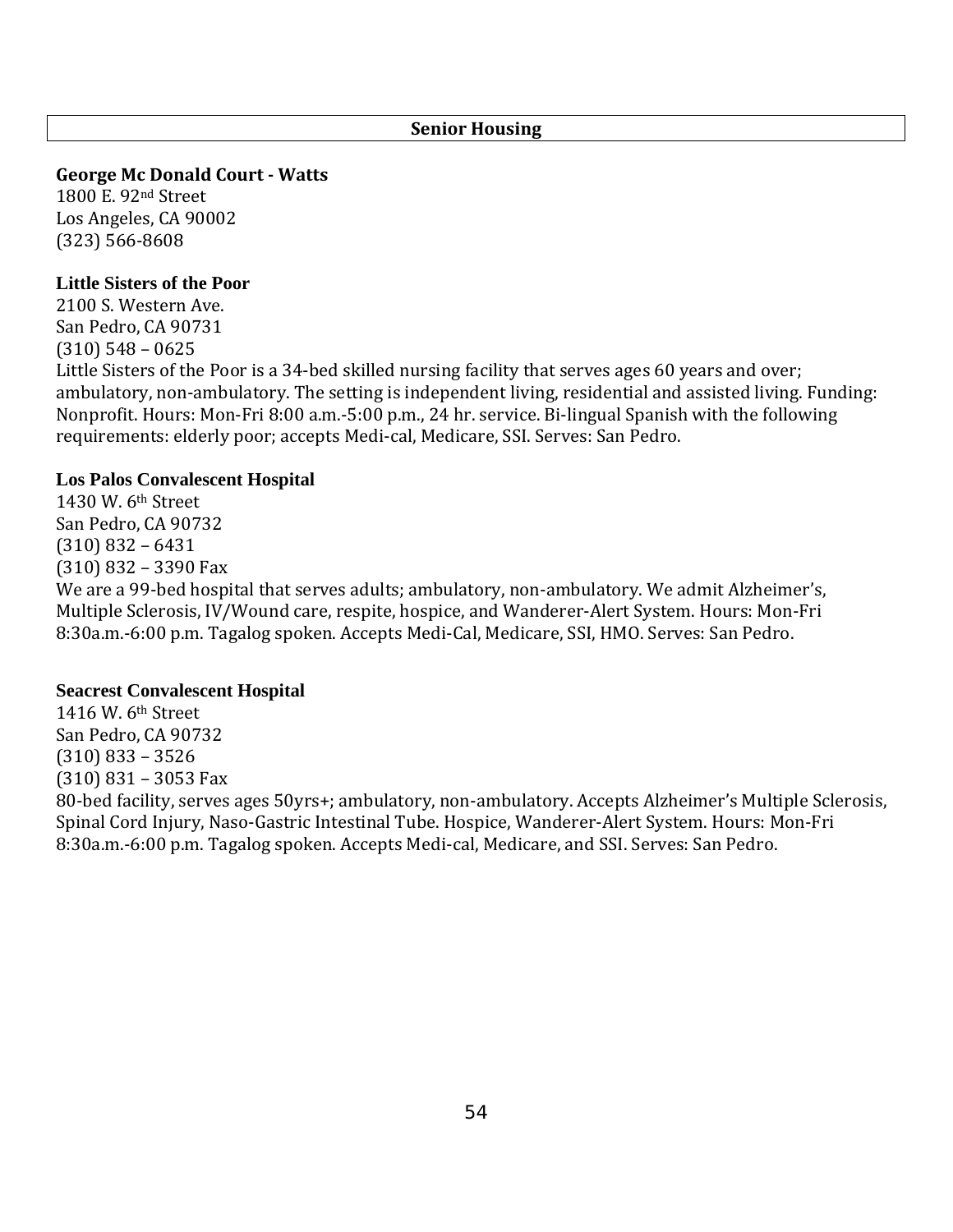## Senior Housing

**George Mc Donald Court - Watts**
1800 E. 92nd Street
Los Angeles, CA 90002
(323) 566-8608

**Little Sisters of the Poor**
2100 S. Western Ave.
San Pedro, CA 90731
(310) 548 – 0625
Little Sisters of the Poor is a 34-bed skilled nursing facility that serves ages 60 years and over; ambulatory, non-ambulatory. The setting is independent living, residential and assisted living. Funding: Nonprofit. Hours: Mon-Fri 8:00 a.m.-5:00 p.m., 24 hr. service. Bi-lingual Spanish with the following requirements: elderly poor; accepts Medi-cal, Medicare, SSI. Serves: San Pedro.

**Los Palos Convalescent Hospital**
1430 W. 6th Street
San Pedro, CA 90732
(310) 832 – 6431
(310) 832 – 3390 Fax
We are a 99-bed hospital that serves adults; ambulatory, non-ambulatory. We admit Alzheimer's, Multiple Sclerosis, IV/Wound care, respite, hospice, and Wanderer-Alert System. Hours: Mon-Fri 8:30a.m.-6:00 p.m. Tagalog spoken. Accepts Medi-Cal, Medicare, SSI, HMO. Serves: San Pedro.

**Seacrest Convalescent Hospital**
1416 W. 6th Street
San Pedro, CA 90732
(310) 833 – 3526
(310) 831 – 3053 Fax
80-bed facility, serves ages 50yrs+; ambulatory, non-ambulatory. Accepts Alzheimer's Multiple Sclerosis, Spinal Cord Injury, Naso-Gastric Intestinal Tube. Hospice, Wanderer-Alert System. Hours: Mon-Fri 8:30a.m.-6:00 p.m. Tagalog spoken. Accepts Medi-cal, Medicare, and SSI. Serves: San Pedro.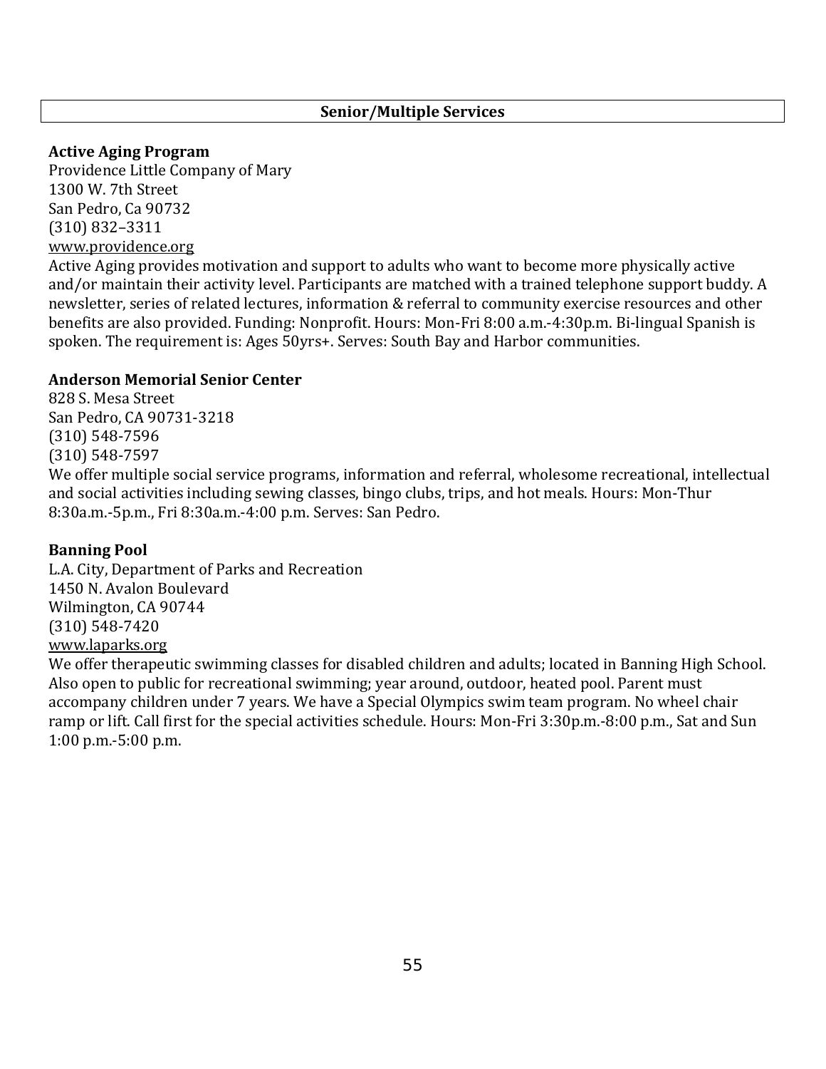## Senior/Multiple Services

**Active Aging Program**
Providence Little Company of Mary
1300 W. 7th Street
San Pedro, Ca 90732
(310) 832–3311
www.providence.org
Active Aging provides motivation and support to adults who want to become more physically active and/or maintain their activity level. Participants are matched with a trained telephone support buddy. A newsletter, series of related lectures, information & referral to community exercise resources and other benefits are also provided. Funding: Nonprofit. Hours: Mon-Fri 8:00 a.m.-4:30p.m. Bi-lingual Spanish is spoken. The requirement is: Ages 50yrs+. Serves: South Bay and Harbor communities.

**Anderson Memorial Senior Center**
828 S. Mesa Street
San Pedro, CA 90731-3218
(310) 548-7596
(310) 548-7597
We offer multiple social service programs, information and referral, wholesome recreational, intellectual and social activities including sewing classes, bingo clubs, trips, and hot meals. Hours: Mon-Thur 8:30a.m.-5p.m., Fri 8:30a.m.-4:00 p.m. Serves: San Pedro.

**Banning Pool**
L.A. City, Department of Parks and Recreation
1450 N. Avalon Boulevard
Wilmington, CA 90744
(310) 548-7420
www.laparks.org
We offer therapeutic swimming classes for disabled children and adults; located in Banning High School. Also open to public for recreational swimming; year around, outdoor, heated pool. Parent must accompany children under 7 years. We have a Special Olympics swim team program. No wheel chair ramp or lift. Call first for the special activities schedule. Hours: Mon-Fri 3:30p.m.-8:00 p.m., Sat and Sun 1:00 p.m.-5:00 p.m.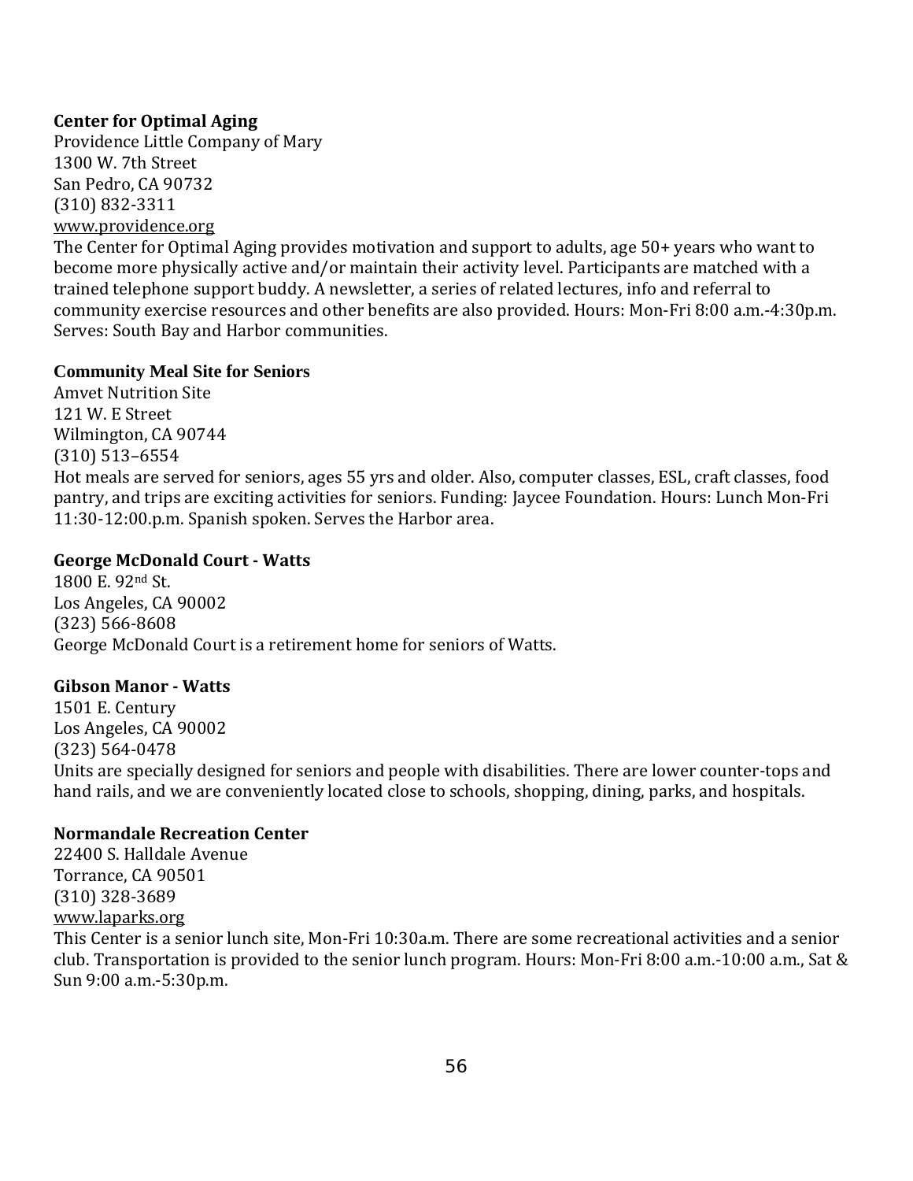**Center for Optimal Aging**
Providence Little Company of Mary
1300 W. 7th Street
San Pedro, CA 90732
(310) 832-3311
www.providence.org
The Center for Optimal Aging provides motivation and support to adults, age 50+ years who want to become more physically active and/or maintain their activity level. Participants are matched with a trained telephone support buddy. A newsletter, a series of related lectures, info and referral to community exercise resources and other benefits are also provided. Hours: Mon-Fri 8:00 a.m.-4:30p.m. Serves: South Bay and Harbor communities.

**Community Meal Site for Seniors**
Amvet Nutrition Site
121 W. E Street
Wilmington, CA 90744
(310) 513–6554
Hot meals are served for seniors, ages 55 yrs and older. Also, computer classes, ESL, craft classes, food pantry, and trips are exciting activities for seniors. Funding: Jaycee Foundation. Hours: Lunch Mon-Fri 11:30-12:00.p.m. Spanish spoken. Serves the Harbor area.

**George McDonald Court - Watts**
1800 E. 92nd St.
Los Angeles, CA 90002
(323) 566-8608
George McDonald Court is a retirement home for seniors of Watts.

**Gibson Manor - Watts**
1501 E. Century
Los Angeles, CA 90002
(323) 564-0478
Units are specially designed for seniors and people with disabilities. There are lower counter-tops and hand rails, and we are conveniently located close to schools, shopping, dining, parks, and hospitals.

**Normandale Recreation Center**
22400 S. Halldale Avenue
Torrance, CA 90501
(310) 328-3689
www.laparks.org
This Center is a senior lunch site, Mon-Fri 10:30a.m. There are some recreational activities and a senior club. Transportation is provided to the senior lunch program. Hours: Mon-Fri 8:00 a.m.-10:00 a.m., Sat & Sun 9:00 a.m.-5:30p.m.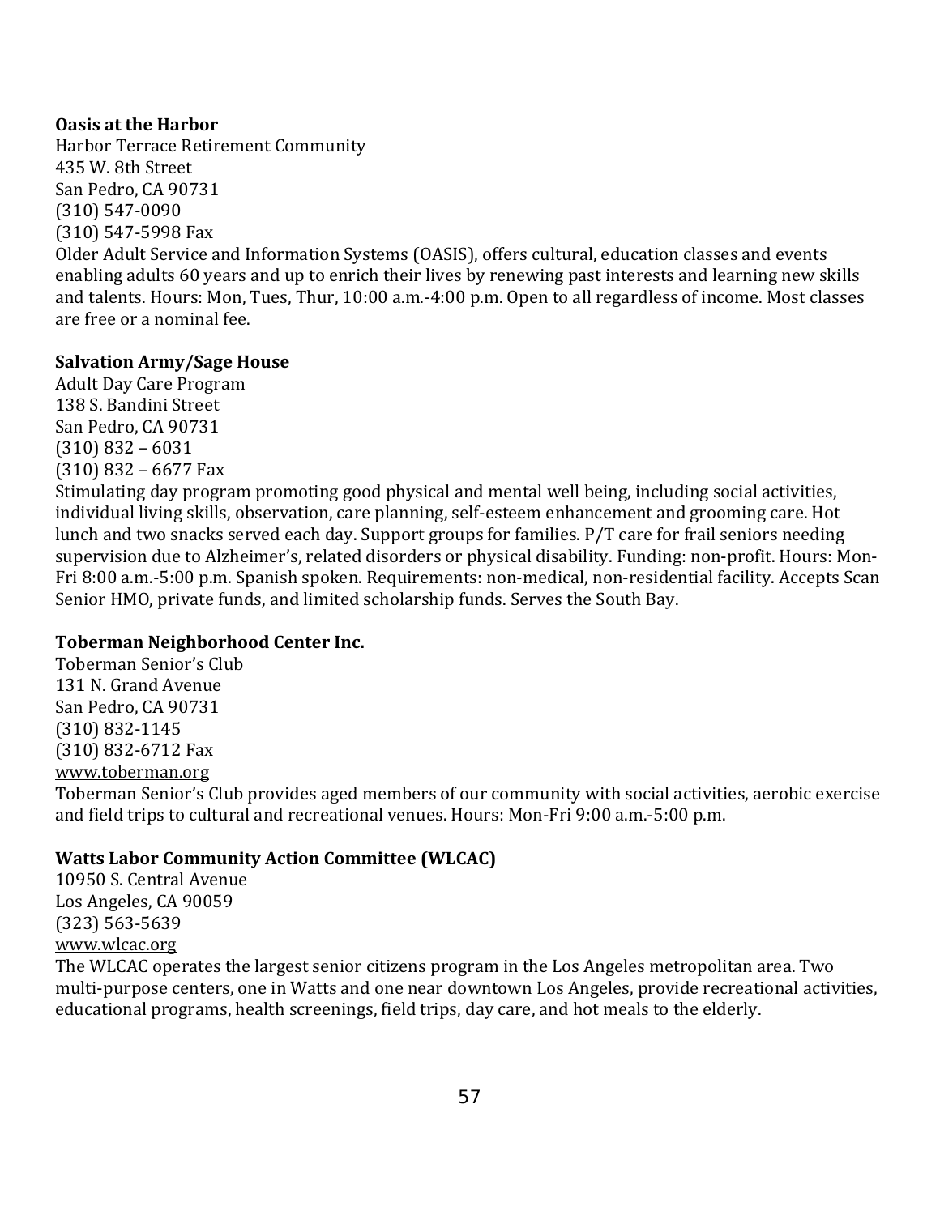**Oasis at the Harbor**
Harbor Terrace Retirement Community
435 W. 8th Street
San Pedro, CA 90731
(310) 547-0090
(310) 547-5998 Fax
Older Adult Service and Information Systems (OASIS), offers cultural, education classes and events enabling adults 60 years and up to enrich their lives by renewing past interests and learning new skills and talents. Hours: Mon, Tues, Thur, 10:00 a.m.-4:00 p.m. Open to all regardless of income. Most classes are free or a nominal fee.

**Salvation Army/Sage House**
Adult Day Care Program
138 S. Bandini Street
San Pedro, CA 90731
(310) 832 – 6031
(310) 832 – 6677 Fax
Stimulating day program promoting good physical and mental well being, including social activities, individual living skills, observation, care planning, self-esteem enhancement and grooming care. Hot lunch and two snacks served each day. Support groups for families. P/T care for frail seniors needing supervision due to Alzheimer's, related disorders or physical disability. Funding: non-profit. Hours: Mon-Fri 8:00 a.m.-5:00 p.m. Spanish spoken. Requirements: non-medical, non-residential facility. Accepts Scan Senior HMO, private funds, and limited scholarship funds. Serves the South Bay.

**Toberman Neighborhood Center Inc.**
Toberman Senior's Club
131 N. Grand Avenue
San Pedro, CA 90731
(310) 832-1145
(310) 832-6712 Fax
www.toberman.org
Toberman Senior's Club provides aged members of our community with social activities, aerobic exercise and field trips to cultural and recreational venues. Hours: Mon-Fri 9:00 a.m.-5:00 p.m.

**Watts Labor Community Action Committee (WLCAC)**
10950 S. Central Avenue
Los Angeles, CA 90059
(323) 563-5639
www.wlcac.org
The WLCAC operates the largest senior citizens program in the Los Angeles metropolitan area. Two multi-purpose centers, one in Watts and one near downtown Los Angeles, provide recreational activities, educational programs, health screenings, field trips, day care, and hot meals to the elderly.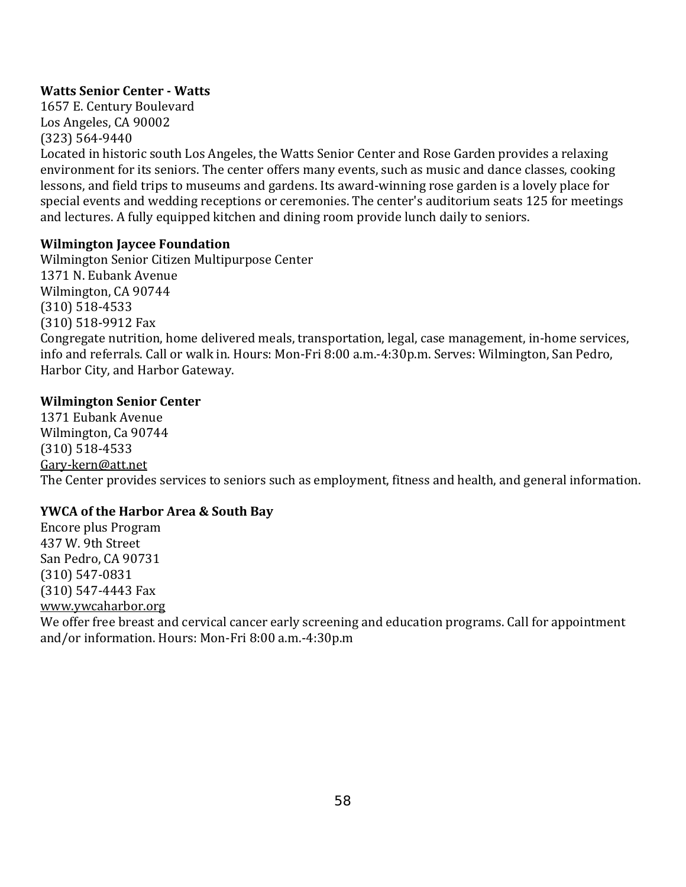**Watts Senior Center - Watts**
1657 E. Century Boulevard
Los Angeles, CA 90002
(323) 564-9440
Located in historic south Los Angeles, the Watts Senior Center and Rose Garden provides a relaxing environment for its seniors. The center offers many events, such as music and dance classes, cooking lessons, and field trips to museums and gardens. Its award-winning rose garden is a lovely place for special events and wedding receptions or ceremonies. The center's auditorium seats 125 for meetings and lectures. A fully equipped kitchen and dining room provide lunch daily to seniors.

**Wilmington Jaycee Foundation**
Wilmington Senior Citizen Multipurpose Center
1371 N. Eubank Avenue
Wilmington, CA 90744
(310) 518-4533
(310) 518-9912 Fax
Congregate nutrition, home delivered meals, transportation, legal, case management, in-home services, info and referrals. Call or walk in. Hours: Mon-Fri 8:00 a.m.-4:30p.m. Serves: Wilmington, San Pedro, Harbor City, and Harbor Gateway.

**Wilmington Senior Center**
1371 Eubank Avenue
Wilmington, Ca 90744
(310) 518-4533
Gary-kern@att.net
The Center provides services to seniors such as employment, fitness and health, and general information.

**YWCA of the Harbor Area & South Bay**
Encore plus Program
437 W. 9th Street
San Pedro, CA 90731
(310) 547-0831
(310) 547-4443 Fax
www.ywcaharbor.org
We offer free breast and cervical cancer early screening and education programs. Call for appointment and/or information. Hours: Mon-Fri 8:00 a.m.-4:30p.m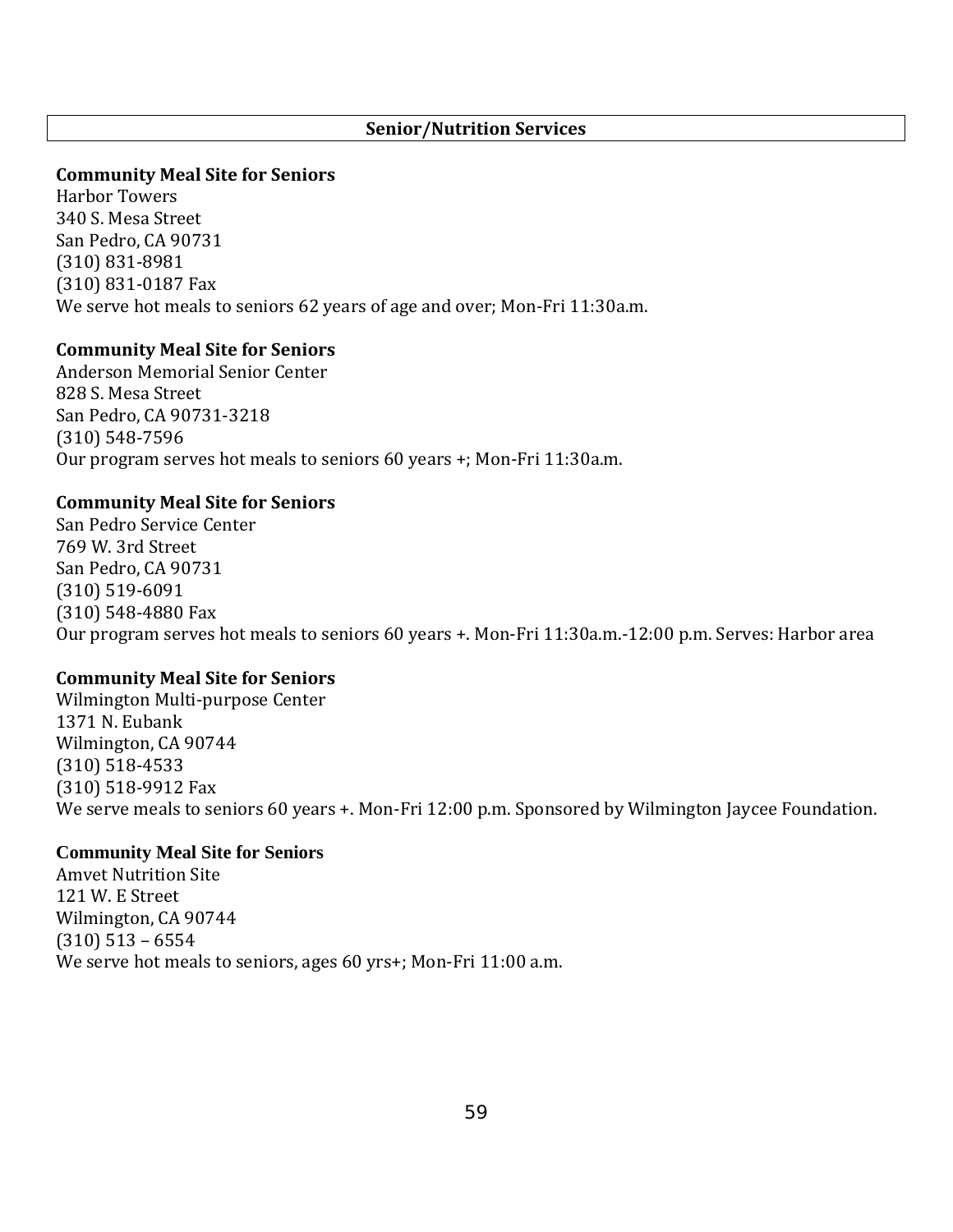## Senior/Nutrition Services

**Community Meal Site for Seniors**
Harbor Towers
340 S. Mesa Street
San Pedro, CA 90731
(310) 831-8981
(310) 831-0187 Fax
We serve hot meals to seniors 62 years of age and over; Mon-Fri 11:30a.m.

**Community Meal Site for Seniors**
Anderson Memorial Senior Center
828 S. Mesa Street
San Pedro, CA 90731-3218
(310) 548-7596
Our program serves hot meals to seniors 60 years +; Mon-Fri 11:30a.m.

**Community Meal Site for Seniors**
San Pedro Service Center
769 W. 3rd Street
San Pedro, CA 90731
(310) 519-6091
(310) 548-4880 Fax
Our program serves hot meals to seniors 60 years +. Mon-Fri 11:30a.m.-12:00 p.m. Serves: Harbor area

**Community Meal Site for Seniors**
Wilmington Multi-purpose Center
1371 N. Eubank
Wilmington, CA 90744
(310) 518-4533
(310) 518-9912 Fax
We serve meals to seniors 60 years +. Mon-Fri 12:00 p.m. Sponsored by Wilmington Jaycee Foundation.

**Community Meal Site for Seniors**
Amvet Nutrition Site
121 W. E Street
Wilmington, CA 90744
(310) 513 – 6554
We serve hot meals to seniors, ages 60 yrs+; Mon-Fri 11:00 a.m.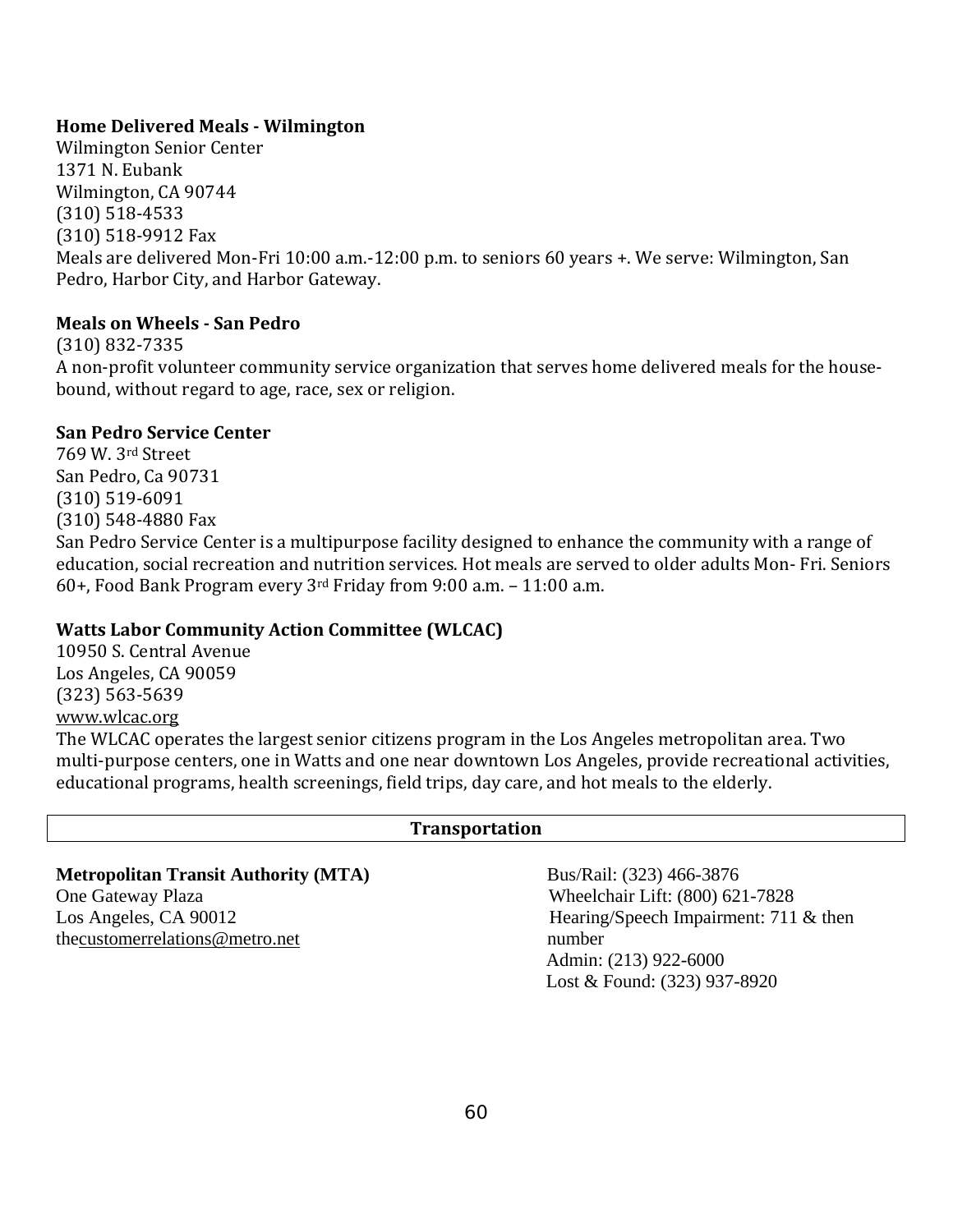**Home Delivered Meals - Wilmington**
Wilmington Senior Center
1371 N. Eubank
Wilmington, CA 90744
(310) 518-4533
(310) 518-9912 Fax
Meals are delivered Mon-Fri 10:00 a.m.-12:00 p.m. to seniors 60 years +. We serve: Wilmington, San Pedro, Harbor City, and Harbor Gateway.

**Meals on Wheels - San Pedro**
(310) 832-7335
A non-profit volunteer community service organization that serves home delivered meals for the house-bound, without regard to age, race, sex or religion.

**San Pedro Service Center**
769 W. 3rd Street
San Pedro, Ca 90731
(310) 519-6091
(310) 548-4880 Fax
San Pedro Service Center is a multipurpose facility designed to enhance the community with a range of education, social recreation and nutrition services. Hot meals are served to older adults Mon- Fri. Seniors 60+, Food Bank Program every 3rd Friday from 9:00 a.m. – 11:00 a.m.

**Watts Labor Community Action Committee (WLCAC)**
10950 S. Central Avenue
Los Angeles, CA 90059
(323) 563-5639
www.wlcac.org
The WLCAC operates the largest senior citizens program in the Los Angeles metropolitan area. Two multi-purpose centers, one in Watts and one near downtown Los Angeles, provide recreational activities, educational programs, health screenings, field trips, day care, and hot meals to the elderly.

## Transportation

**Metropolitan Transit Authority (MTA)**
One Gateway Plaza
Los Angeles, CA 90012
thecustomerrelations@metro.net

Bus/Rail: (323) 466-3876
Wheelchair Lift: (800) 621-7828
Hearing/Speech Impairment: 711 & then number
Admin: (213) 922-6000
Lost & Found: (323) 937-8920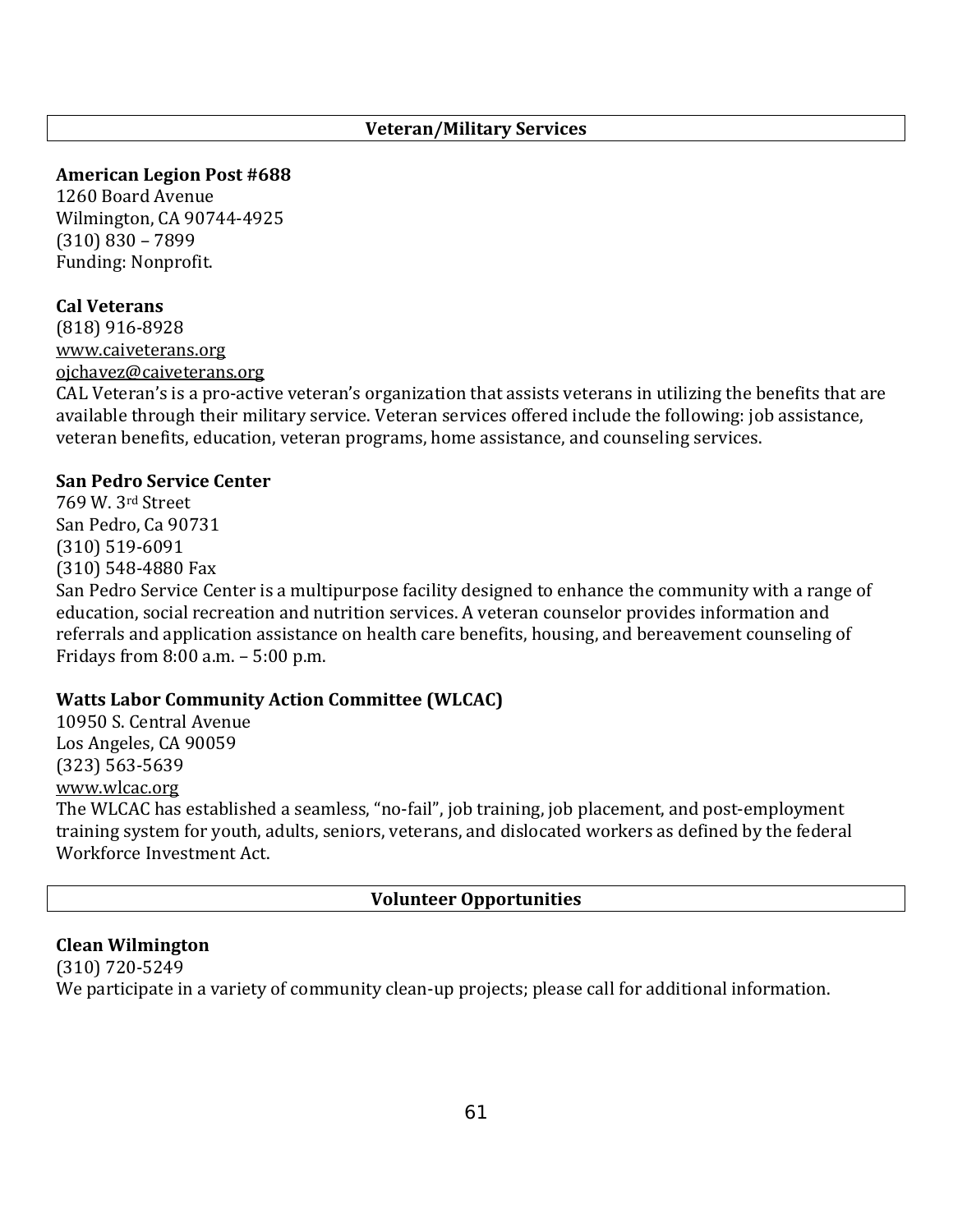## Veteran/Military Services

**American Legion Post #688**
1260 Board Avenue
Wilmington, CA 90744-4925
(310) 830 – 7899
Funding: Nonprofit.

**Cal Veterans**
(818) 916-8928
www.caiveterans.org
ojchavez@caiveterans.org
CAL Veteran's is a pro-active veteran's organization that assists veterans in utilizing the benefits that are available through their military service. Veteran services offered include the following: job assistance, veteran benefits, education, veteran programs, home assistance, and counseling services.

**San Pedro Service Center**
769 W. 3rd Street
San Pedro, Ca 90731
(310) 519-6091
(310) 548-4880 Fax
San Pedro Service Center is a multipurpose facility designed to enhance the community with a range of education, social recreation and nutrition services. A veteran counselor provides information and referrals and application assistance on health care benefits, housing, and bereavement counseling of Fridays from 8:00 a.m. – 5:00 p.m.

**Watts Labor Community Action Committee (WLCAC)**
10950 S. Central Avenue
Los Angeles, CA 90059
(323) 563-5639
www.wlcac.org
The WLCAC has established a seamless, "no-fail", job training, job placement, and post-employment training system for youth, adults, seniors, veterans, and dislocated workers as defined by the federal Workforce Investment Act.

## Volunteer Opportunities

**Clean Wilmington**
(310) 720-5249
We participate in a variety of community clean-up projects; please call for additional information.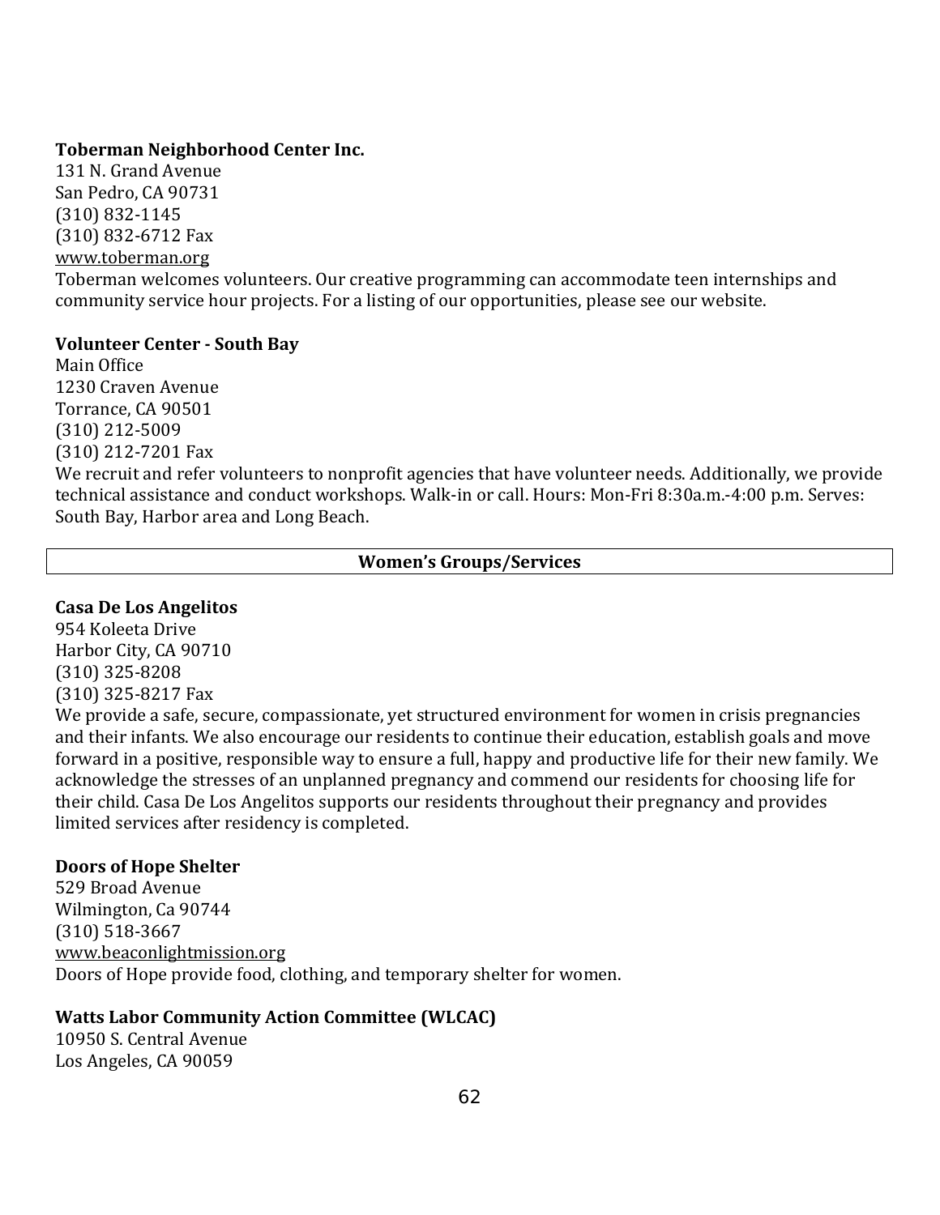**Toberman Neighborhood Center Inc.**
131 N. Grand Avenue
San Pedro, CA 90731
(310) 832-1145
(310) 832-6712 Fax
www.toberman.org
Toberman welcomes volunteers. Our creative programming can accommodate teen internships and community service hour projects. For a listing of our opportunities, please see our website.

**Volunteer Center - South Bay**
Main Office
1230 Craven Avenue
Torrance, CA 90501
(310) 212-5009
(310) 212-7201 Fax
We recruit and refer volunteers to nonprofit agencies that have volunteer needs. Additionally, we provide technical assistance and conduct workshops. Walk-in or call. Hours: Mon-Fri 8:30a.m.-4:00 p.m. Serves: South Bay, Harbor area and Long Beach.

## Women's Groups/Services

**Casa De Los Angelitos**
954 Koleeta Drive
Harbor City, CA 90710
(310) 325-8208
(310) 325-8217 Fax
We provide a safe, secure, compassionate, yet structured environment for women in crisis pregnancies and their infants. We also encourage our residents to continue their education, establish goals and move forward in a positive, responsible way to ensure a full, happy and productive life for their new family. We acknowledge the stresses of an unplanned pregnancy and commend our residents for choosing life for their child. Casa De Los Angelitos supports our residents throughout their pregnancy and provides limited services after residency is completed.

**Doors of Hope Shelter**
529 Broad Avenue
Wilmington, Ca 90744
(310) 518-3667
www.beaconlightmission.org
Doors of Hope provide food, clothing, and temporary shelter for women.

**Watts Labor Community Action Committee (WLCAC)**
10950 S. Central Avenue
Los Angeles, CA 90059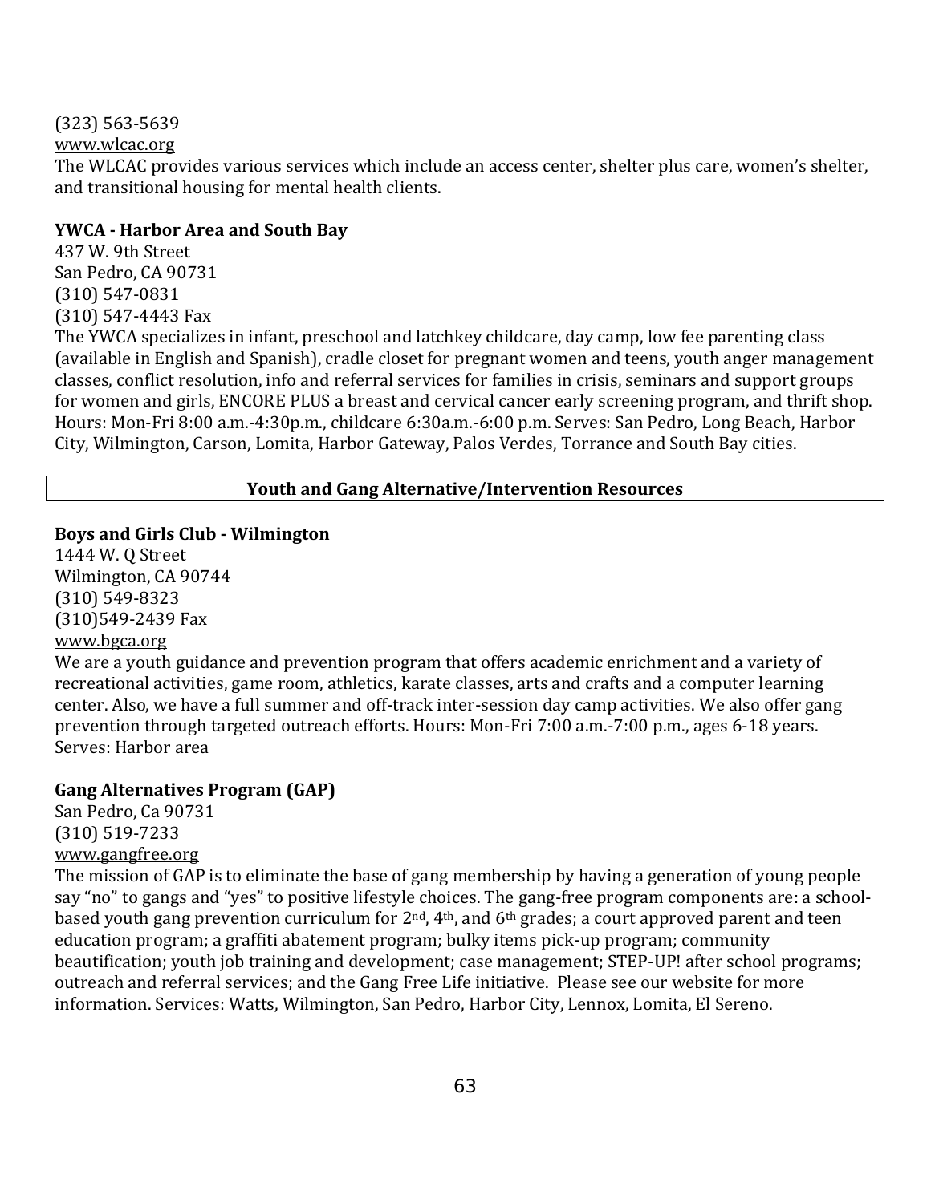(323) 563-5639

www.wlcac.org

The WLCAC provides various services which include an access center, shelter plus care, women's shelter, and transitional housing for mental health clients.

**YWCA - Harbor Area and South Bay**

437 W. 9th Street
San Pedro, CA 90731
(310) 547-0831
(310) 547-4443 Fax

The YWCA specializes in infant, preschool and latchkey childcare, day camp, low fee parenting class (available in English and Spanish), cradle closet for pregnant women and teens, youth anger management classes, conflict resolution, info and referral services for families in crisis, seminars and support groups for women and girls, ENCORE PLUS a breast and cervical cancer early screening program, and thrift shop. Hours: Mon-Fri 8:00 a.m.-4:30p.m., childcare 6:30a.m.-6:00 p.m. Serves: San Pedro, Long Beach, Harbor City, Wilmington, Carson, Lomita, Harbor Gateway, Palos Verdes, Torrance and South Bay cities.

## Youth and Gang Alternative/Intervention Resources

**Boys and Girls Club - Wilmington**

1444 W. Q Street
Wilmington, CA 90744
(310) 549-8323
(310)549-2439 Fax
www.bgca.org

We are a youth guidance and prevention program that offers academic enrichment and a variety of recreational activities, game room, athletics, karate classes, arts and crafts and a computer learning center. Also, we have a full summer and off-track inter-session day camp activities. We also offer gang prevention through targeted outreach efforts. Hours: Mon-Fri 7:00 a.m.-7:00 p.m., ages 6-18 years. Serves: Harbor area

**Gang Alternatives Program (GAP)**

San Pedro, Ca 90731
(310) 519-7233
www.gangfree.org

The mission of GAP is to eliminate the base of gang membership by having a generation of young people say "no" to gangs and "yes" to positive lifestyle choices. The gang-free program components are: a school-based youth gang prevention curriculum for 2nd, 4th, and 6th grades; a court approved parent and teen education program; a graffiti abatement program; bulky items pick-up program; community beautification; youth job training and development; case management; STEP-UP! after school programs; outreach and referral services; and the Gang Free Life initiative. Please see our website for more information. Services: Watts, Wilmington, San Pedro, Harbor City, Lennox, Lomita, El Sereno.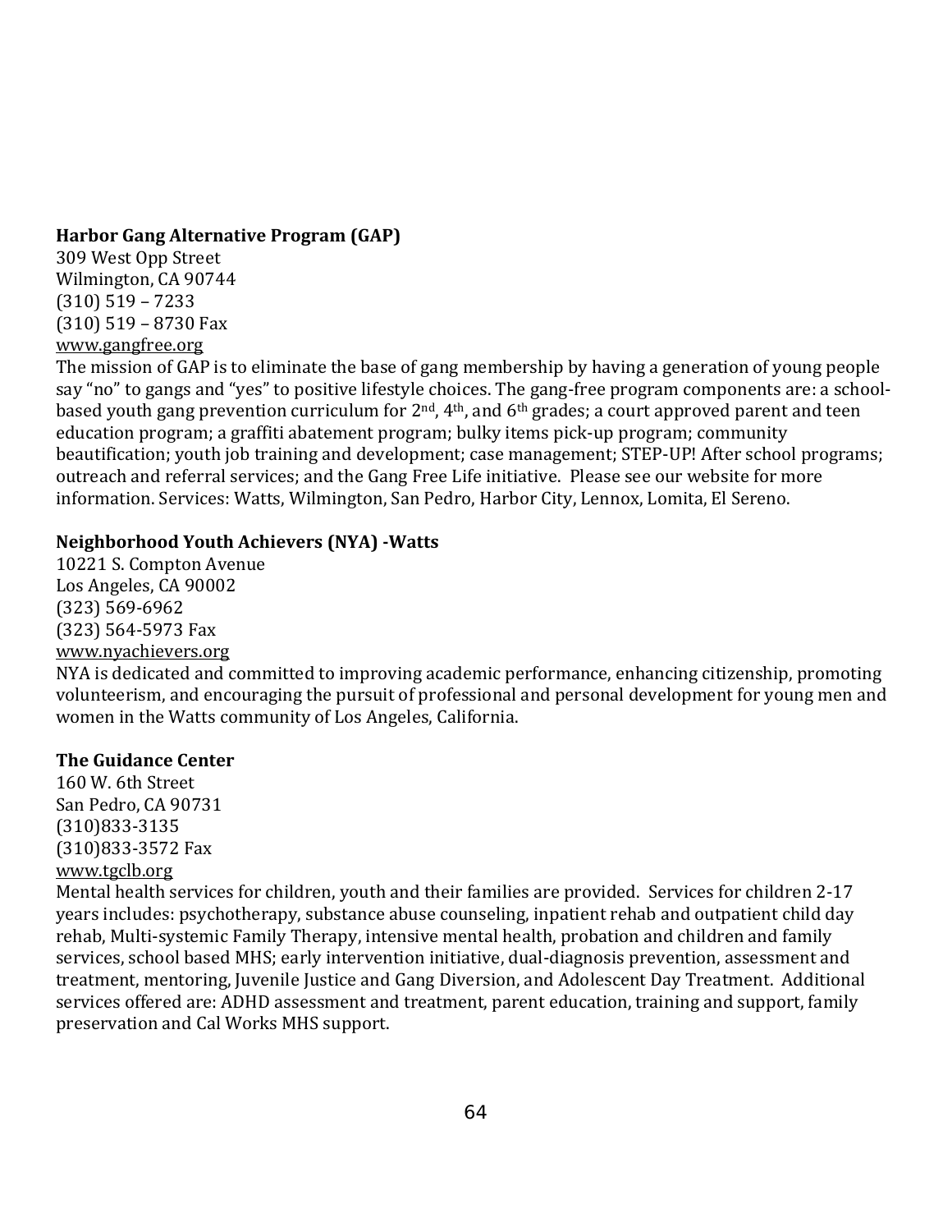**Harbor Gang Alternative Program (GAP)**
309 West Opp Street
Wilmington, CA 90744
(310) 519 – 7233
(310) 519 – 8730 Fax
www.gangfree.org
The mission of GAP is to eliminate the base of gang membership by having a generation of young people say "no" to gangs and "yes" to positive lifestyle choices. The gang-free program components are: a school-based youth gang prevention curriculum for 2nd, 4th, and 6th grades; a court approved parent and teen education program; a graffiti abatement program; bulky items pick-up program; community beautification; youth job training and development; case management; STEP-UP! After school programs; outreach and referral services; and the Gang Free Life initiative. Please see our website for more information. Services: Watts, Wilmington, San Pedro, Harbor City, Lennox, Lomita, El Sereno.

**Neighborhood Youth Achievers (NYA) -Watts**
10221 S. Compton Avenue
Los Angeles, CA 90002
(323) 569-6962
(323) 564-5973 Fax
www.nyachievers.org
NYA is dedicated and committed to improving academic performance, enhancing citizenship, promoting volunteerism, and encouraging the pursuit of professional and personal development for young men and women in the Watts community of Los Angeles, California.

**The Guidance Center**
160 W. 6th Street
San Pedro, CA 90731
(310)833-3135
(310)833-3572 Fax
www.tgclb.org
Mental health services for children, youth and their families are provided. Services for children 2-17 years includes: psychotherapy, substance abuse counseling, inpatient rehab and outpatient child day rehab, Multi-systemic Family Therapy, intensive mental health, probation and children and family services, school based MHS; early intervention initiative, dual-diagnosis prevention, assessment and treatment, mentoring, Juvenile Justice and Gang Diversion, and Adolescent Day Treatment. Additional services offered are: ADHD assessment and treatment, parent education, training and support, family preservation and Cal Works MHS support.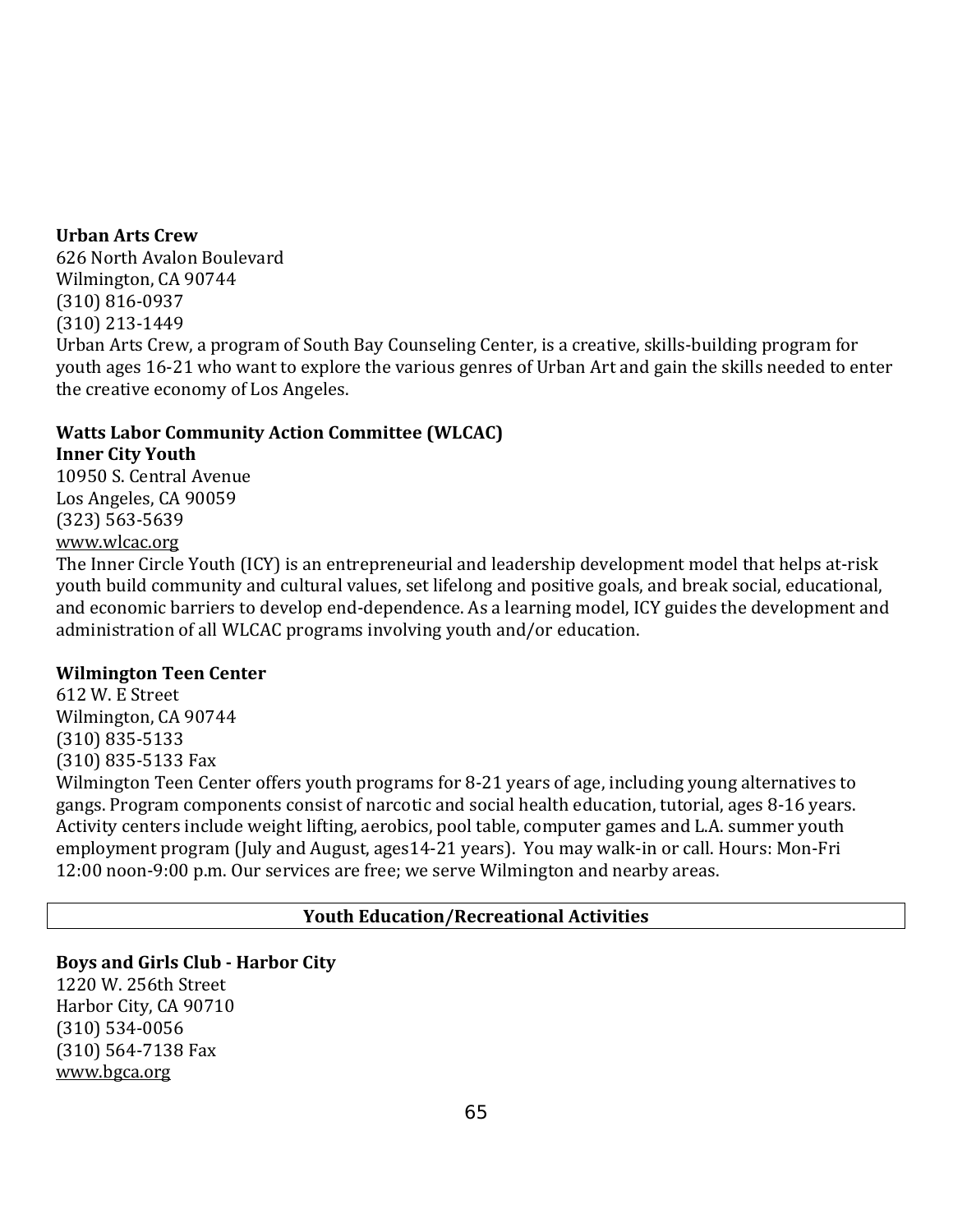**Urban Arts Crew**
626 North Avalon Boulevard
Wilmington, CA 90744
(310) 816-0937
(310) 213-1449
Urban Arts Crew, a program of South Bay Counseling Center, is a creative, skills-building program for youth ages 16-21 who want to explore the various genres of Urban Art and gain the skills needed to enter the creative economy of Los Angeles.

**Watts Labor Community Action Committee (WLCAC)**
**Inner City Youth**
10950 S. Central Avenue
Los Angeles, CA 90059
(323) 563-5639
www.wlcac.org
The Inner Circle Youth (ICY) is an entrepreneurial and leadership development model that helps at-risk youth build community and cultural values, set lifelong and positive goals, and break social, educational, and economic barriers to develop end-dependence. As a learning model, ICY guides the development and administration of all WLCAC programs involving youth and/or education.

**Wilmington Teen Center**
612 W. E Street
Wilmington, CA 90744
(310) 835-5133
(310) 835-5133 Fax
Wilmington Teen Center offers youth programs for 8-21 years of age, including young alternatives to gangs. Program components consist of narcotic and social health education, tutorial, ages 8-16 years. Activity centers include weight lifting, aerobics, pool table, computer games and L.A. summer youth employment program (July and August, ages14-21 years). You may walk-in or call. Hours: Mon-Fri 12:00 noon-9:00 p.m. Our services are free; we serve Wilmington and nearby areas.

## Youth Education/Recreational Activities

**Boys and Girls Club - Harbor City**
1220 W. 256th Street
Harbor City, CA 90710
(310) 534-0056
(310) 564-7138 Fax
www.bgca.org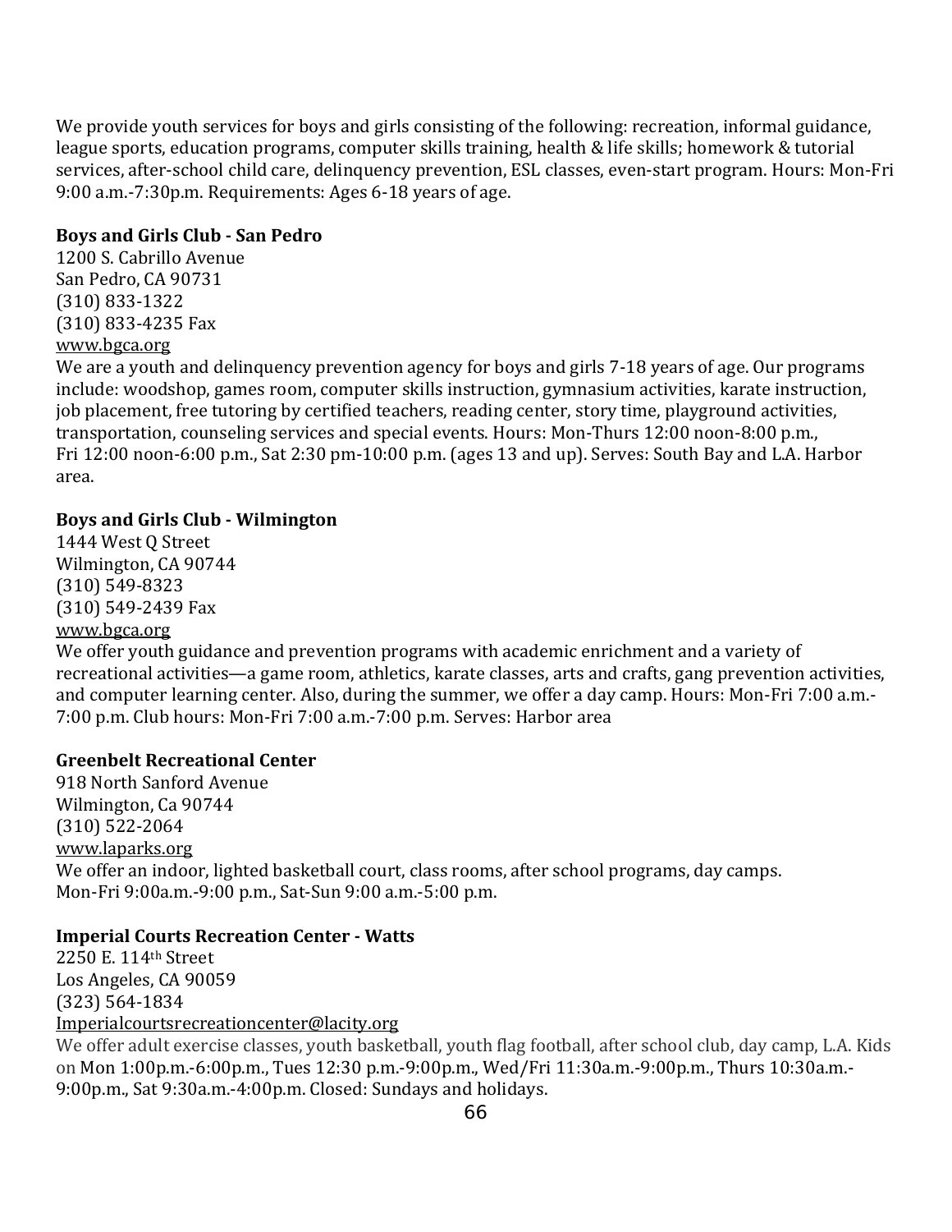We provide youth services for boys and girls consisting of the following: recreation, informal guidance, league sports, education programs, computer skills training, health & life skills; homework & tutorial services, after-school child care, delinquency prevention, ESL classes, even-start program. Hours: Mon-Fri 9:00 a.m.-7:30p.m. Requirements: Ages 6-18 years of age.

**Boys and Girls Club - San Pedro**
1200 S. Cabrillo Avenue
San Pedro, CA 90731
(310) 833-1322
(310) 833-4235 Fax
www.bgca.org
We are a youth and delinquency prevention agency for boys and girls 7-18 years of age. Our programs include: woodshop, games room, computer skills instruction, gymnasium activities, karate instruction, job placement, free tutoring by certified teachers, reading center, story time, playground activities, transportation, counseling services and special events. Hours: Mon-Thurs 12:00 noon-8:00 p.m., Fri 12:00 noon-6:00 p.m., Sat 2:30 pm-10:00 p.m. (ages 13 and up). Serves: South Bay and L.A. Harbor area.

**Boys and Girls Club - Wilmington**
1444 West Q Street
Wilmington, CA 90744
(310) 549-8323
(310) 549-2439 Fax
www.bgca.org
We offer youth guidance and prevention programs with academic enrichment and a variety of recreational activities—a game room, athletics, karate classes, arts and crafts, gang prevention activities, and computer learning center. Also, during the summer, we offer a day camp. Hours: Mon-Fri 7:00 a.m.-7:00 p.m. Club hours: Mon-Fri 7:00 a.m.-7:00 p.m. Serves: Harbor area

**Greenbelt Recreational Center**
918 North Sanford Avenue
Wilmington, Ca 90744
(310) 522-2064
www.laparks.org
We offer an indoor, lighted basketball court, class rooms, after school programs, day camps. Mon-Fri 9:00a.m.-9:00 p.m., Sat-Sun 9:00 a.m.-5:00 p.m.

**Imperial Courts Recreation Center - Watts**
2250 E. 114th Street
Los Angeles, CA 90059
(323) 564-1834
Imperialcourtsrecreationcenter@lacity.org
We offer adult exercise classes, youth basketball, youth flag football, after school club, day camp, L.A. Kids on Mon 1:00p.m.-6:00p.m., Tues 12:30 p.m.-9:00p.m., Wed/Fri 11:30a.m.-9:00p.m., Thurs 10:30a.m.-9:00p.m., Sat 9:30a.m.-4:00p.m. Closed: Sundays and holidays.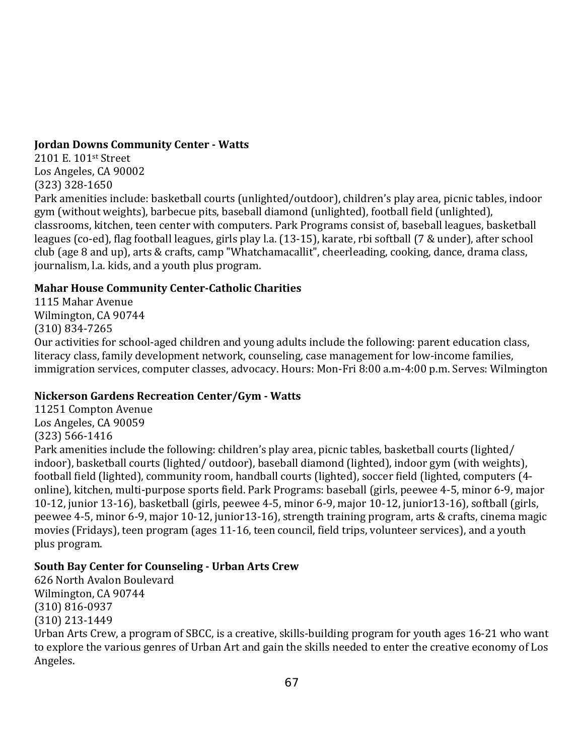**Jordan Downs Community Center - Watts**
2101 E. 101st Street
Los Angeles, CA 90002
(323) 328-1650
Park amenities include: basketball courts (unlighted/outdoor), children's play area, picnic tables, indoor gym (without weights), barbecue pits, baseball diamond (unlighted), football field (unlighted), classrooms, kitchen, teen center with computers. Park Programs consist of, baseball leagues, basketball leagues (co-ed), flag football leagues, girls play l.a. (13-15), karate, rbi softball (7 & under), after school club (age 8 and up), arts & crafts, camp "Whatchamacallit", cheerleading, cooking, dance, drama class, journalism, l.a. kids, and a youth plus program.

**Mahar House Community Center-Catholic Charities**
1115 Mahar Avenue
Wilmington, CA 90744
(310) 834-7265
Our activities for school-aged children and young adults include the following: parent education class, literacy class, family development network, counseling, case management for low-income families, immigration services, computer classes, advocacy. Hours: Mon-Fri 8:00 a.m-4:00 p.m. Serves: Wilmington

**Nickerson Gardens Recreation Center/Gym - Watts**
11251 Compton Avenue
Los Angeles, CA 90059
(323) 566-1416
Park amenities include the following: children's play area, picnic tables, basketball courts (lighted/ indoor), basketball courts (lighted/ outdoor), baseball diamond (lighted), indoor gym (with weights), football field (lighted), community room, handball courts (lighted), soccer field (lighted, computers (4-online), kitchen, multi-purpose sports field. Park Programs: baseball (girls, peewee 4-5, minor 6-9, major 10-12, junior 13-16), basketball (girls, peewee 4-5, minor 6-9, major 10-12, junior13-16), softball (girls, peewee 4-5, minor 6-9, major 10-12, junior13-16), strength training program, arts & crafts, cinema magic movies (Fridays), teen program (ages 11-16, teen council, field trips, volunteer services), and a youth plus program.

**South Bay Center for Counseling - Urban Arts Crew**
626 North Avalon Boulevard
Wilmington, CA 90744
(310) 816-0937
(310) 213-1449
Urban Arts Crew, a program of SBCC, is a creative, skills-building program for youth ages 16-21 who want to explore the various genres of Urban Art and gain the skills needed to enter the creative economy of Los Angeles.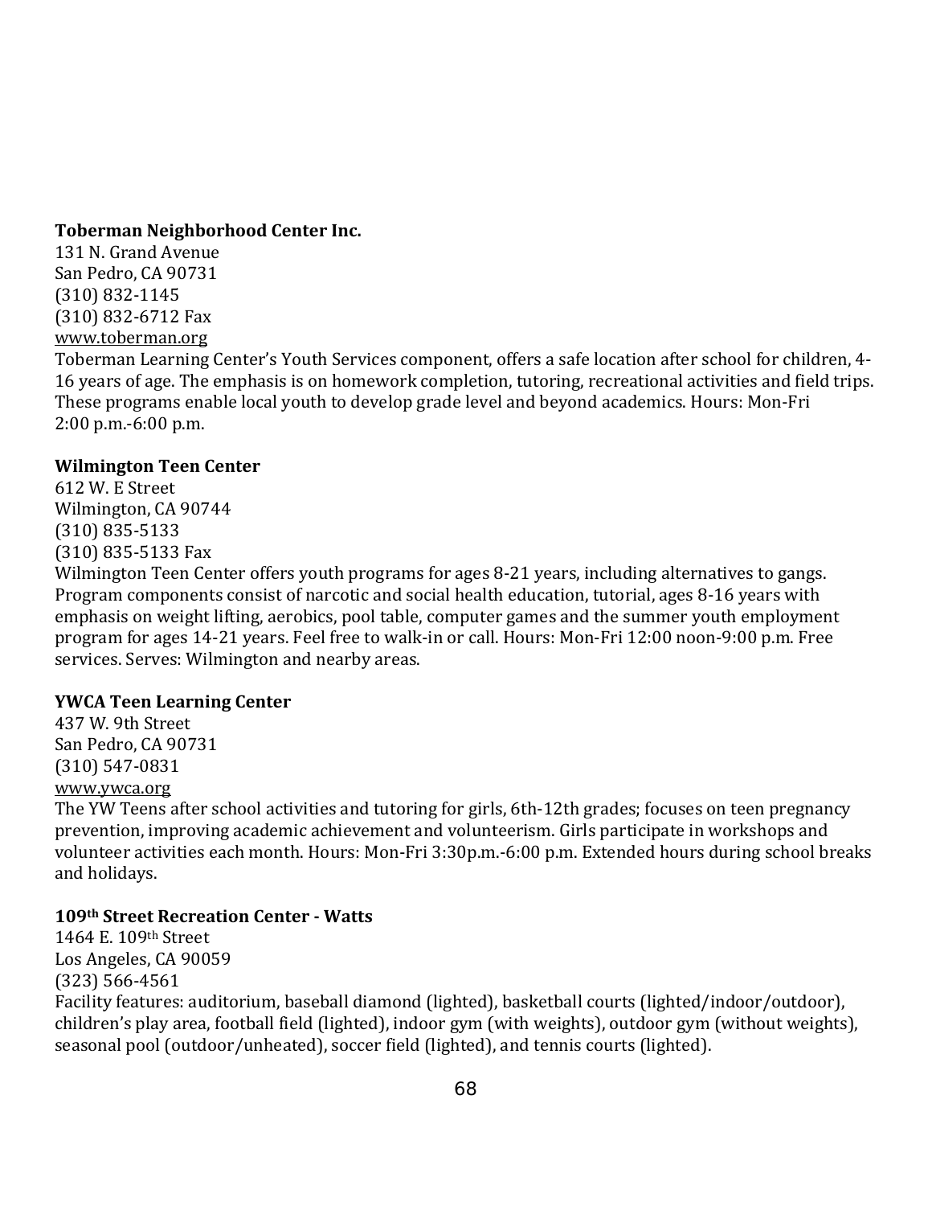**Toberman Neighborhood Center Inc.**
131 N. Grand Avenue
San Pedro, CA 90731
(310) 832-1145
(310) 832-6712 Fax
www.toberman.org
Toberman Learning Center's Youth Services component, offers a safe location after school for children, 4-16 years of age. The emphasis is on homework completion, tutoring, recreational activities and field trips. These programs enable local youth to develop grade level and beyond academics. Hours: Mon-Fri 2:00 p.m.-6:00 p.m.

**Wilmington Teen Center**
612 W. E Street
Wilmington, CA 90744
(310) 835-5133
(310) 835-5133 Fax
Wilmington Teen Center offers youth programs for ages 8-21 years, including alternatives to gangs. Program components consist of narcotic and social health education, tutorial, ages 8-16 years with emphasis on weight lifting, aerobics, pool table, computer games and the summer youth employment program for ages 14-21 years. Feel free to walk-in or call. Hours: Mon-Fri 12:00 noon-9:00 p.m. Free services. Serves: Wilmington and nearby areas.

**YWCA Teen Learning Center**
437 W. 9th Street
San Pedro, CA 90731
(310) 547-0831
www.ywca.org
The YW Teens after school activities and tutoring for girls, 6th-12th grades; focuses on teen pregnancy prevention, improving academic achievement and volunteerism. Girls participate in workshops and volunteer activities each month. Hours: Mon-Fri 3:30p.m.-6:00 p.m. Extended hours during school breaks and holidays.

**109th Street Recreation Center - Watts**
1464 E. 109th Street
Los Angeles, CA 90059
(323) 566-4561
Facility features: auditorium, baseball diamond (lighted), basketball courts (lighted/indoor/outdoor), children's play area, football field (lighted), indoor gym (with weights), outdoor gym (without weights), seasonal pool (outdoor/unheated), soccer field (lighted), and tennis courts (lighted).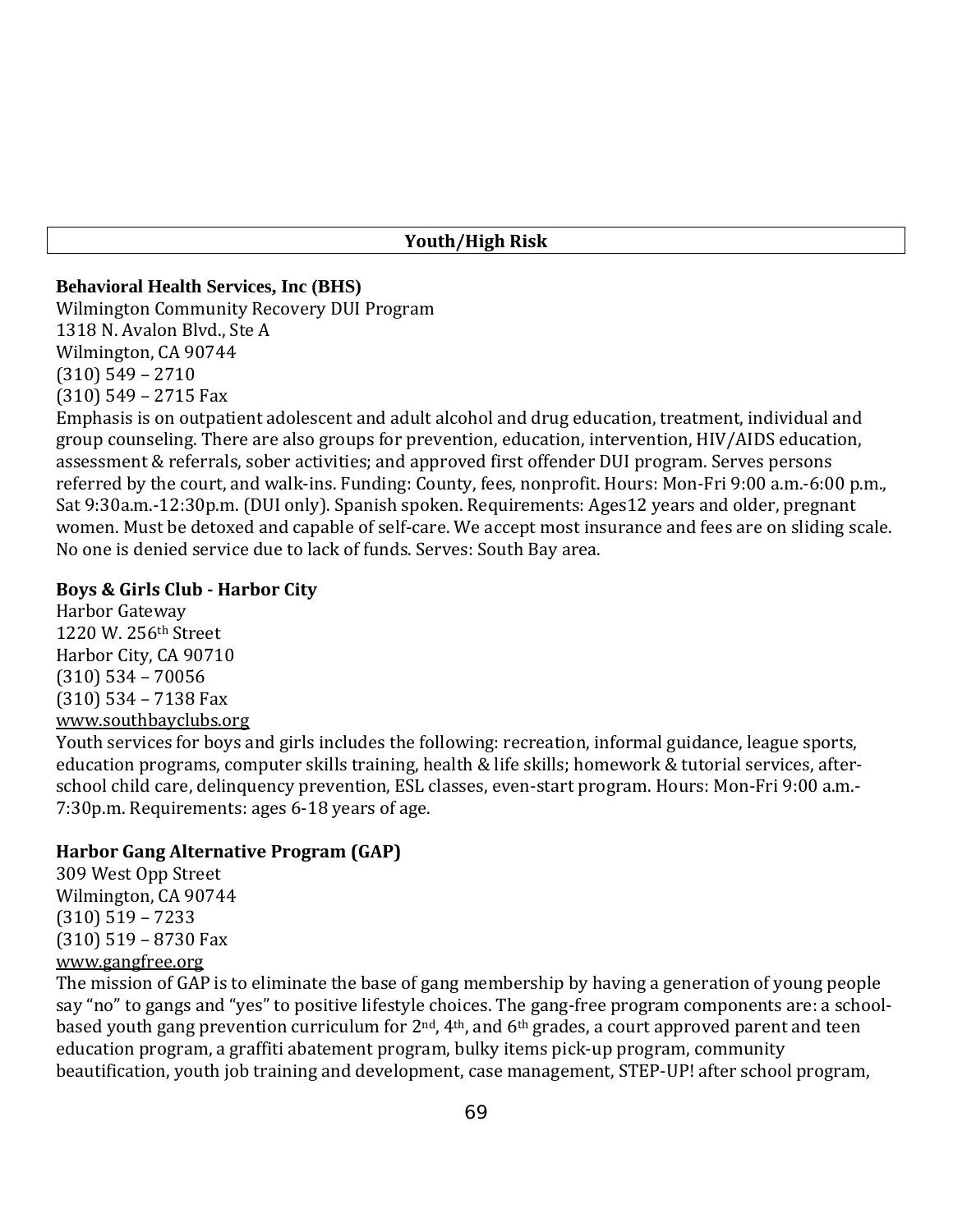## Youth/High Risk

**Behavioral Health Services, Inc (BHS)**
Wilmington Community Recovery DUI Program
1318 N. Avalon Blvd., Ste A
Wilmington, CA 90744
(310) 549 – 2710
(310) 549 – 2715 Fax
Emphasis is on outpatient adolescent and adult alcohol and drug education, treatment, individual and group counseling. There are also groups for prevention, education, intervention, HIV/AIDS education, assessment & referrals, sober activities; and approved first offender DUI program. Serves persons referred by the court, and walk-ins. Funding: County, fees, nonprofit. Hours: Mon-Fri 9:00 a.m.-6:00 p.m., Sat 9:30a.m.-12:30p.m. (DUI only). Spanish spoken. Requirements: Ages12 years and older, pregnant women. Must be detoxed and capable of self-care. We accept most insurance and fees are on sliding scale. No one is denied service due to lack of funds. Serves: South Bay area.

**Boys & Girls Club - Harbor City**
Harbor Gateway
1220 W. 256th Street
Harbor City, CA 90710
(310) 534 – 70056
(310) 534 – 7138 Fax
www.southbayclubs.org
Youth services for boys and girls includes the following: recreation, informal guidance, league sports, education programs, computer skills training, health & life skills; homework & tutorial services, after-school child care, delinquency prevention, ESL classes, even-start program. Hours: Mon-Fri 9:00 a.m.-7:30p.m. Requirements: ages 6-18 years of age.

**Harbor Gang Alternative Program (GAP)**
309 West Opp Street
Wilmington, CA 90744
(310) 519 – 7233
(310) 519 – 8730 Fax
www.gangfree.org
The mission of GAP is to eliminate the base of gang membership by having a generation of young people say "no" to gangs and "yes" to positive lifestyle choices. The gang-free program components are: a school-based youth gang prevention curriculum for 2nd, 4th, and 6th grades, a court approved parent and teen education program, a graffiti abatement program, bulky items pick-up program, community beautification, youth job training and development, case management, STEP-UP! after school program,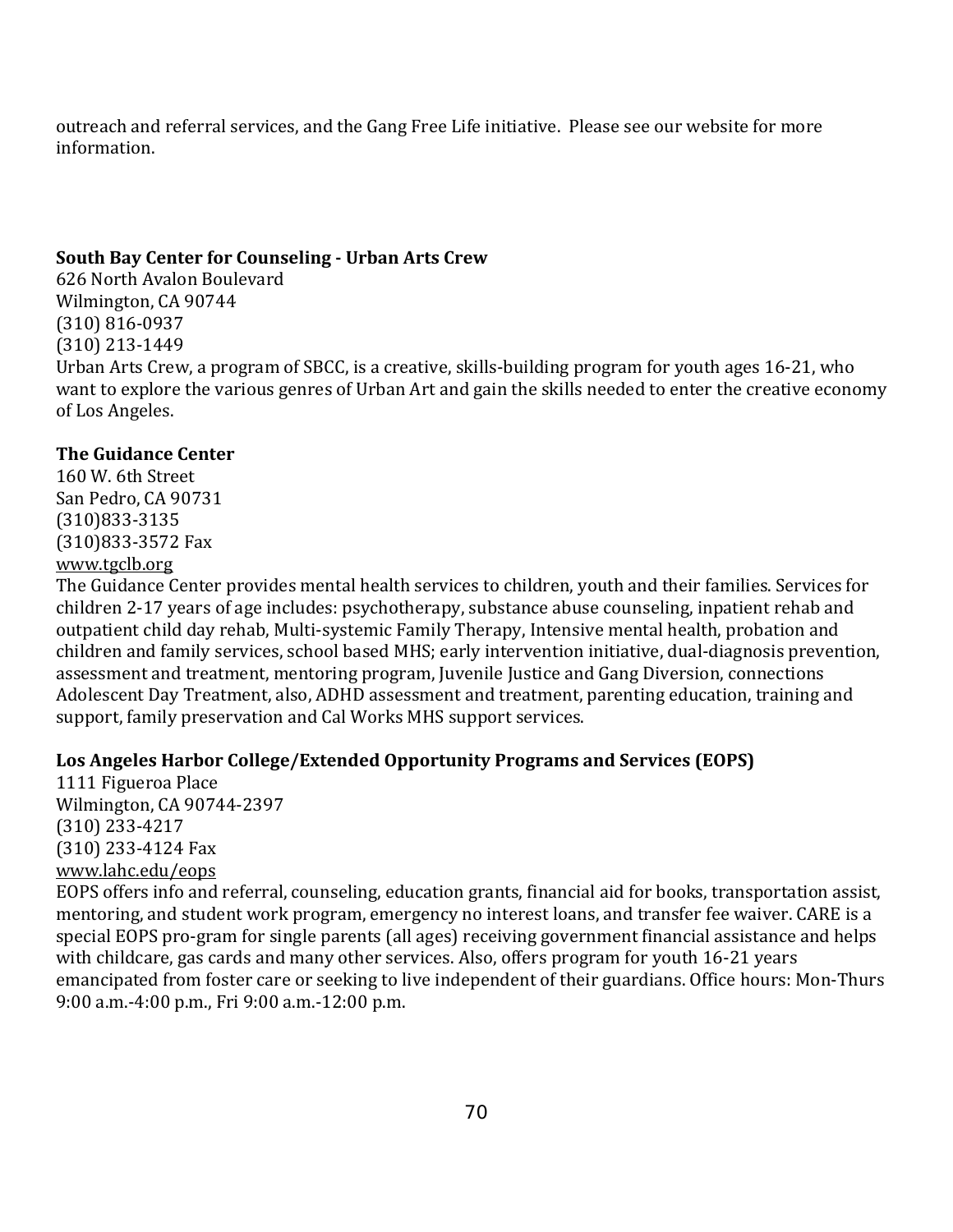outreach and referral services, and the Gang Free Life initiative. Please see our website for more information.

**South Bay Center for Counseling - Urban Arts Crew**
626 North Avalon Boulevard
Wilmington, CA 90744
(310) 816-0937
(310) 213-1449
Urban Arts Crew, a program of SBCC, is a creative, skills-building program for youth ages 16-21, who want to explore the various genres of Urban Art and gain the skills needed to enter the creative economy of Los Angeles.

**The Guidance Center**
160 W. 6th Street
San Pedro, CA 90731
(310)833-3135
(310)833-3572 Fax
www.tgclb.org
The Guidance Center provides mental health services to children, youth and their families. Services for children 2-17 years of age includes: psychotherapy, substance abuse counseling, inpatient rehab and outpatient child day rehab, Multi-systemic Family Therapy, Intensive mental health, probation and children and family services, school based MHS; early intervention initiative, dual-diagnosis prevention, assessment and treatment, mentoring program, Juvenile Justice and Gang Diversion, connections Adolescent Day Treatment, also, ADHD assessment and treatment, parenting education, training and support, family preservation and Cal Works MHS support services.

**Los Angeles Harbor College/Extended Opportunity Programs and Services (EOPS)**
1111 Figueroa Place
Wilmington, CA 90744-2397
(310) 233-4217
(310) 233-4124 Fax
www.lahc.edu/eops
EOPS offers info and referral, counseling, education grants, financial aid for books, transportation assist, mentoring, and student work program, emergency no interest loans, and transfer fee waiver. CARE is a special EOPS pro-gram for single parents (all ages) receiving government financial assistance and helps with childcare, gas cards and many other services. Also, offers program for youth 16-21 years emancipated from foster care or seeking to live independent of their guardians. Office hours: Mon-Thurs 9:00 a.m.-4:00 p.m., Fri 9:00 a.m.-12:00 p.m.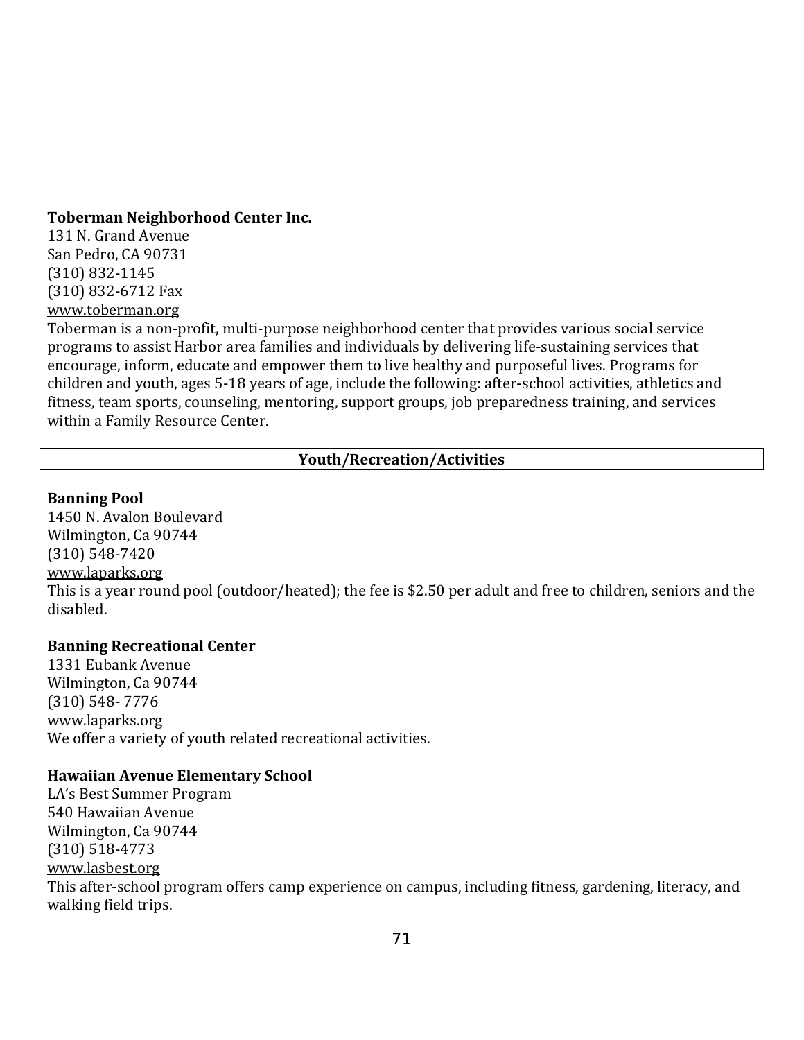**Toberman Neighborhood Center Inc.**
131 N. Grand Avenue
San Pedro, CA 90731
(310) 832-1145
(310) 832-6712 Fax
www.toberman.org
Toberman is a non-profit, multi-purpose neighborhood center that provides various social service programs to assist Harbor area families and individuals by delivering life-sustaining services that encourage, inform, educate and empower them to live healthy and purposeful lives. Programs for children and youth, ages 5-18 years of age, include the following: after-school activities, athletics and fitness, team sports, counseling, mentoring, support groups, job preparedness training, and services within a Family Resource Center.

## Youth/Recreation/Activities

**Banning Pool**
1450 N. Avalon Boulevard
Wilmington, Ca 90744
(310) 548-7420
www.laparks.org
This is a year round pool (outdoor/heated); the fee is $2.50 per adult and free to children, seniors and the disabled.

**Banning Recreational Center**
1331 Eubank Avenue
Wilmington, Ca 90744
(310) 548- 7776
www.laparks.org
We offer a variety of youth related recreational activities.

**Hawaiian Avenue Elementary School**
LA's Best Summer Program
540 Hawaiian Avenue
Wilmington, Ca 90744
(310) 518-4773
www.lasbest.org
This after-school program offers camp experience on campus, including fitness, gardening, literacy, and walking field trips.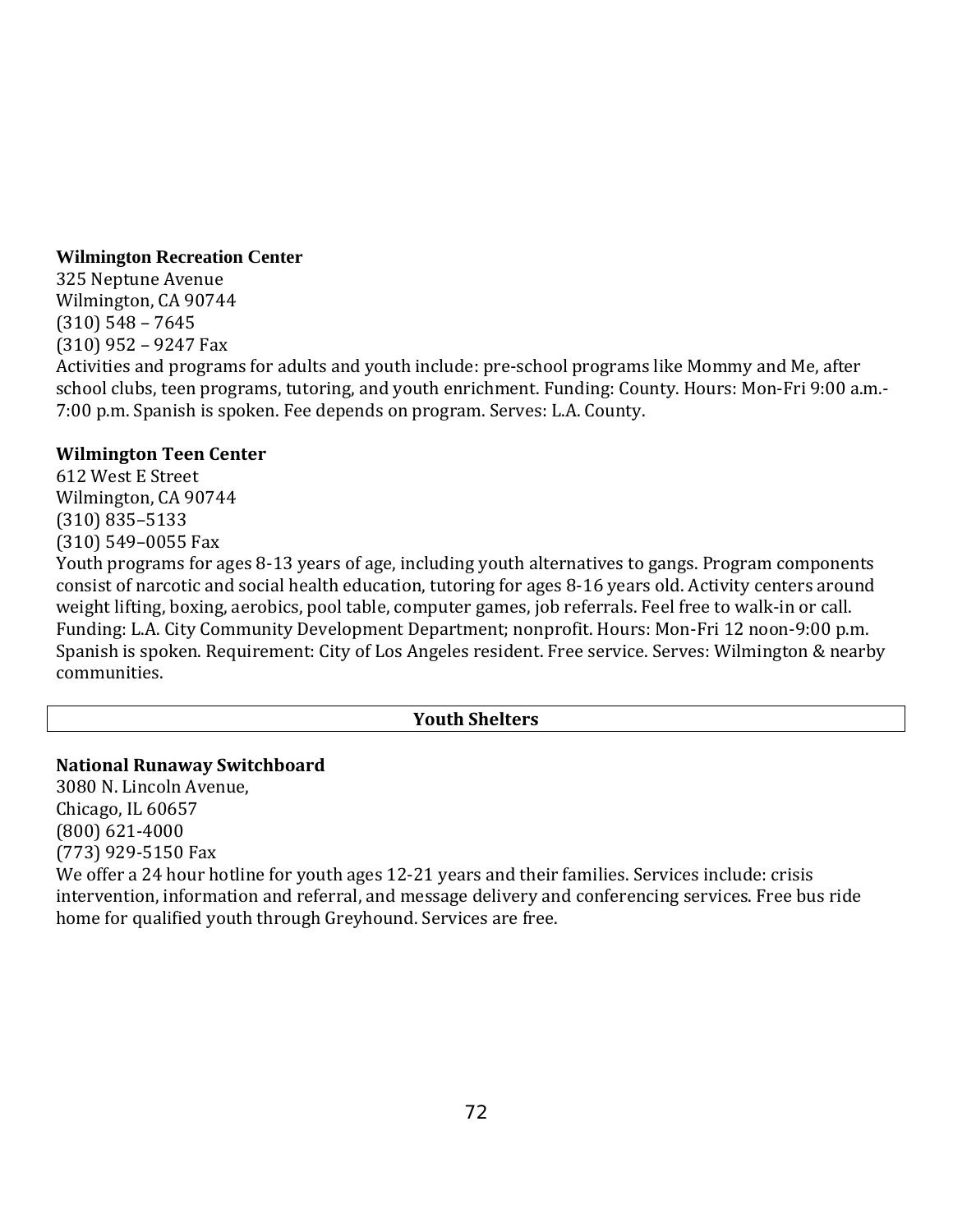**Wilmington Recreation Center**
325 Neptune Avenue
Wilmington, CA 90744
(310) 548 – 7645
(310) 952 – 9247 Fax
Activities and programs for adults and youth include: pre-school programs like Mommy and Me, after school clubs, teen programs, tutoring, and youth enrichment. Funding: County. Hours: Mon-Fri 9:00 a.m.-7:00 p.m. Spanish is spoken. Fee depends on program. Serves: L.A. County.

**Wilmington Teen Center**
612 West E Street
Wilmington, CA 90744
(310) 835–5133
(310) 549–0055 Fax
Youth programs for ages 8-13 years of age, including youth alternatives to gangs. Program components consist of narcotic and social health education, tutoring for ages 8-16 years old. Activity centers around weight lifting, boxing, aerobics, pool table, computer games, job referrals. Feel free to walk-in or call. Funding: L.A. City Community Development Department; nonprofit. Hours: Mon-Fri 12 noon-9:00 p.m. Spanish is spoken. Requirement: City of Los Angeles resident. Free service. Serves: Wilmington & nearby communities.

## Youth Shelters

**National Runaway Switchboard**
3080 N. Lincoln Avenue,
Chicago, IL 60657
(800) 621-4000
(773) 929-5150 Fax
We offer a 24 hour hotline for youth ages 12-21 years and their families. Services include: crisis intervention, information and referral, and message delivery and conferencing services. Free bus ride home for qualified youth through Greyhound. Services are free.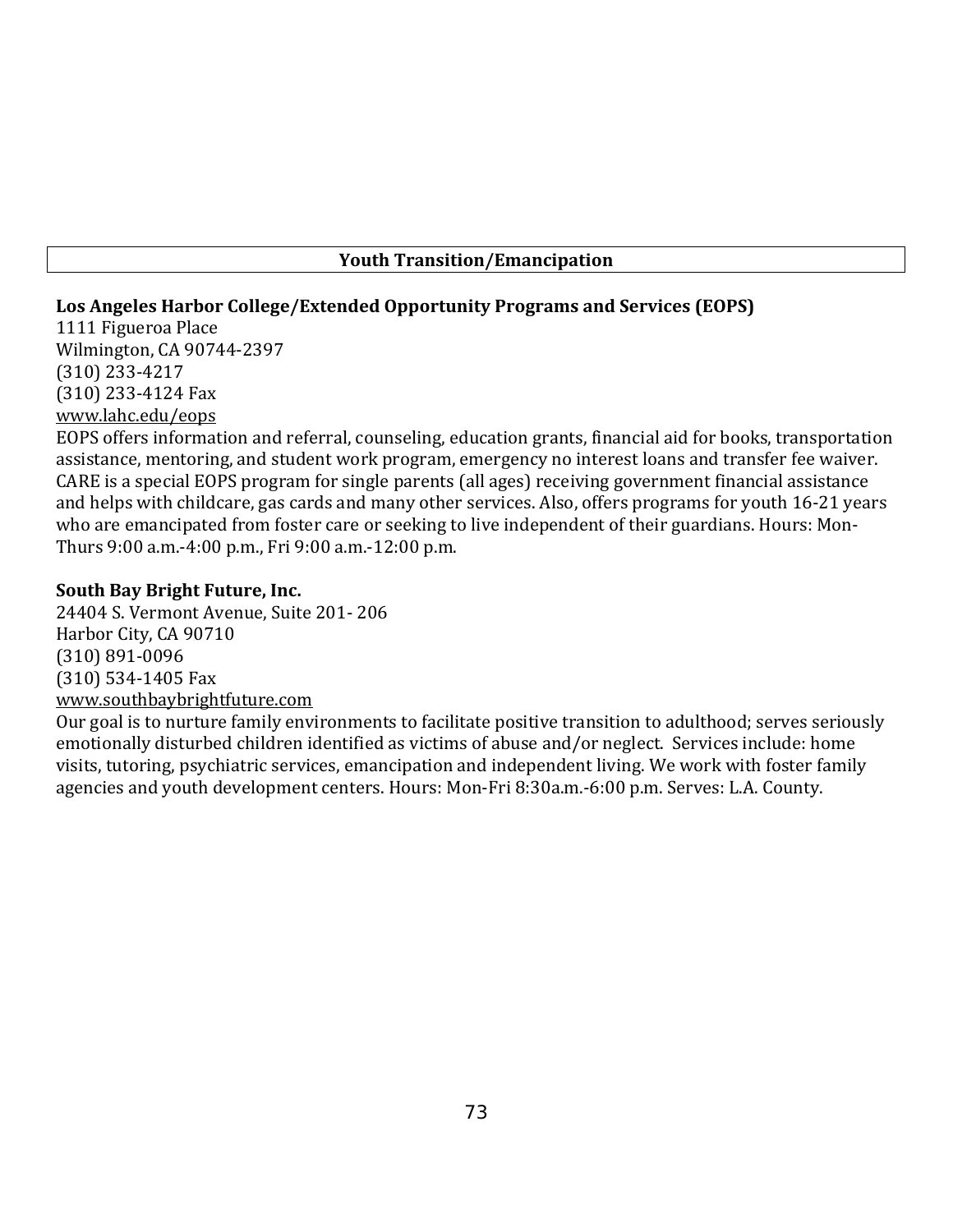## Youth Transition/Emancipation

**Los Angeles Harbor College/Extended Opportunity Programs and Services (EOPS)**
1111 Figueroa Place
Wilmington, CA 90744-2397
(310) 233-4217
(310) 233-4124 Fax
www.lahc.edu/eops
EOPS offers information and referral, counseling, education grants, financial aid for books, transportation assistance, mentoring, and student work program, emergency no interest loans and transfer fee waiver. CARE is a special EOPS program for single parents (all ages) receiving government financial assistance and helps with childcare, gas cards and many other services. Also, offers programs for youth 16-21 years who are emancipated from foster care or seeking to live independent of their guardians. Hours: Mon-Thurs 9:00 a.m.-4:00 p.m., Fri 9:00 a.m.-12:00 p.m.

**South Bay Bright Future, Inc.**
24404 S. Vermont Avenue, Suite 201- 206
Harbor City, CA 90710
(310) 891-0096
(310) 534-1405 Fax
www.southbaybrightfuture.com
Our goal is to nurture family environments to facilitate positive transition to adulthood; serves seriously emotionally disturbed children identified as victims of abuse and/or neglect. Services include: home visits, tutoring, psychiatric services, emancipation and independent living. We work with foster family agencies and youth development centers. Hours: Mon-Fri 8:30a.m.-6:00 p.m. Serves: L.A. County.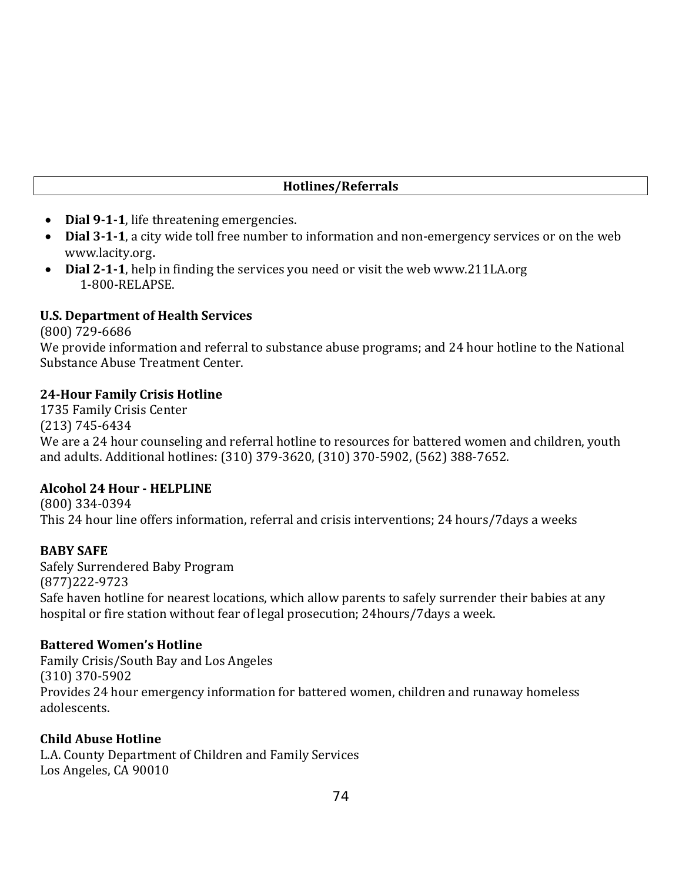## Hotlines/Referrals

- **Dial 9-1-1**, life threatening emergencies.
- **Dial 3-1-1**, a city wide toll free number to information and non-emergency services or on the web www.lacity.org.
- **Dial 2-1-1**, help in finding the services you need or visit the web www.211LA.org
  1-800-RELAPSE.

**U.S. Department of Health Services**
(800) 729-6686
We provide information and referral to substance abuse programs; and 24 hour hotline to the National Substance Abuse Treatment Center.

**24-Hour Family Crisis Hotline**
1735 Family Crisis Center
(213) 745-6434
We are a 24 hour counseling and referral hotline to resources for battered women and children, youth and adults. Additional hotlines: (310) 379-3620, (310) 370-5902, (562) 388-7652.

**Alcohol 24 Hour - HELPLINE**
(800) 334-0394
This 24 hour line offers information, referral and crisis interventions; 24 hours/7days a weeks

**BABY SAFE**
Safely Surrendered Baby Program
(877)222-9723
Safe haven hotline for nearest locations, which allow parents to safely surrender their babies at any hospital or fire station without fear of legal prosecution; 24hours/7days a week.

**Battered Women's Hotline**
Family Crisis/South Bay and Los Angeles
(310) 370-5902
Provides 24 hour emergency information for battered women, children and runaway homeless adolescents.

**Child Abuse Hotline**
L.A. County Department of Children and Family Services
Los Angeles, CA 90010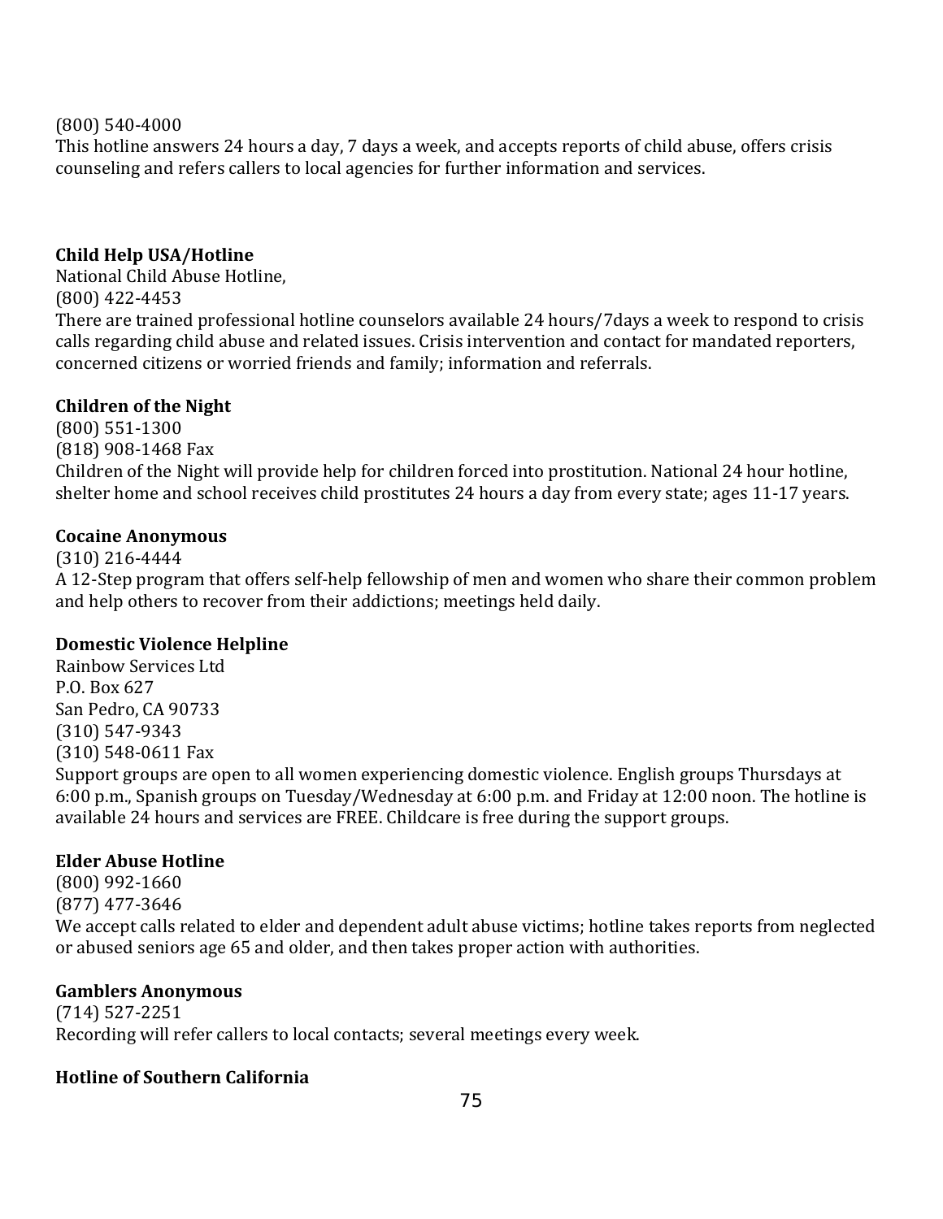(800) 540-4000
This hotline answers 24 hours a day, 7 days a week, and accepts reports of child abuse, offers crisis counseling and refers callers to local agencies for further information and services.

**Child Help USA/Hotline**
National Child Abuse Hotline,
(800) 422-4453
There are trained professional hotline counselors available 24 hours/7days a week to respond to crisis calls regarding child abuse and related issues. Crisis intervention and contact for mandated reporters, concerned citizens or worried friends and family; information and referrals.

**Children of the Night**
(800) 551-1300
(818) 908-1468 Fax
Children of the Night will provide help for children forced into prostitution. National 24 hour hotline, shelter home and school receives child prostitutes 24 hours a day from every state; ages 11-17 years.

**Cocaine Anonymous**
(310) 216-4444
A 12-Step program that offers self-help fellowship of men and women who share their common problem and help others to recover from their addictions; meetings held daily.

**Domestic Violence Helpline**
Rainbow Services Ltd
P.O. Box 627
San Pedro, CA 90733
(310) 547-9343
(310) 548-0611 Fax
Support groups are open to all women experiencing domestic violence. English groups Thursdays at 6:00 p.m., Spanish groups on Tuesday/Wednesday at 6:00 p.m. and Friday at 12:00 noon. The hotline is available 24 hours and services are FREE. Childcare is free during the support groups.

**Elder Abuse Hotline**
(800) 992-1660
(877) 477-3646
We accept calls related to elder and dependent adult abuse victims; hotline takes reports from neglected or abused seniors age 65 and older, and then takes proper action with authorities.

**Gamblers Anonymous**
(714) 527-2251
Recording will refer callers to local contacts; several meetings every week.

**Hotline of Southern California**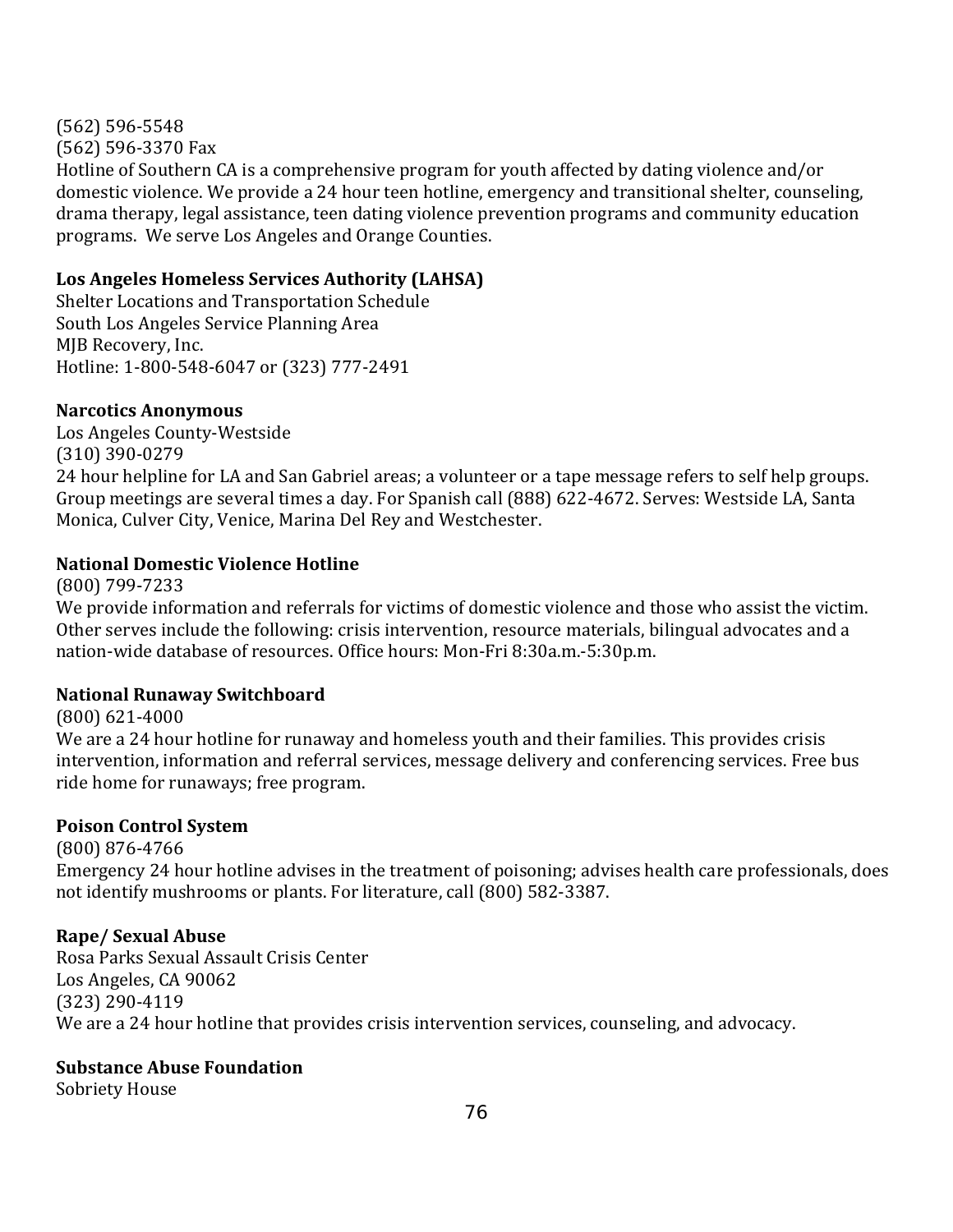(562) 596-5548
(562) 596-3370 Fax
Hotline of Southern CA is a comprehensive program for youth affected by dating violence and/or domestic violence. We provide a 24 hour teen hotline, emergency and transitional shelter, counseling, drama therapy, legal assistance, teen dating violence prevention programs and community education programs. We serve Los Angeles and Orange Counties.

**Los Angeles Homeless Services Authority (LAHSA)**
Shelter Locations and Transportation Schedule
South Los Angeles Service Planning Area
MJB Recovery, Inc.
Hotline: 1-800-548-6047 or (323) 777-2491

**Narcotics Anonymous**
Los Angeles County-Westside
(310) 390-0279
24 hour helpline for LA and San Gabriel areas; a volunteer or a tape message refers to self help groups. Group meetings are several times a day. For Spanish call (888) 622-4672. Serves: Westside LA, Santa Monica, Culver City, Venice, Marina Del Rey and Westchester.

**National Domestic Violence Hotline**
(800) 799-7233
We provide information and referrals for victims of domestic violence and those who assist the victim. Other serves include the following: crisis intervention, resource materials, bilingual advocates and a nation-wide database of resources. Office hours: Mon-Fri 8:30a.m.-5:30p.m.

**National Runaway Switchboard**
(800) 621-4000
We are a 24 hour hotline for runaway and homeless youth and their families. This provides crisis intervention, information and referral services, message delivery and conferencing services. Free bus ride home for runaways; free program.

**Poison Control System**
(800) 876-4766
Emergency 24 hour hotline advises in the treatment of poisoning; advises health care professionals, does not identify mushrooms or plants. For literature, call (800) 582-3387.

**Rape/ Sexual Abuse**
Rosa Parks Sexual Assault Crisis Center
Los Angeles, CA 90062
(323) 290-4119
We are a 24 hour hotline that provides crisis intervention services, counseling, and advocacy.

**Substance Abuse Foundation**
Sobriety House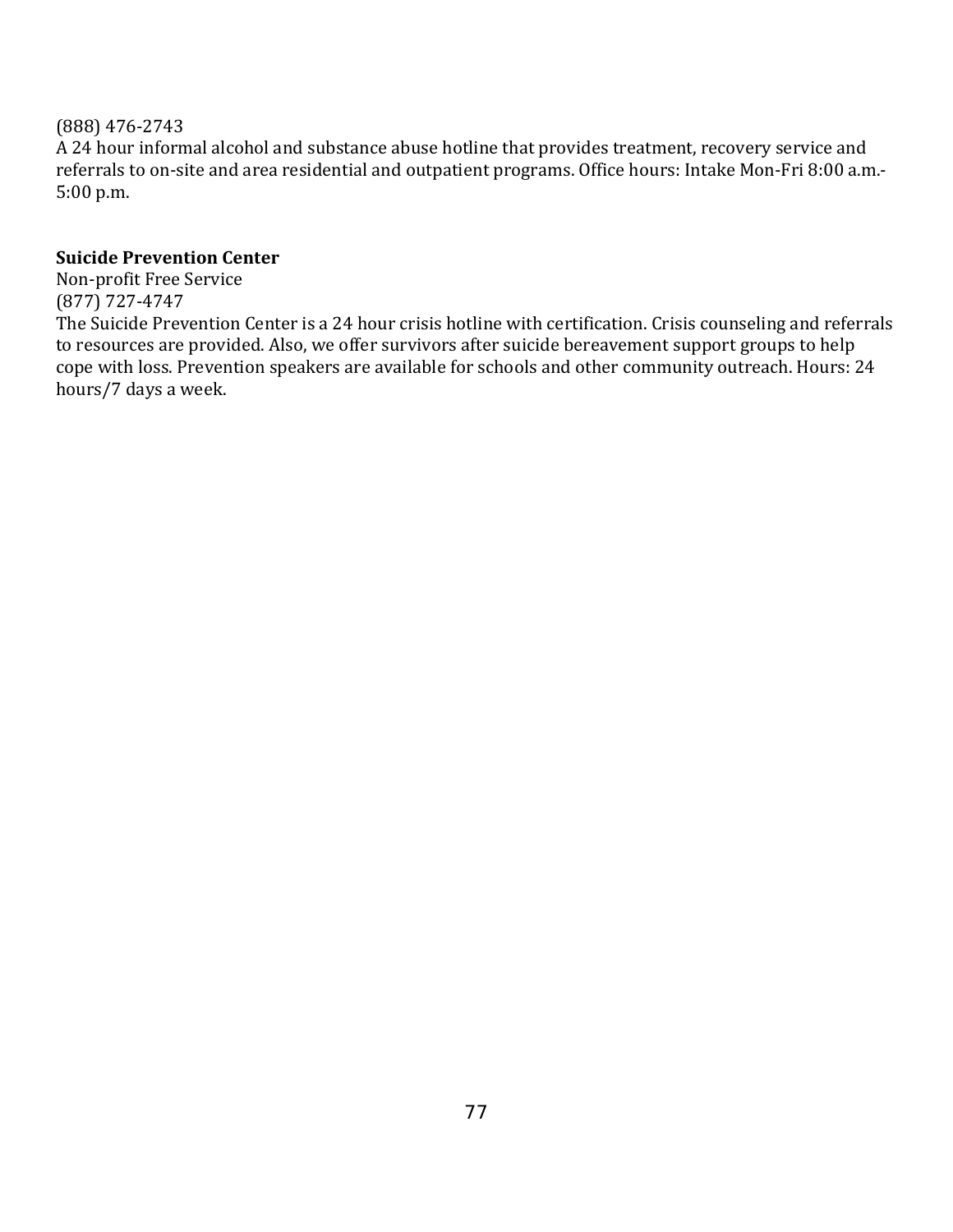(888) 476-2743
A 24 hour informal alcohol and substance abuse hotline that provides treatment, recovery service and referrals to on-site and area residential and outpatient programs. Office hours: Intake Mon-Fri 8:00 a.m.-5:00 p.m.

**Suicide Prevention Center**
Non-profit Free Service
(877) 727-4747
The Suicide Prevention Center is a 24 hour crisis hotline with certification. Crisis counseling and referrals to resources are provided. Also, we offer survivors after suicide bereavement support groups to help cope with loss. Prevention speakers are available for schools and other community outreach. Hours: 24 hours/7 days a week.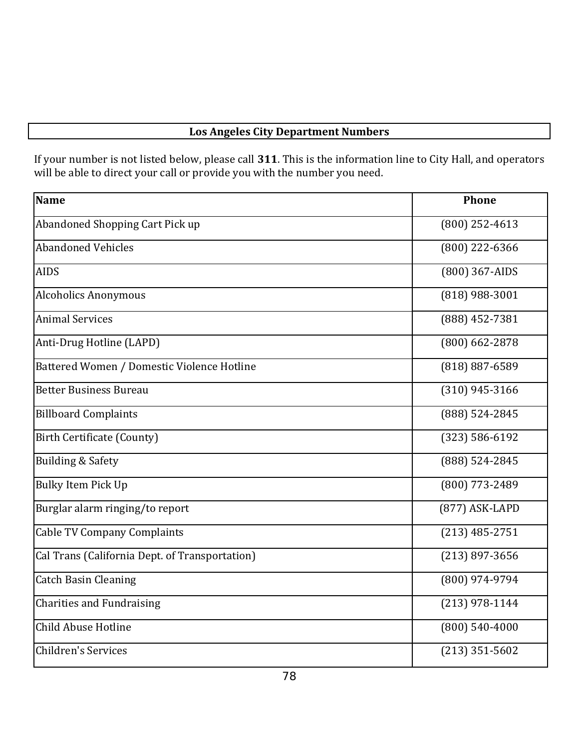## Los Angeles City Department Numbers

If your number is not listed below, please call **311**. This is the information line to City Hall, and operators will be able to direct your call or provide you with the number you need.

| Name | Phone |
|---|---|
| Abandoned Shopping Cart Pick up | (800) 252-4613 |
| Abandoned Vehicles | (800) 222-6366 |
| AIDS | (800) 367-AIDS |
| Alcoholics Anonymous | (818) 988-3001 |
| Animal Services | (888) 452-7381 |
| Anti-Drug Hotline (LAPD) | (800) 662-2878 |
| Battered Women / Domestic Violence Hotline | (818) 887-6589 |
| Better Business Bureau | (310) 945-3166 |
| Billboard Complaints | (888) 524-2845 |
| Birth Certificate (County) | (323) 586-6192 |
| Building & Safety | (888) 524-2845 |
| Bulky Item Pick Up | (800) 773-2489 |
| Burglar alarm ringing/to report | (877) ASK-LAPD |
| Cable TV Company Complaints | (213) 485-2751 |
| Cal Trans (California Dept. of Transportation) | (213) 897-3656 |
| Catch Basin Cleaning | (800) 974-9794 |
| Charities and Fundraising | (213) 978-1144 |
| Child Abuse Hotline | (800) 540-4000 |
| Children's Services | (213) 351-5602 |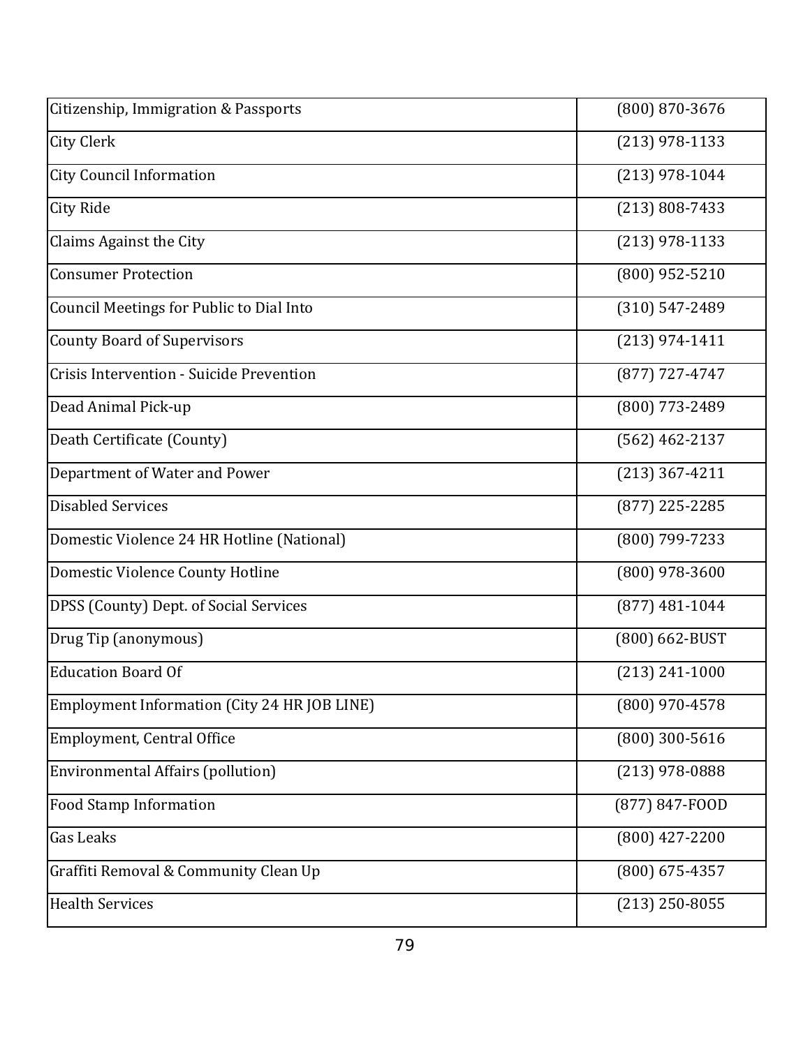| Citizenship, Immigration & Passports | (800) 870-3676 |
|---|---|
| City Clerk | (213) 978-1133 |
| City Council Information | (213) 978-1044 |
| City Ride | (213) 808-7433 |
| Claims Against the City | (213) 978-1133 |
| Consumer Protection | (800) 952-5210 |
| Council Meetings for Public to Dial Into | (310) 547-2489 |
| County Board of Supervisors | (213) 974-1411 |
| Crisis Intervention - Suicide Prevention | (877) 727-4747 |
| Dead Animal Pick-up | (800) 773-2489 |
| Death Certificate (County) | (562) 462-2137 |
| Department of Water and Power | (213) 367-4211 |
| Disabled Services | (877) 225-2285 |
| Domestic Violence 24 HR Hotline (National) | (800) 799-7233 |
| Domestic Violence County Hotline | (800) 978-3600 |
| DPSS (County) Dept. of Social Services | (877) 481-1044 |
| Drug Tip (anonymous) | (800) 662-BUST |
| Education Board Of | (213) 241-1000 |
| Employment Information (City 24 HR JOB LINE) | (800) 970-4578 |
| Employment, Central Office | (800) 300-5616 |
| Environmental Affairs (pollution) | (213) 978-0888 |
| Food Stamp Information | (877) 847-FOOD |
| Gas Leaks | (800) 427-2200 |
| Graffiti Removal & Community Clean Up | (800) 675-4357 |
| Health Services | (213) 250-8055 |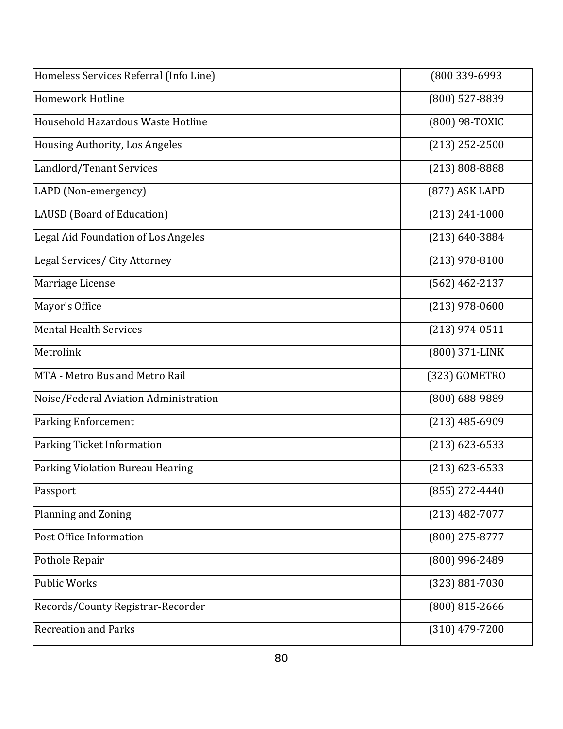| Homeless Services Referral (Info Line) | (800 339-6993 |
|---|---|
| Homework Hotline | (800) 527-8839 |
| Household Hazardous Waste Hotline | (800) 98-TOXIC |
| Housing Authority, Los Angeles | (213) 252-2500 |
| Landlord/Tenant Services | (213) 808-8888 |
| LAPD (Non-emergency) | (877) ASK LAPD |
| LAUSD (Board of Education) | (213) 241-1000 |
| Legal Aid Foundation of Los Angeles | (213) 640-3884 |
| Legal Services/ City Attorney | (213) 978-8100 |
| Marriage License | (562) 462-2137 |
| Mayor's Office | (213) 978-0600 |
| Mental Health Services | (213) 974-0511 |
| Metrolink | (800) 371-LINK |
| MTA - Metro Bus and Metro Rail | (323) GOMETRO |
| Noise/Federal Aviation Administration | (800) 688-9889 |
| Parking Enforcement | (213) 485-6909 |
| Parking Ticket Information | (213) 623-6533 |
| Parking Violation Bureau Hearing | (213) 623-6533 |
| Passport | (855) 272-4440 |
| Planning and Zoning | (213) 482-7077 |
| Post Office Information | (800) 275-8777 |
| Pothole Repair | (800) 996-2489 |
| Public Works | (323) 881-7030 |
| Records/County Registrar-Recorder | (800) 815-2666 |
| Recreation and Parks | (310) 479-7200 |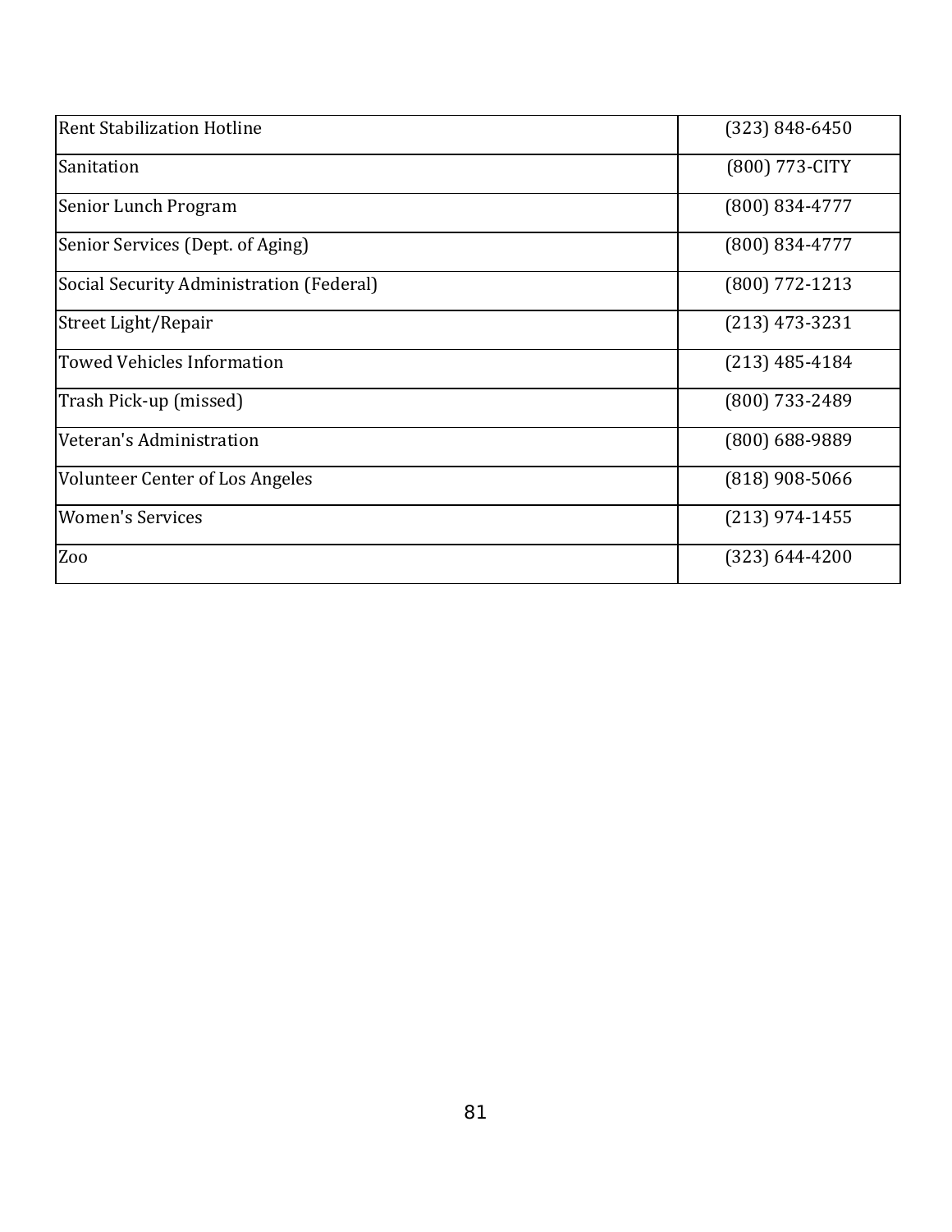| | |
|---|---|
| Rent Stabilization Hotline | (323) 848-6450 |
| Sanitation | (800) 773-CITY |
| Senior Lunch Program | (800) 834-4777 |
| Senior Services (Dept. of Aging) | (800) 834-4777 |
| Social Security Administration (Federal) | (800) 772-1213 |
| Street Light/Repair | (213) 473-3231 |
| Towed Vehicles Information | (213) 485-4184 |
| Trash Pick-up (missed) | (800) 733-2489 |
| Veteran's Administration | (800) 688-9889 |
| Volunteer Center of Los Angeles | (818) 908-5066 |
| Women's Services | (213) 974-1455 |
| Zoo | (323) 644-4200 |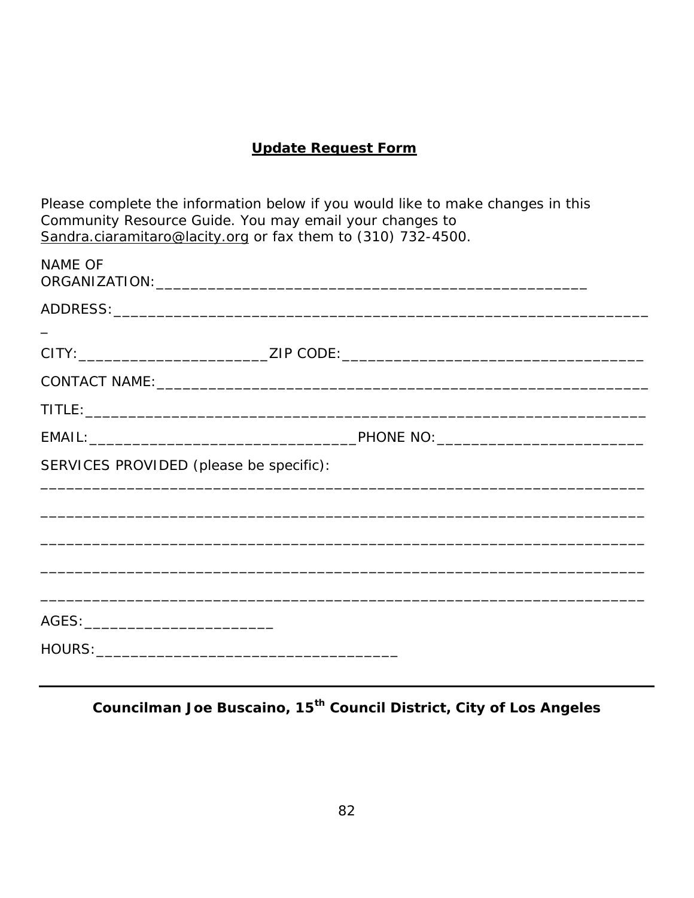## Update Request Form

Please complete the information below if you would like to make changes in this Community Resource Guide. You may email your changes to Sandra.ciaramitaro@lacity.org or fax them to (310) 732-4500.

NAME OF ORGANIZATION:_____________________________________________________

ADDRESS:______________________________________________________________

CITY:______________________ZIP CODE:___________________________________

CONTACT NAME:__________________________________________________________

TITLE:________________________________________________________________

EMAIL:_______________________________PHONE NO:________________________

SERVICES PROVIDED (please be specific):

______________________________________________________________________

______________________________________________________________________

______________________________________________________________________

______________________________________________________________________

______________________________________________________________________

AGES:______________________

HOURS:___________________________________

---

**Councilman Joe Buscaino, 15th Council District, City of Los Angeles**